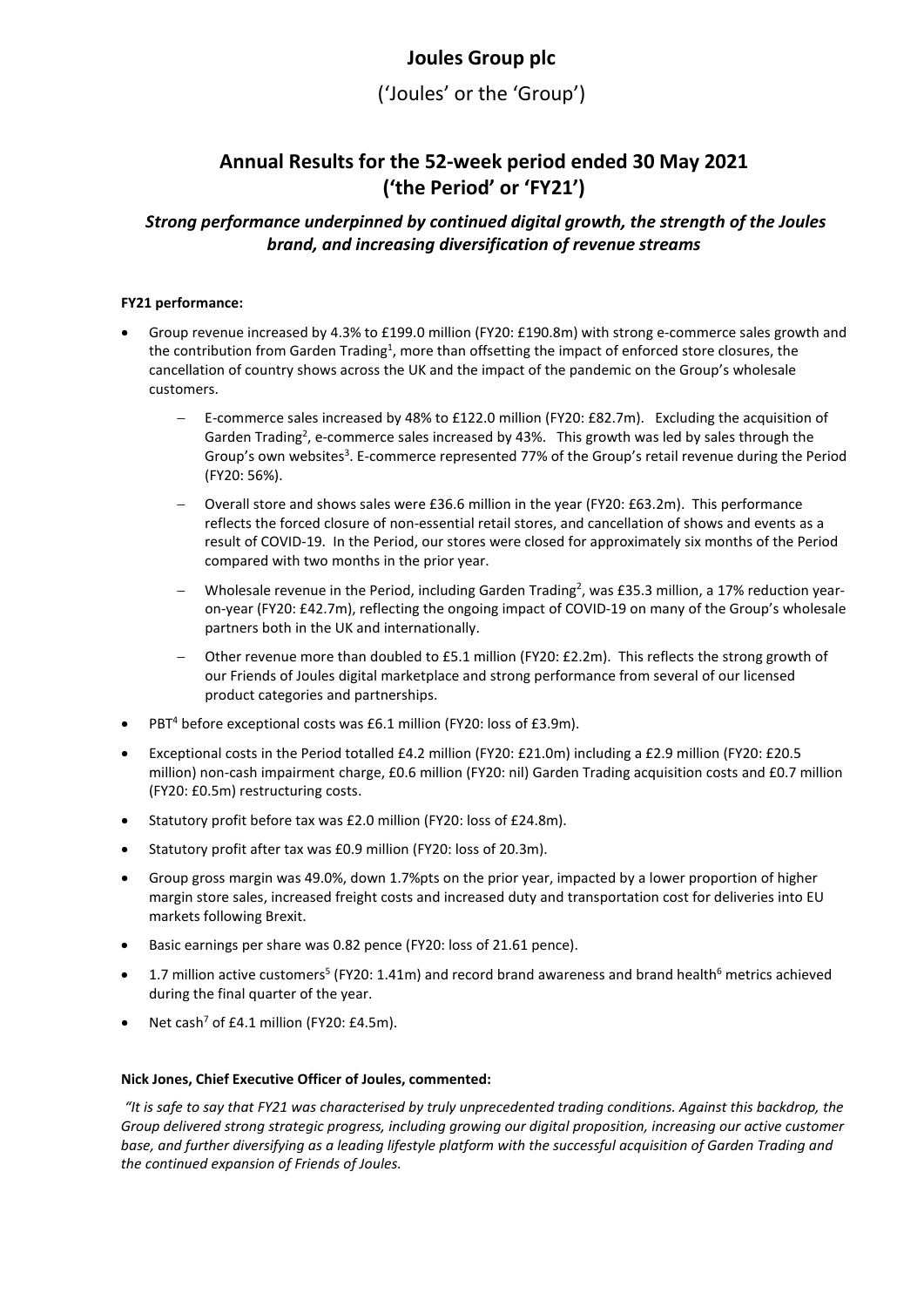# Joules Group plc

('Joules' or the 'Group')

## Annual Results for the 52-week period ended 30 May 2021 ('the Period' or 'FY21')

### *Strong performance underpinned by continued digital growth, the strength of the Joules brand, and increasing diversification of revenue streams*

**FY21 performance:**

- Group revenue increased by 4.3% to £199.0 million (FY20: £190.8m) with strong e-commerce sales growth and the contribution from Garden Trading[1], more than offsetting the impact of enforced store closures, the cancellation of country shows across the UK and the impact of the pandemic on the Group's wholesale customers.
    - E-commerce sales increased by 48% to £122.0 million (FY20: £82.7m). Excluding the acquisition of Garden Trading[2], e-commerce sales increased by 43%. This growth was led by sales through the Group's own websites[3]. E-commerce represented 77% of the Group's retail revenue during the Period (FY20: 56%).
    - Overall store and shows sales were £36.6 million in the year (FY20: £63.2m). This performance reflects the forced closure of non-essential retail stores, and cancellation of shows and events as a result of COVID-19. In the Period, our stores were closed for approximately six months of the Period compared with two months in the prior year.
    - Wholesale revenue in the Period, including Garden Trading[2], was £35.3 million, a 17% reduction year-on-year (FY20: £42.7m), reflecting the ongoing impact of COVID-19 on many of the Group's wholesale partners both in the UK and internationally.
    - Other revenue more than doubled to £5.1 million (FY20: £2.2m). This reflects the strong growth of our Friends of Joules digital marketplace and strong performance from several of our licensed product categories and partnerships.
- PBT[4] before exceptional costs was £6.1 million (FY20: loss of £3.9m).
- Exceptional costs in the Period totalled £4.2 million (FY20: £21.0m) including a £2.9 million (FY20: £20.5 million) non-cash impairment charge, £0.6 million (FY20: nil) Garden Trading acquisition costs and £0.7 million (FY20: £0.5m) restructuring costs.
- Statutory profit before tax was £2.0 million (FY20: loss of £24.8m).
- Statutory profit after tax was £0.9 million (FY20: loss of 20.3m).
- Group gross margin was 49.0%, down 1.7%pts on the prior year, impacted by a lower proportion of higher margin store sales, increased freight costs and increased duty and transportation cost for deliveries into EU markets following Brexit.
- Basic earnings per share was 0.82 pence (FY20: loss of 21.61 pence).
- 1.7 million active customers[5] (FY20: 1.41m) and record brand awareness and brand health[6] metrics achieved during the final quarter of the year.
- Net cash[7] of £4.1 million (FY20: £4.5m).

**Nick Jones, Chief Executive Officer of Joules, commented:**

*"It is safe to say that FY21 was characterised by truly unprecedented trading conditions. Against this backdrop, the Group delivered strong strategic progress, including growing our digital proposition, increasing our active customer base, and further diversifying as a leading lifestyle platform with the successful acquisition of Garden Trading and the continued expansion of Friends of Joules.*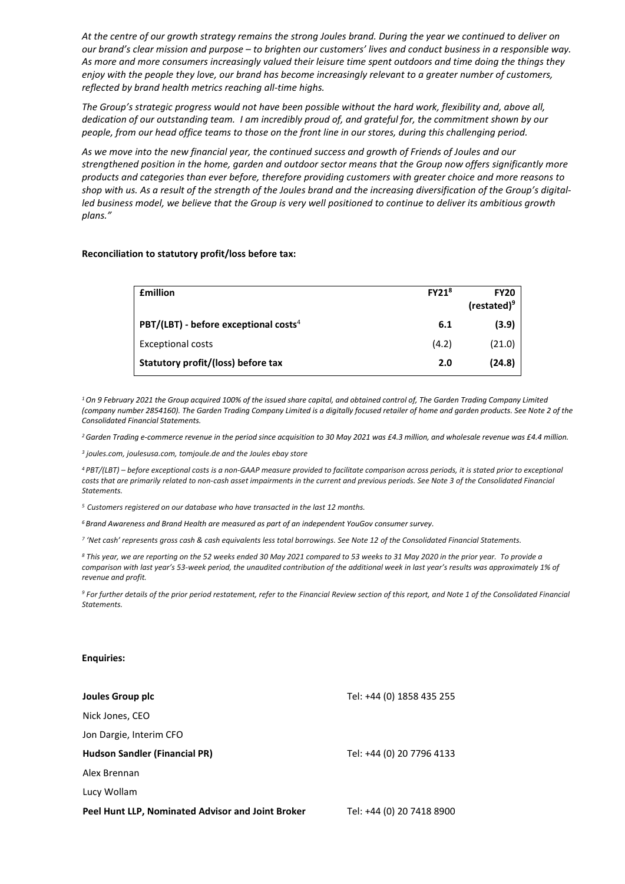*At the centre of our growth strategy remains the strong Joules brand. During the year we continued to deliver on our brand's clear mission and purpose – to brighten our customers' lives and conduct business in a responsible way. As more and more consumers increasingly valued their leisure time spent outdoors and time doing the things they enjoy with the people they love, our brand has become increasingly relevant to a greater number of customers, reflected by brand health metrics reaching all-time highs.*

*The Group's strategic progress would not have been possible without the hard work, flexibility and, above all, dedication of our outstanding team. I am incredibly proud of, and grateful for, the commitment shown by our people, from our head office teams to those on the front line in our stores, during this challenging period.*

*As we move into the new financial year, the continued success and growth of Friends of Joules and our strengthened position in the home, garden and outdoor sector means that the Group now offers significantly more products and categories than ever before, therefore providing customers with greater choice and more reasons to shop with us. As a result of the strength of the Joules brand and the increasing diversification of the Group's digital-led business model, we believe that the Group is very well positioned to continue to deliver its ambitious growth plans."*

**Reconciliation to statutory profit/loss before tax:**

| **£million** | **FY21[8]** | **FY20 (restated)[9]** |
|---|---|---|
| **PBT/(LBT) - before exceptional costs[4]** | **6.1** | **(3.9)** |
| Exceptional costs | (4.2) | (21.0) |
| **Statutory profit/(loss) before tax** | **2.0** | **(24.8)** |

*[1] On 9 February 2021 the Group acquired 100% of the issued share capital, and obtained control of, The Garden Trading Company Limited (company number 2854160). The Garden Trading Company Limited is a digitally focused retailer of home and garden products. See Note 2 of the Consolidated Financial Statements.*

*[2] Garden Trading e-commerce revenue in the period since acquisition to 30 May 2021 was £4.3 million, and wholesale revenue was £4.4 million.*

*[3] joules.com, joulesusa.com, tomjoule.de and the Joules ebay store*

*[4] PBT/(LBT) – before exceptional costs is a non-GAAP measure provided to facilitate comparison across periods, it is stated prior to exceptional costs that are primarily related to non-cash asset impairments in the current and previous periods. See Note 3 of the Consolidated Financial Statements.*

*[5] Customers registered on our database who have transacted in the last 12 months.*

*[6] Brand Awareness and Brand Health are measured as part of an independent YouGov consumer survey.*

*[7] 'Net cash' represents gross cash & cash equivalents less total borrowings. See Note 12 of the Consolidated Financial Statements.*

*[8] This year, we are reporting on the 52 weeks ended 30 May 2021 compared to 53 weeks to 31 May 2020 in the prior year. To provide a comparison with last year's 53-week period, the unaudited contribution of the additional week in last year's results was approximately 1% of revenue and profit.*

*[9] For further details of the prior period restatement, refer to the Financial Review section of this report, and Note 1 of the Consolidated Financial Statements.*

**Enquiries:**

| | |
|---|---|
| **Joules Group plc** | Tel: +44 (0) 1858 435 255 |
| Nick Jones, CEO | |
| Jon Dargie, Interim CFO | |
| **Hudson Sandler (Financial PR)** | Tel: +44 (0) 20 7796 4133 |
| Alex Brennan | |
| Lucy Wollam | |
| **Peel Hunt LLP, Nominated Advisor and Joint Broker** | Tel: +44 (0) 20 7418 8900 |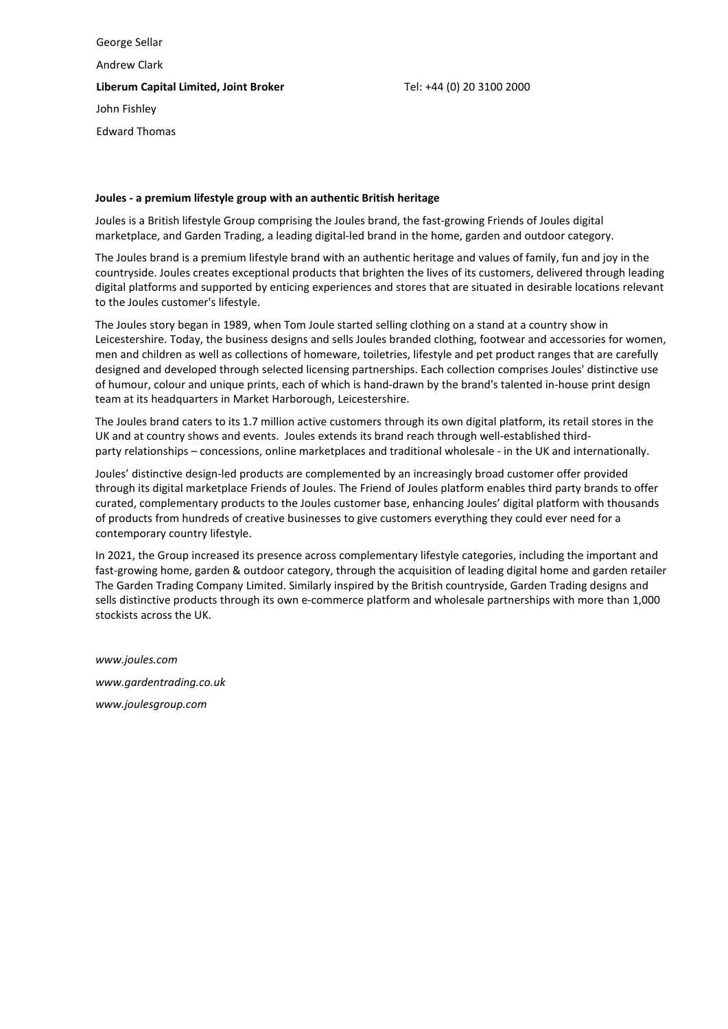George Sellar

Andrew Clark

**Liberum Capital Limited, Joint Broker** Tel: +44 (0) 20 3100 2000

John Fishley

Edward Thomas

**Joules - a premium lifestyle group with an authentic British heritage**

Joules is a British lifestyle Group comprising the Joules brand, the fast-growing Friends of Joules digital marketplace, and Garden Trading, a leading digital-led brand in the home, garden and outdoor category.

The Joules brand is a premium lifestyle brand with an authentic heritage and values of family, fun and joy in the countryside. Joules creates exceptional products that brighten the lives of its customers, delivered through leading digital platforms and supported by enticing experiences and stores that are situated in desirable locations relevant to the Joules customer's lifestyle.

The Joules story began in 1989, when Tom Joule started selling clothing on a stand at a country show in Leicestershire. Today, the business designs and sells Joules branded clothing, footwear and accessories for women, men and children as well as collections of homeware, toiletries, lifestyle and pet product ranges that are carefully designed and developed through selected licensing partnerships. Each collection comprises Joules' distinctive use of humour, colour and unique prints, each of which is hand-drawn by the brand's talented in-house print design team at its headquarters in Market Harborough, Leicestershire.

The Joules brand caters to its 1.7 million active customers through its own digital platform, its retail stores in the UK and at country shows and events. Joules extends its brand reach through well-established third-party relationships – concessions, online marketplaces and traditional wholesale - in the UK and internationally.

Joules' distinctive design-led products are complemented by an increasingly broad customer offer provided through its digital marketplace Friends of Joules. The Friend of Joules platform enables third party brands to offer curated, complementary products to the Joules customer base, enhancing Joules' digital platform with thousands of products from hundreds of creative businesses to give customers everything they could ever need for a contemporary country lifestyle.

In 2021, the Group increased its presence across complementary lifestyle categories, including the important and fast-growing home, garden & outdoor category, through the acquisition of leading digital home and garden retailer The Garden Trading Company Limited. Similarly inspired by the British countryside, Garden Trading designs and sells distinctive products through its own e-commerce platform and wholesale partnerships with more than 1,000 stockists across the UK.

*www.joules.com*

*www.gardentrading.co.uk*

*www.joulesgroup.com*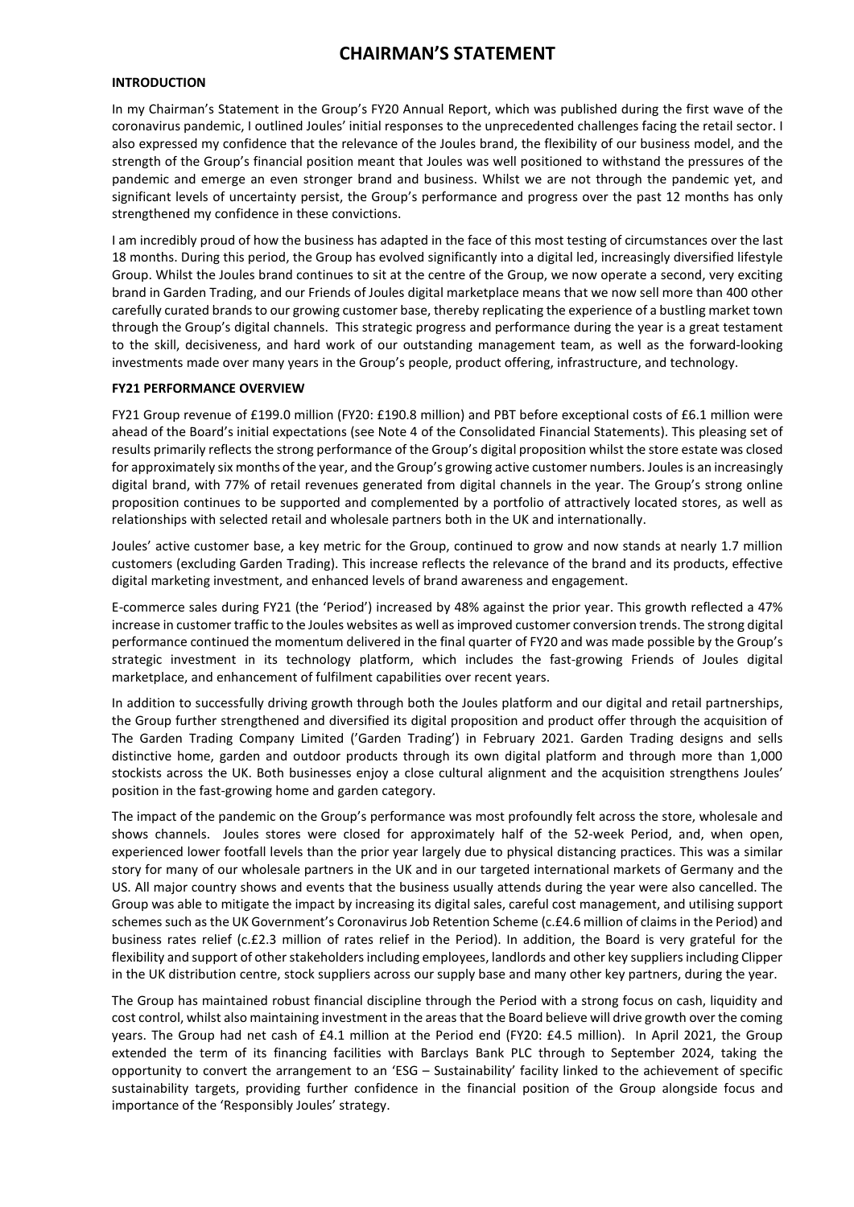# CHAIRMAN'S STATEMENT

## INTRODUCTION

In my Chairman's Statement in the Group's FY20 Annual Report, which was published during the first wave of the coronavirus pandemic, I outlined Joules' initial responses to the unprecedented challenges facing the retail sector. I also expressed my confidence that the relevance of the Joules brand, the flexibility of our business model, and the strength of the Group's financial position meant that Joules was well positioned to withstand the pressures of the pandemic and emerge an even stronger brand and business. Whilst we are not through the pandemic yet, and significant levels of uncertainty persist, the Group's performance and progress over the past 12 months has only strengthened my confidence in these convictions.

I am incredibly proud of how the business has adapted in the face of this most testing of circumstances over the last 18 months. During this period, the Group has evolved significantly into a digital led, increasingly diversified lifestyle Group. Whilst the Joules brand continues to sit at the centre of the Group, we now operate a second, very exciting brand in Garden Trading, and our Friends of Joules digital marketplace means that we now sell more than 400 other carefully curated brands to our growing customer base, thereby replicating the experience of a bustling market town through the Group's digital channels. This strategic progress and performance during the year is a great testament to the skill, decisiveness, and hard work of our outstanding management team, as well as the forward-looking investments made over many years in the Group's people, product offering, infrastructure, and technology.

## FY21 PERFORMANCE OVERVIEW

FY21 Group revenue of £199.0 million (FY20: £190.8 million) and PBT before exceptional costs of £6.1 million were ahead of the Board's initial expectations (see Note 4 of the Consolidated Financial Statements). This pleasing set of results primarily reflects the strong performance of the Group's digital proposition whilst the store estate was closed for approximately six months of the year, and the Group's growing active customer numbers. Joules is an increasingly digital brand, with 77% of retail revenues generated from digital channels in the year. The Group's strong online proposition continues to be supported and complemented by a portfolio of attractively located stores, as well as relationships with selected retail and wholesale partners both in the UK and internationally.

Joules' active customer base, a key metric for the Group, continued to grow and now stands at nearly 1.7 million customers (excluding Garden Trading). This increase reflects the relevance of the brand and its products, effective digital marketing investment, and enhanced levels of brand awareness and engagement.

E-commerce sales during FY21 (the 'Period') increased by 48% against the prior year. This growth reflected a 47% increase in customer traffic to the Joules websites as well as improved customer conversion trends. The strong digital performance continued the momentum delivered in the final quarter of FY20 and was made possible by the Group's strategic investment in its technology platform, which includes the fast-growing Friends of Joules digital marketplace, and enhancement of fulfilment capabilities over recent years.

In addition to successfully driving growth through both the Joules platform and our digital and retail partnerships, the Group further strengthened and diversified its digital proposition and product offer through the acquisition of The Garden Trading Company Limited ('Garden Trading') in February 2021. Garden Trading designs and sells distinctive home, garden and outdoor products through its own digital platform and through more than 1,000 stockists across the UK. Both businesses enjoy a close cultural alignment and the acquisition strengthens Joules' position in the fast-growing home and garden category.

The impact of the pandemic on the Group's performance was most profoundly felt across the store, wholesale and shows channels. Joules stores were closed for approximately half of the 52-week Period, and, when open, experienced lower footfall levels than the prior year largely due to physical distancing practices. This was a similar story for many of our wholesale partners in the UK and in our targeted international markets of Germany and the US. All major country shows and events that the business usually attends during the year were also cancelled. The Group was able to mitigate the impact by increasing its digital sales, careful cost management, and utilising support schemes such as the UK Government's Coronavirus Job Retention Scheme (c.£4.6 million of claims in the Period) and business rates relief (c.£2.3 million of rates relief in the Period). In addition, the Board is very grateful for the flexibility and support of other stakeholders including employees, landlords and other key suppliers including Clipper in the UK distribution centre, stock suppliers across our supply base and many other key partners, during the year.

The Group has maintained robust financial discipline through the Period with a strong focus on cash, liquidity and cost control, whilst also maintaining investment in the areas that the Board believe will drive growth over the coming years. The Group had net cash of £4.1 million at the Period end (FY20: £4.5 million). In April 2021, the Group extended the term of its financing facilities with Barclays Bank PLC through to September 2024, taking the opportunity to convert the arrangement to an 'ESG – Sustainability' facility linked to the achievement of specific sustainability targets, providing further confidence in the financial position of the Group alongside focus and importance of the 'Responsibly Joules' strategy.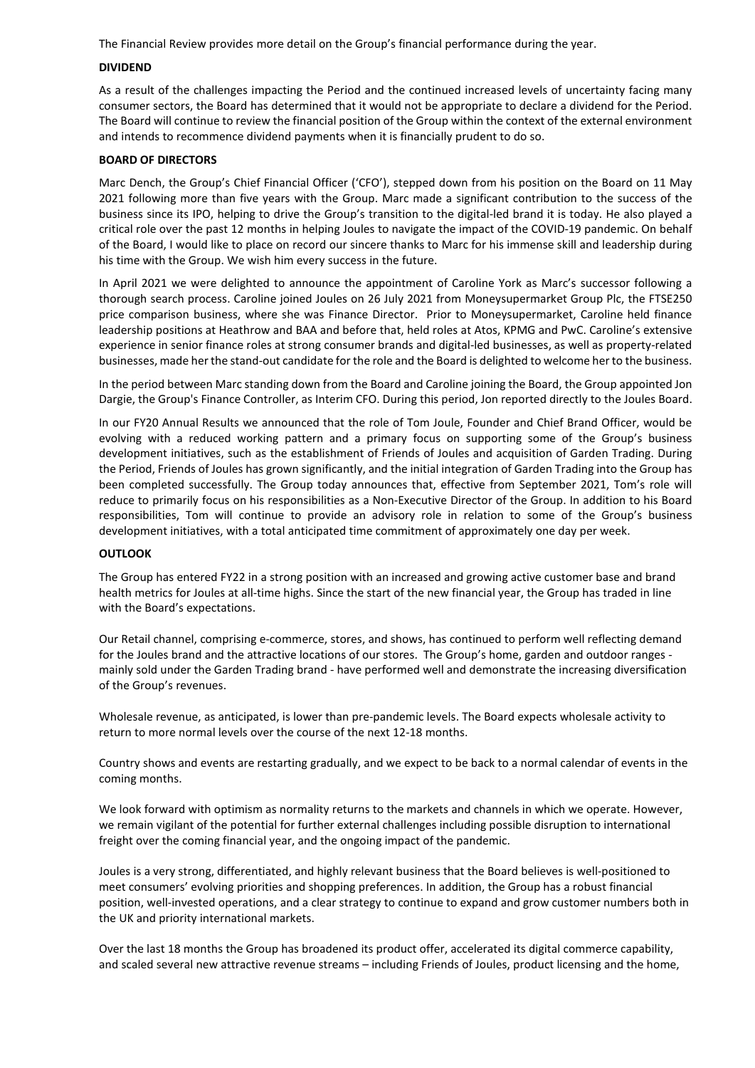The Financial Review provides more detail on the Group's financial performance during the year.

**DIVIDEND**

As a result of the challenges impacting the Period and the continued increased levels of uncertainty facing many consumer sectors, the Board has determined that it would not be appropriate to declare a dividend for the Period. The Board will continue to review the financial position of the Group within the context of the external environment and intends to recommence dividend payments when it is financially prudent to do so.

**BOARD OF DIRECTORS**

Marc Dench, the Group's Chief Financial Officer ('CFO'), stepped down from his position on the Board on 11 May 2021 following more than five years with the Group. Marc made a significant contribution to the success of the business since its IPO, helping to drive the Group's transition to the digital-led brand it is today. He also played a critical role over the past 12 months in helping Joules to navigate the impact of the COVID-19 pandemic. On behalf of the Board, I would like to place on record our sincere thanks to Marc for his immense skill and leadership during his time with the Group. We wish him every success in the future.

In April 2021 we were delighted to announce the appointment of Caroline York as Marc's successor following a thorough search process. Caroline joined Joules on 26 July 2021 from Moneysupermarket Group Plc, the FTSE250 price comparison business, where she was Finance Director. Prior to Moneysupermarket, Caroline held finance leadership positions at Heathrow and BAA and before that, held roles at Atos, KPMG and PwC. Caroline's extensive experience in senior finance roles at strong consumer brands and digital-led businesses, as well as property-related businesses, made her the stand-out candidate for the role and the Board is delighted to welcome her to the business.

In the period between Marc standing down from the Board and Caroline joining the Board, the Group appointed Jon Dargie, the Group's Finance Controller, as Interim CFO. During this period, Jon reported directly to the Joules Board.

In our FY20 Annual Results we announced that the role of Tom Joule, Founder and Chief Brand Officer, would be evolving with a reduced working pattern and a primary focus on supporting some of the Group's business development initiatives, such as the establishment of Friends of Joules and acquisition of Garden Trading. During the Period, Friends of Joules has grown significantly, and the initial integration of Garden Trading into the Group has been completed successfully. The Group today announces that, effective from September 2021, Tom's role will reduce to primarily focus on his responsibilities as a Non-Executive Director of the Group. In addition to his Board responsibilities, Tom will continue to provide an advisory role in relation to some of the Group's business development initiatives, with a total anticipated time commitment of approximately one day per week.

**OUTLOOK**

The Group has entered FY22 in a strong position with an increased and growing active customer base and brand health metrics for Joules at all-time highs. Since the start of the new financial year, the Group has traded in line with the Board's expectations.

Our Retail channel, comprising e-commerce, stores, and shows, has continued to perform well reflecting demand for the Joules brand and the attractive locations of our stores. The Group's home, garden and outdoor ranges - mainly sold under the Garden Trading brand - have performed well and demonstrate the increasing diversification of the Group's revenues.

Wholesale revenue, as anticipated, is lower than pre-pandemic levels. The Board expects wholesale activity to return to more normal levels over the course of the next 12-18 months.

Country shows and events are restarting gradually, and we expect to be back to a normal calendar of events in the coming months.

We look forward with optimism as normality returns to the markets and channels in which we operate. However, we remain vigilant of the potential for further external challenges including possible disruption to international freight over the coming financial year, and the ongoing impact of the pandemic.

Joules is a very strong, differentiated, and highly relevant business that the Board believes is well-positioned to meet consumers' evolving priorities and shopping preferences. In addition, the Group has a robust financial position, well-invested operations, and a clear strategy to continue to expand and grow customer numbers both in the UK and priority international markets.

Over the last 18 months the Group has broadened its product offer, accelerated its digital commerce capability, and scaled several new attractive revenue streams – including Friends of Joules, product licensing and the home,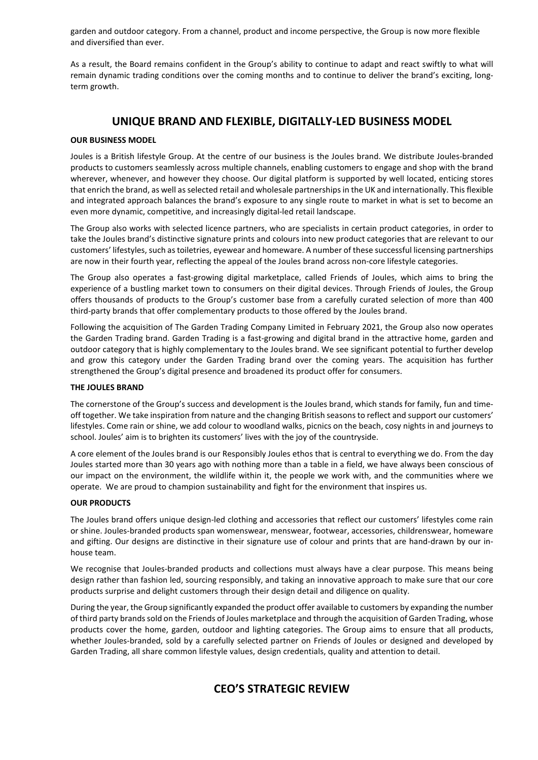garden and outdoor category. From a channel, product and income perspective, the Group is now more flexible and diversified than ever.

As a result, the Board remains confident in the Group's ability to continue to adapt and react swiftly to what will remain dynamic trading conditions over the coming months and to continue to deliver the brand's exciting, long-term growth.

## UNIQUE BRAND AND FLEXIBLE, DIGITALLY-LED BUSINESS MODEL

**OUR BUSINESS MODEL**

Joules is a British lifestyle Group. At the centre of our business is the Joules brand. We distribute Joules-branded products to customers seamlessly across multiple channels, enabling customers to engage and shop with the brand wherever, whenever, and however they choose. Our digital platform is supported by well located, enticing stores that enrich the brand, as well as selected retail and wholesale partnerships in the UK and internationally. This flexible and integrated approach balances the brand's exposure to any single route to market in what is set to become an even more dynamic, competitive, and increasingly digital-led retail landscape.

The Group also works with selected licence partners, who are specialists in certain product categories, in order to take the Joules brand's distinctive signature prints and colours into new product categories that are relevant to our customers' lifestyles, such as toiletries, eyewear and homeware. A number of these successful licensing partnerships are now in their fourth year, reflecting the appeal of the Joules brand across non-core lifestyle categories.

The Group also operates a fast-growing digital marketplace, called Friends of Joules, which aims to bring the experience of a bustling market town to consumers on their digital devices. Through Friends of Joules, the Group offers thousands of products to the Group's customer base from a carefully curated selection of more than 400 third-party brands that offer complementary products to those offered by the Joules brand.

Following the acquisition of The Garden Trading Company Limited in February 2021, the Group also now operates the Garden Trading brand. Garden Trading is a fast-growing and digital brand in the attractive home, garden and outdoor category that is highly complementary to the Joules brand. We see significant potential to further develop and grow this category under the Garden Trading brand over the coming years. The acquisition has further strengthened the Group's digital presence and broadened its product offer for consumers.

**THE JOULES BRAND**

The cornerstone of the Group's success and development is the Joules brand, which stands for family, fun and time-off together. We take inspiration from nature and the changing British seasons to reflect and support our customers' lifestyles. Come rain or shine, we add colour to woodland walks, picnics on the beach, cosy nights in and journeys to school. Joules' aim is to brighten its customers' lives with the joy of the countryside.

A core element of the Joules brand is our Responsibly Joules ethos that is central to everything we do. From the day Joules started more than 30 years ago with nothing more than a table in a field, we have always been conscious of our impact on the environment, the wildlife within it, the people we work with, and the communities where we operate. We are proud to champion sustainability and fight for the environment that inspires us.

**OUR PRODUCTS**

The Joules brand offers unique design-led clothing and accessories that reflect our customers' lifestyles come rain or shine. Joules-branded products span womenswear, menswear, footwear, accessories, childrenswear, homeware and gifting. Our designs are distinctive in their signature use of colour and prints that are hand-drawn by our in-house team.

We recognise that Joules-branded products and collections must always have a clear purpose. This means being design rather than fashion led, sourcing responsibly, and taking an innovative approach to make sure that our core products surprise and delight customers through their design detail and diligence on quality.

During the year, the Group significantly expanded the product offer available to customers by expanding the number of third party brands sold on the Friends of Joules marketplace and through the acquisition of Garden Trading, whose products cover the home, garden, outdoor and lighting categories. The Group aims to ensure that all products, whether Joules-branded, sold by a carefully selected partner on Friends of Joules or designed and developed by Garden Trading, all share common lifestyle values, design credentials, quality and attention to detail.

## CEO'S STRATEGIC REVIEW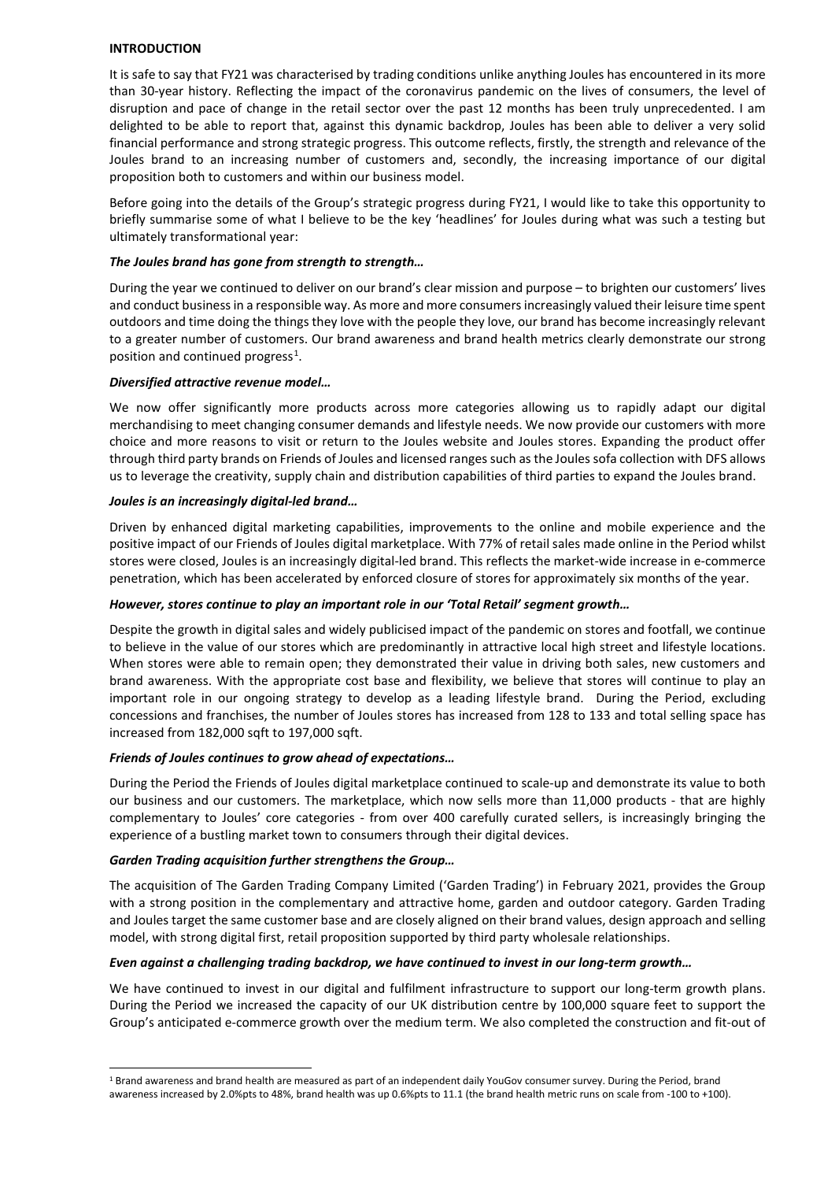**INTRODUCTION**

It is safe to say that FY21 was characterised by trading conditions unlike anything Joules has encountered in its more than 30-year history. Reflecting the impact of the coronavirus pandemic on the lives of consumers, the level of disruption and pace of change in the retail sector over the past 12 months has been truly unprecedented. I am delighted to be able to report that, against this dynamic backdrop, Joules has been able to deliver a very solid financial performance and strong strategic progress. This outcome reflects, firstly, the strength and relevance of the Joules brand to an increasing number of customers and, secondly, the increasing importance of our digital proposition both to customers and within our business model.

Before going into the details of the Group's strategic progress during FY21, I would like to take this opportunity to briefly summarise some of what I believe to be the key 'headlines' for Joules during what was such a testing but ultimately transformational year:

***The Joules brand has gone from strength to strength…***

During the year we continued to deliver on our brand's clear mission and purpose – to brighten our customers' lives and conduct business in a responsible way. As more and more consumers increasingly valued their leisure time spent outdoors and time doing the things they love with the people they love, our brand has become increasingly relevant to a greater number of customers. Our brand awareness and brand health metrics clearly demonstrate our strong position and continued progress[1].

***Diversified attractive revenue model…***

We now offer significantly more products across more categories allowing us to rapidly adapt our digital merchandising to meet changing consumer demands and lifestyle needs. We now provide our customers with more choice and more reasons to visit or return to the Joules website and Joules stores. Expanding the product offer through third party brands on Friends of Joules and licensed ranges such as the Joules sofa collection with DFS allows us to leverage the creativity, supply chain and distribution capabilities of third parties to expand the Joules brand.

***Joules is an increasingly digital-led brand…***

Driven by enhanced digital marketing capabilities, improvements to the online and mobile experience and the positive impact of our Friends of Joules digital marketplace. With 77% of retail sales made online in the Period whilst stores were closed, Joules is an increasingly digital-led brand. This reflects the market-wide increase in e-commerce penetration, which has been accelerated by enforced closure of stores for approximately six months of the year.

***However, stores continue to play an important role in our 'Total Retail' segment growth…***

Despite the growth in digital sales and widely publicised impact of the pandemic on stores and footfall, we continue to believe in the value of our stores which are predominantly in attractive local high street and lifestyle locations. When stores were able to remain open; they demonstrated their value in driving both sales, new customers and brand awareness. With the appropriate cost base and flexibility, we believe that stores will continue to play an important role in our ongoing strategy to develop as a leading lifestyle brand. During the Period, excluding concessions and franchises, the number of Joules stores has increased from 128 to 133 and total selling space has increased from 182,000 sqft to 197,000 sqft.

***Friends of Joules continues to grow ahead of expectations…***

During the Period the Friends of Joules digital marketplace continued to scale-up and demonstrate its value to both our business and our customers. The marketplace, which now sells more than 11,000 products - that are highly complementary to Joules' core categories - from over 400 carefully curated sellers, is increasingly bringing the experience of a bustling market town to consumers through their digital devices.

***Garden Trading acquisition further strengthens the Group…***

The acquisition of The Garden Trading Company Limited ('Garden Trading') in February 2021, provides the Group with a strong position in the complementary and attractive home, garden and outdoor category. Garden Trading and Joules target the same customer base and are closely aligned on their brand values, design approach and selling model, with strong digital first, retail proposition supported by third party wholesale relationships.

***Even against a challenging trading backdrop, we have continued to invest in our long-term growth…***

We have continued to invest in our digital and fulfilment infrastructure to support our long-term growth plans. During the Period we increased the capacity of our UK distribution centre by 100,000 square feet to support the Group's anticipated e-commerce growth over the medium term. We also completed the construction and fit-out of

---

[1] Brand awareness and brand health are measured as part of an independent daily YouGov consumer survey. During the Period, brand awareness increased by 2.0%pts to 48%, brand health was up 0.6%pts to 11.1 (the brand health metric runs on scale from -100 to +100).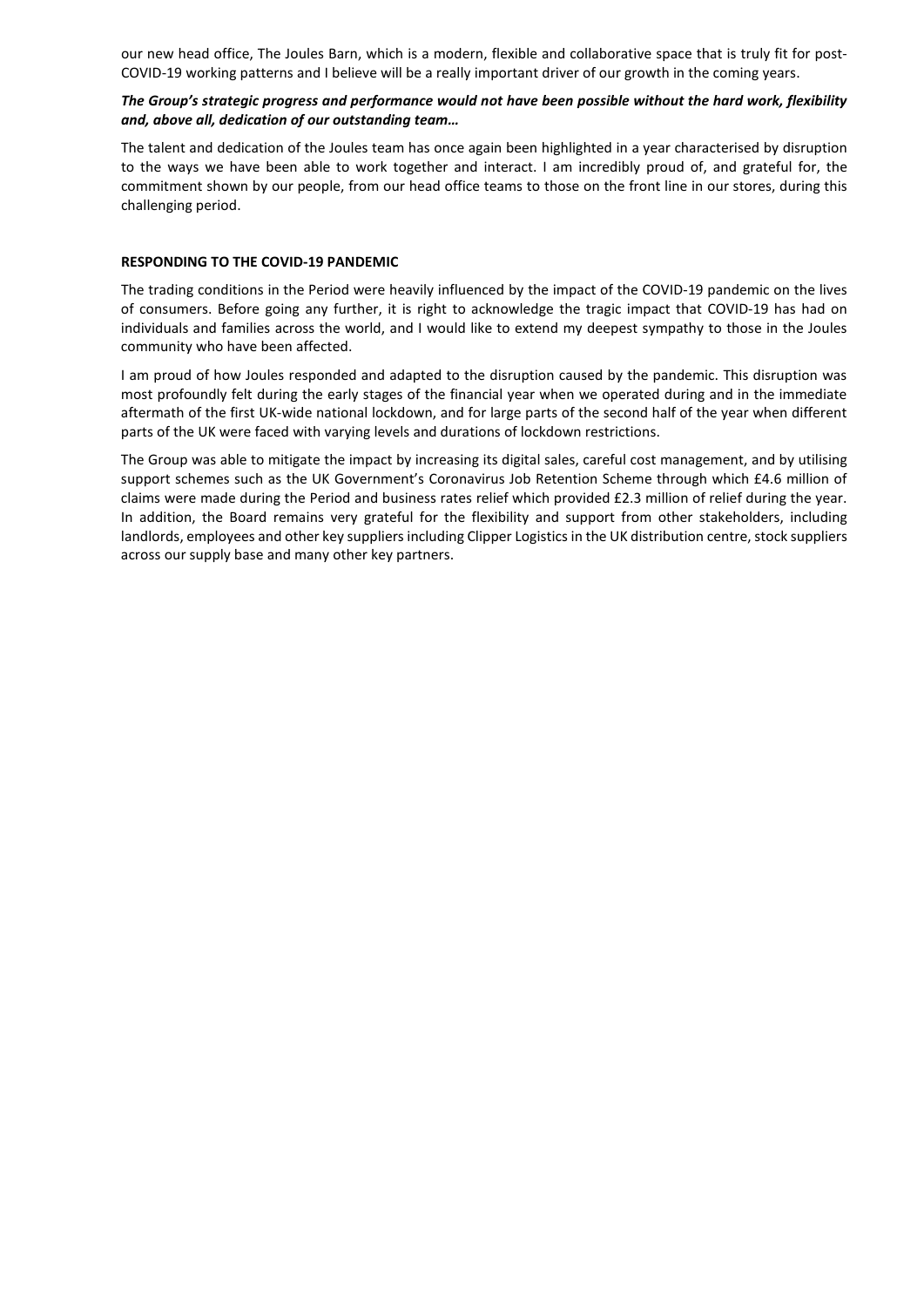our new head office, The Joules Barn, which is a modern, flexible and collaborative space that is truly fit for post-COVID-19 working patterns and I believe will be a really important driver of our growth in the coming years.

***The Group's strategic progress and performance would not have been possible without the hard work, flexibility and, above all, dedication of our outstanding team…***

The talent and dedication of the Joules team has once again been highlighted in a year characterised by disruption to the ways we have been able to work together and interact. I am incredibly proud of, and grateful for, the commitment shown by our people, from our head office teams to those on the front line in our stores, during this challenging period.

**RESPONDING TO THE COVID-19 PANDEMIC**

The trading conditions in the Period were heavily influenced by the impact of the COVID-19 pandemic on the lives of consumers. Before going any further, it is right to acknowledge the tragic impact that COVID-19 has had on individuals and families across the world, and I would like to extend my deepest sympathy to those in the Joules community who have been affected.

I am proud of how Joules responded and adapted to the disruption caused by the pandemic. This disruption was most profoundly felt during the early stages of the financial year when we operated during and in the immediate aftermath of the first UK-wide national lockdown, and for large parts of the second half of the year when different parts of the UK were faced with varying levels and durations of lockdown restrictions.

The Group was able to mitigate the impact by increasing its digital sales, careful cost management, and by utilising support schemes such as the UK Government's Coronavirus Job Retention Scheme through which £4.6 million of claims were made during the Period and business rates relief which provided £2.3 million of relief during the year. In addition, the Board remains very grateful for the flexibility and support from other stakeholders, including landlords, employees and other key suppliers including Clipper Logistics in the UK distribution centre, stock suppliers across our supply base and many other key partners.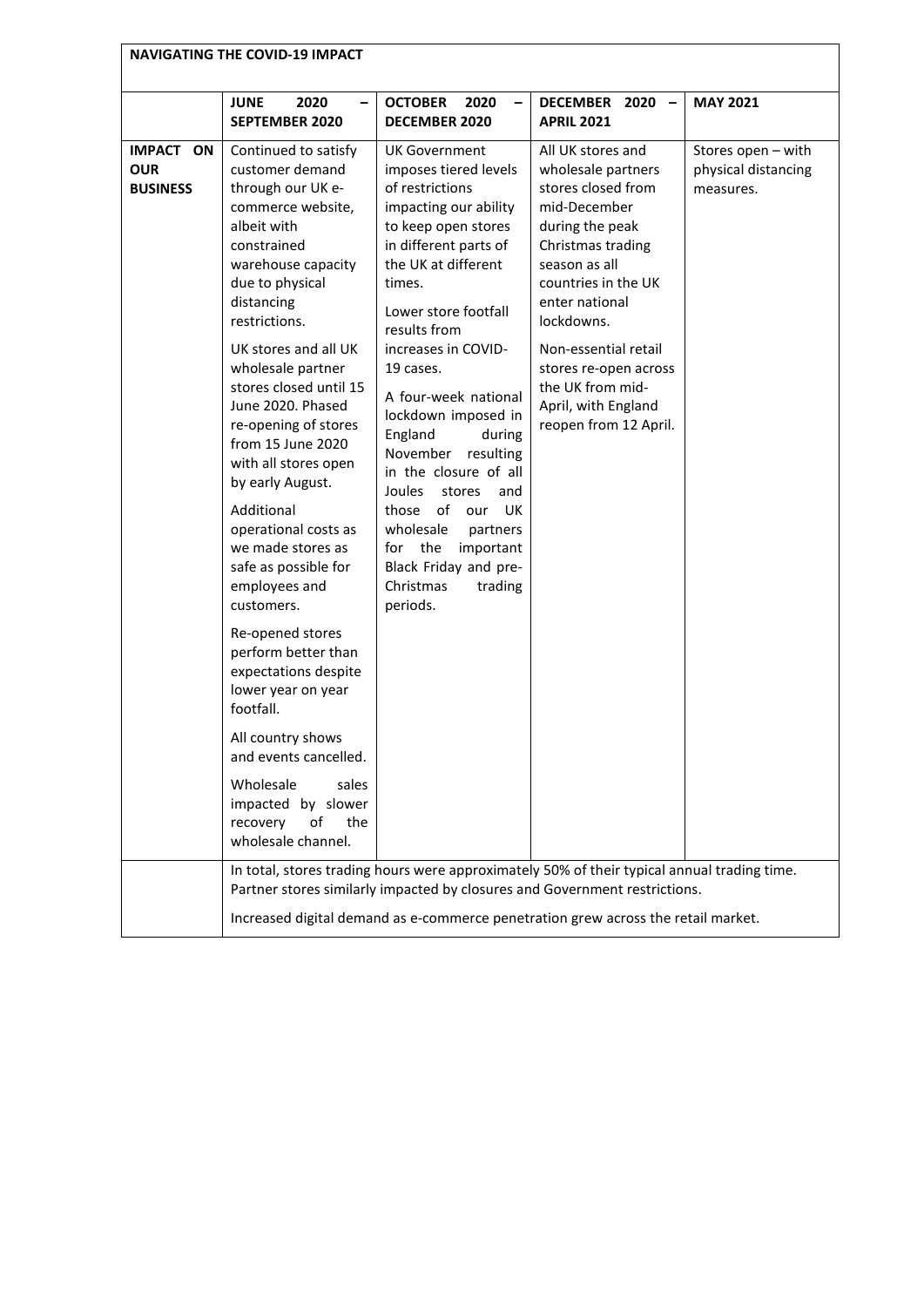**NAVIGATING THE COVID-19 IMPACT**

| | **JUNE 2020 – SEPTEMBER 2020** | **OCTOBER 2020 – DECEMBER 2020** | **DECEMBER 2020 – APRIL 2021** | **MAY 2021** |
|---|---|---|---|---|
| **IMPACT ON OUR BUSINESS** | Continued to satisfy customer demand through our UK e-commerce website, albeit with constrained warehouse capacity due to physical distancing restrictions.<br><br>UK stores and all UK wholesale partner stores closed until 15 June 2020. Phased re-opening of stores from 15 June 2020 with all stores open by early August.<br><br>Additional operational costs as we made stores as safe as possible for employees and customers.<br><br>Re-opened stores perform better than expectations despite lower year on year footfall.<br><br>All country shows and events cancelled.<br><br>Wholesale sales impacted by slower recovery of the wholesale channel. | UK Government imposes tiered levels of restrictions impacting our ability to keep open stores in different parts of the UK at different times.<br><br>Lower store footfall results from increases in COVID-19 cases.<br><br>A four-week national lockdown imposed in England during November resulting in the closure of all Joules stores and those of our UK wholesale partners for the important Black Friday and pre-Christmas trading periods. | All UK stores and wholesale partners stores closed from mid-December during the peak Christmas trading season as all countries in the UK enter national lockdowns.<br><br>Non-essential retail stores re-open across the UK from mid-April, with England reopen from 12 April. | Stores open – with physical distancing measures. |
| | In total, stores trading hours were approximately 50% of their typical annual trading time. Partner stores similarly impacted by closures and Government restrictions.<br><br>Increased digital demand as e-commerce penetration grew across the retail market. | | | |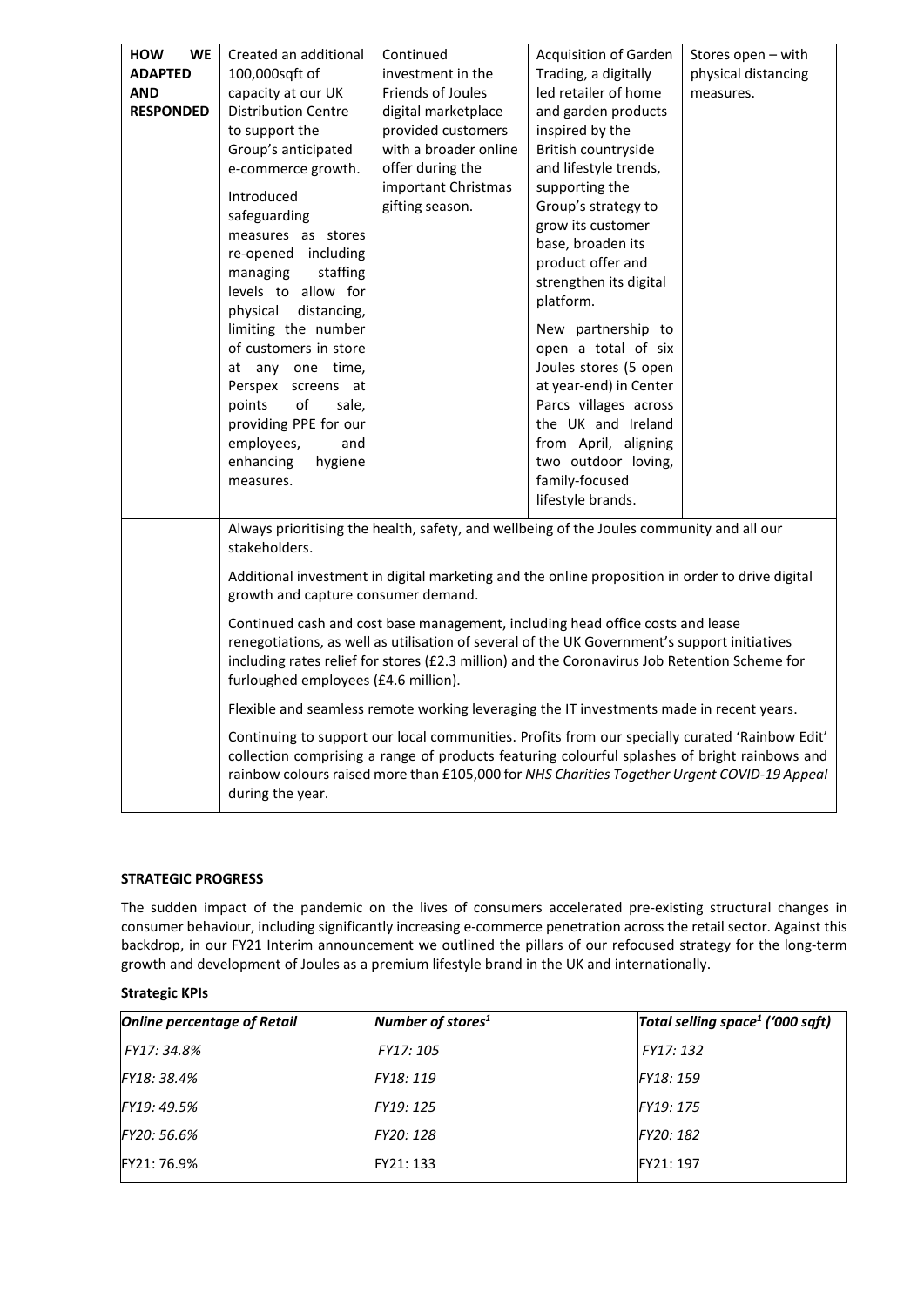| **HOW WE ADAPTED AND RESPONDED** | Created an additional 100,000sqft of capacity at our UK Distribution Centre to support the Group's anticipated e-commerce growth.<br><br>Introduced safeguarding measures as stores re-opened including managing staffing levels to allow for physical distancing, limiting the number of customers in store at any one time, Perspex screens at points of sale, providing PPE for our employees, and enhancing hygiene measures. | Continued investment in the Friends of Joules digital marketplace provided customers with a broader online offer during the important Christmas gifting season. | Acquisition of Garden Trading, a digitally led retailer of home and garden products inspired by the British countryside and lifestyle trends, supporting the Group's strategy to grow its customer base, broaden its product offer and strengthen its digital platform.<br><br>New partnership to open a total of six Joules stores (5 open at year-end) in Center Parcs villages across the UK and Ireland from April, aligning two outdoor loving, family-focused lifestyle brands. | Stores open – with physical distancing measures. |
|---|---|---|---|---|
| | Always prioritising the health, safety, and wellbeing of the Joules community and all our stakeholders.<br><br>Additional investment in digital marketing and the online proposition in order to drive digital growth and capture consumer demand.<br><br>Continued cash and cost base management, including head office costs and lease renegotiations, as well as utilisation of several of the UK Government's support initiatives including rates relief for stores (£2.3 million) and the Coronavirus Job Retention Scheme for furloughed employees (£4.6 million).<br><br>Flexible and seamless remote working leveraging the IT investments made in recent years.<br><br>Continuing to support our local communities. Profits from our specially curated 'Rainbow Edit' collection comprising a range of products featuring colourful splashes of bright rainbows and rainbow colours raised more than £105,000 for *NHS Charities Together Urgent COVID-19 Appeal* during the year. | | | |

**STRATEGIC PROGRESS**

The sudden impact of the pandemic on the lives of consumers accelerated pre-existing structural changes in consumer behaviour, including significantly increasing e-commerce penetration across the retail sector. Against this backdrop, in our FY21 Interim announcement we outlined the pillars of our refocused strategy for the long-term growth and development of Joules as a premium lifestyle brand in the UK and internationally.

**Strategic KPIs**

| *Online percentage of Retail* | *Number of stores[1]* | *Total selling space[1] ('000 sqft)* |
|---|---|---|
| *FY17: 34.8%* | *FY17: 105* | *FY17: 132* |
| *FY18: 38.4%* | *FY18: 119* | *FY18: 159* |
| *FY19: 49.5%* | *FY19: 125* | *FY19: 175* |
| *FY20: 56.6%* | *FY20: 128* | *FY20: 182* |
| FY21: 76.9% | FY21: 133 | FY21: 197 |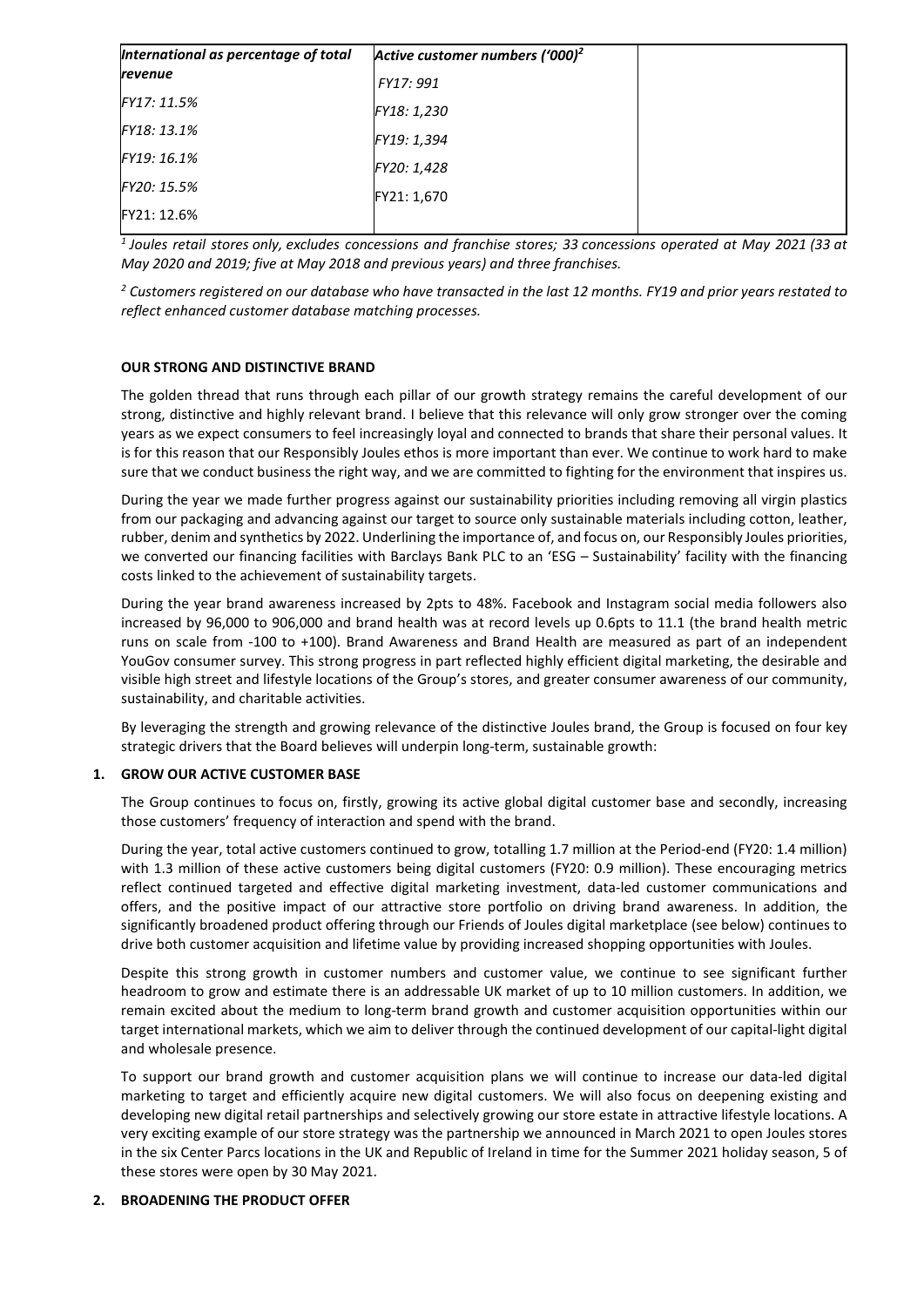| *International as percentage of total revenue* | *Active customer numbers ('000)*[2] | |
|---|---|---|
| *FY17: 11.5%* | *FY17: 991* | |
| *FY18: 13.1%* | *FY18: 1,230* | |
| *FY19: 16.1%* | *FY19: 1,394* | |
| *FY20: 15.5%* | *FY20: 1,428* | |
| FY21: 12.6% | FY21: 1,670 | |

*[1] Joules retail stores only, excludes concessions and franchise stores; 33 concessions operated at May 2021 (33 at May 2020 and 2019; five at May 2018 and previous years) and three franchises.*

*[2] Customers registered on our database who have transacted in the last 12 months. FY19 and prior years restated to reflect enhanced customer database matching processes.*

**OUR STRONG AND DISTINCTIVE BRAND**

The golden thread that runs through each pillar of our growth strategy remains the careful development of our strong, distinctive and highly relevant brand. I believe that this relevance will only grow stronger over the coming years as we expect consumers to feel increasingly loyal and connected to brands that share their personal values. It is for this reason that our Responsibly Joules ethos is more important than ever. We continue to work hard to make sure that we conduct business the right way, and we are committed to fighting for the environment that inspires us.

During the year we made further progress against our sustainability priorities including removing all virgin plastics from our packaging and advancing against our target to source only sustainable materials including cotton, leather, rubber, denim and synthetics by 2022. Underlining the importance of, and focus on, our Responsibly Joules priorities, we converted our financing facilities with Barclays Bank PLC to an 'ESG – Sustainability' facility with the financing costs linked to the achievement of sustainability targets.

During the year brand awareness increased by 2pts to 48%. Facebook and Instagram social media followers also increased by 96,000 to 906,000 and brand health was at record levels up 0.6pts to 11.1 (the brand health metric runs on scale from -100 to +100). Brand Awareness and Brand Health are measured as part of an independent YouGov consumer survey. This strong progress in part reflected highly efficient digital marketing, the desirable and visible high street and lifestyle locations of the Group's stores, and greater consumer awareness of our community, sustainability, and charitable activities.

By leveraging the strength and growing relevance of the distinctive Joules brand, the Group is focused on four key strategic drivers that the Board believes will underpin long-term, sustainable growth:

**1. GROW OUR ACTIVE CUSTOMER BASE**

The Group continues to focus on, firstly, growing its active global digital customer base and secondly, increasing those customers' frequency of interaction and spend with the brand.

During the year, total active customers continued to grow, totalling 1.7 million at the Period-end (FY20: 1.4 million) with 1.3 million of these active customers being digital customers (FY20: 0.9 million). These encouraging metrics reflect continued targeted and effective digital marketing investment, data-led customer communications and offers, and the positive impact of our attractive store portfolio on driving brand awareness. In addition, the significantly broadened product offering through our Friends of Joules digital marketplace (see below) continues to drive both customer acquisition and lifetime value by providing increased shopping opportunities with Joules.

Despite this strong growth in customer numbers and customer value, we continue to see significant further headroom to grow and estimate there is an addressable UK market of up to 10 million customers. In addition, we remain excited about the medium to long-term brand growth and customer acquisition opportunities within our target international markets, which we aim to deliver through the continued development of our capital-light digital and wholesale presence.

To support our brand growth and customer acquisition plans we will continue to increase our data-led digital marketing to target and efficiently acquire new digital customers. We will also focus on deepening existing and developing new digital retail partnerships and selectively growing our store estate in attractive lifestyle locations. A very exciting example of our store strategy was the partnership we announced in March 2021 to open Joules stores in the six Center Parcs locations in the UK and Republic of Ireland in time for the Summer 2021 holiday season, 5 of these stores were open by 30 May 2021.

**2. BROADENING THE PRODUCT OFFER**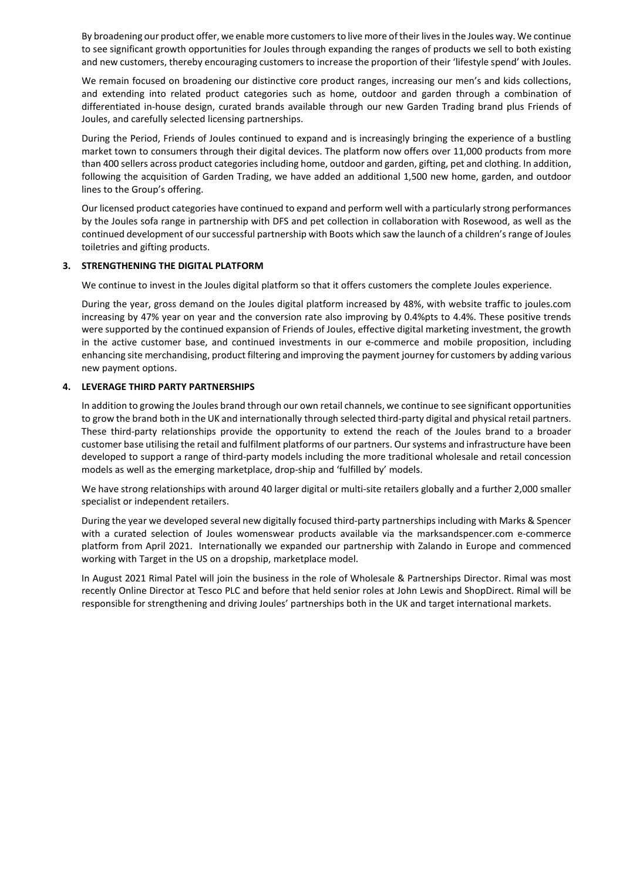By broadening our product offer, we enable more customers to live more of their lives in the Joules way. We continue to see significant growth opportunities for Joules through expanding the ranges of products we sell to both existing and new customers, thereby encouraging customers to increase the proportion of their 'lifestyle spend' with Joules.

We remain focused on broadening our distinctive core product ranges, increasing our men's and kids collections, and extending into related product categories such as home, outdoor and garden through a combination of differentiated in-house design, curated brands available through our new Garden Trading brand plus Friends of Joules, and carefully selected licensing partnerships.

During the Period, Friends of Joules continued to expand and is increasingly bringing the experience of a bustling market town to consumers through their digital devices. The platform now offers over 11,000 products from more than 400 sellers across product categories including home, outdoor and garden, gifting, pet and clothing. In addition, following the acquisition of Garden Trading, we have added an additional 1,500 new home, garden, and outdoor lines to the Group's offering.

Our licensed product categories have continued to expand and perform well with a particularly strong performances by the Joules sofa range in partnership with DFS and pet collection in collaboration with Rosewood, as well as the continued development of our successful partnership with Boots which saw the launch of a children's range of Joules toiletries and gifting products.

## 3. STRENGTHENING THE DIGITAL PLATFORM

We continue to invest in the Joules digital platform so that it offers customers the complete Joules experience.

During the year, gross demand on the Joules digital platform increased by 48%, with website traffic to joules.com increasing by 47% year on year and the conversion rate also improving by 0.4%pts to 4.4%. These positive trends were supported by the continued expansion of Friends of Joules, effective digital marketing investment, the growth in the active customer base, and continued investments in our e-commerce and mobile proposition, including enhancing site merchandising, product filtering and improving the payment journey for customers by adding various new payment options.

## 4. LEVERAGE THIRD PARTY PARTNERSHIPS

In addition to growing the Joules brand through our own retail channels, we continue to see significant opportunities to grow the brand both in the UK and internationally through selected third-party digital and physical retail partners. These third-party relationships provide the opportunity to extend the reach of the Joules brand to a broader customer base utilising the retail and fulfilment platforms of our partners. Our systems and infrastructure have been developed to support a range of third-party models including the more traditional wholesale and retail concession models as well as the emerging marketplace, drop-ship and 'fulfilled by' models.

We have strong relationships with around 40 larger digital or multi-site retailers globally and a further 2,000 smaller specialist or independent retailers.

During the year we developed several new digitally focused third-party partnerships including with Marks & Spencer with a curated selection of Joules womenswear products available via the marksandspencer.com e-commerce platform from April 2021. Internationally we expanded our partnership with Zalando in Europe and commenced working with Target in the US on a dropship, marketplace model.

In August 2021 Rimal Patel will join the business in the role of Wholesale & Partnerships Director. Rimal was most recently Online Director at Tesco PLC and before that held senior roles at John Lewis and ShopDirect. Rimal will be responsible for strengthening and driving Joules' partnerships both in the UK and target international markets.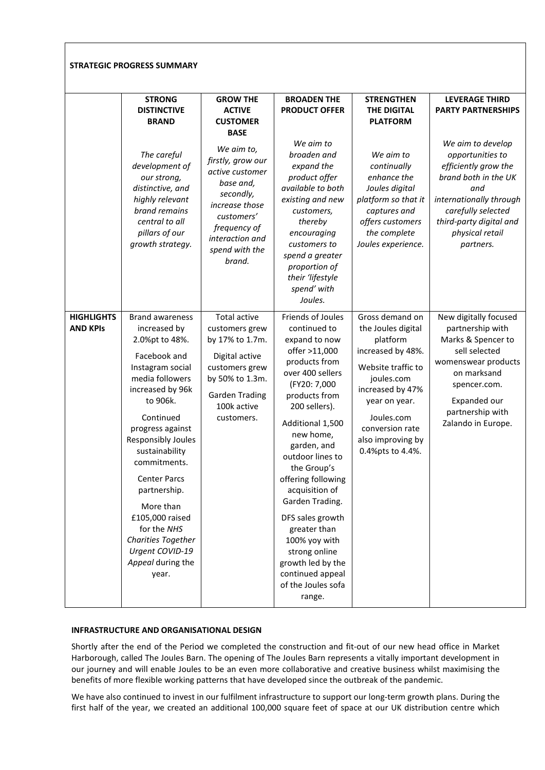**STRATEGIC PROGRESS SUMMARY**

| | STRONG DISTINCTIVE BRAND | GROW THE ACTIVE CUSTOMER BASE | BROADEN THE PRODUCT OFFER | STRENGTHEN THE DIGITAL PLATFORM | LEVERAGE THIRD PARTY PARTNERSHIPS |
|---|---|---|---|---|---|
| | *The careful development of our strong, distinctive, and highly relevant brand remains central to all pillars of our growth strategy.* | *We aim to, firstly, grow our active customer base and, secondly, increase those customers' frequency of interaction and spend with the brand.* | *We aim to broaden and expand the product offer available to both existing and new customers, thereby encouraging customers to spend a greater proportion of their 'lifestyle spend' with Joules.* | *We aim to continually enhance the Joules digital platform so that it captures and offers customers the complete Joules experience.* | *We aim to develop opportunities to efficiently grow the brand both in the UK and internationally through carefully selected third-party digital and physical retail partners.* |
| **HIGHLIGHTS AND KPIs** | Brand awareness increased by 2.0%pt to 48%.<br><br>Facebook and Instagram social media followers increased by 96k to 906k.<br><br>Continued progress against Responsibly Joules sustainability commitments.<br><br>Center Parcs partnership.<br><br>More than £105,000 raised for the *NHS Charities Together Urgent COVID-19 Appeal* during the year. | Total active customers grew by 17% to 1.7m.<br><br>Digital active customers grew by 50% to 1.3m.<br><br>Garden Trading 100k active customers. | Friends of Joules continued to expand to now offer >11,000 products from over 400 sellers (FY20: 7,000 products from 200 sellers).<br><br>Additional 1,500 new home, garden, and outdoor lines to the Group's offering following acquisition of Garden Trading.<br><br>DFS sales growth greater than 100% yoy with strong online growth led by the continued appeal of the Joules sofa range. | Gross demand on the Joules digital platform increased by 48%.<br><br>Website traffic to joules.com increased by 47% year on year.<br><br>Joules.com conversion rate also improving by 0.4%pts to 4.4%. | New digitally focused partnership with Marks & Spencer to sell selected womenswear products on marksand spencer.com.<br><br>Expanded our partnership with Zalando in Europe. |

**INFRASTRUCTURE AND ORGANISATIONAL DESIGN**

Shortly after the end of the Period we completed the construction and fit-out of our new head office in Market Harborough, called The Joules Barn. The opening of The Joules Barn represents a vitally important development in our journey and will enable Joules to be an even more collaborative and creative business whilst maximising the benefits of more flexible working patterns that have developed since the outbreak of the pandemic.

We have also continued to invest in our fulfilment infrastructure to support our long-term growth plans. During the first half of the year, we created an additional 100,000 square feet of space at our UK distribution centre which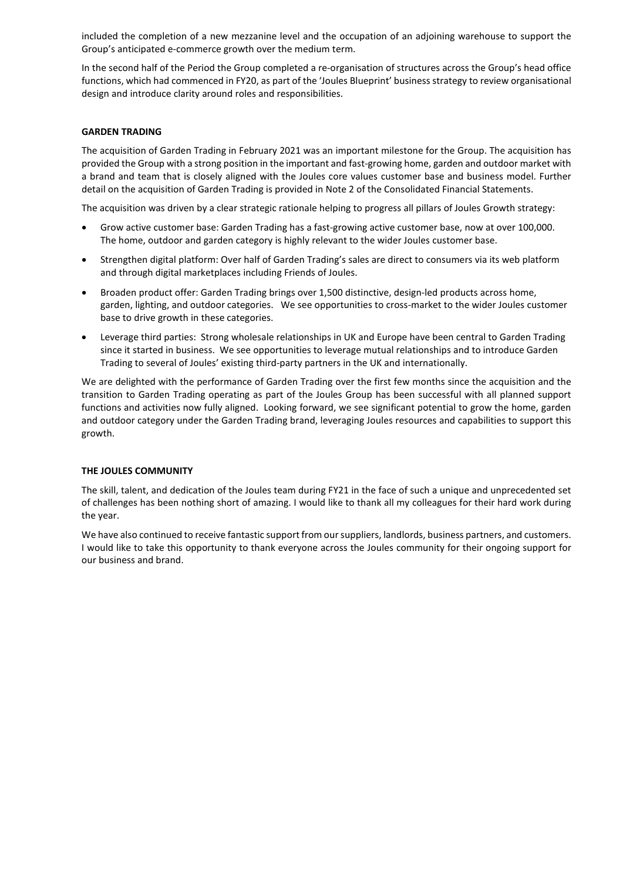included the completion of a new mezzanine level and the occupation of an adjoining warehouse to support the Group's anticipated e-commerce growth over the medium term.

In the second half of the Period the Group completed a re-organisation of structures across the Group's head office functions, which had commenced in FY20, as part of the 'Joules Blueprint' business strategy to review organisational design and introduce clarity around roles and responsibilities.

**GARDEN TRADING**

The acquisition of Garden Trading in February 2021 was an important milestone for the Group. The acquisition has provided the Group with a strong position in the important and fast-growing home, garden and outdoor market with a brand and team that is closely aligned with the Joules core values customer base and business model. Further detail on the acquisition of Garden Trading is provided in Note 2 of the Consolidated Financial Statements.

The acquisition was driven by a clear strategic rationale helping to progress all pillars of Joules Growth strategy:

- Grow active customer base: Garden Trading has a fast-growing active customer base, now at over 100,000. The home, outdoor and garden category is highly relevant to the wider Joules customer base.
- Strengthen digital platform: Over half of Garden Trading's sales are direct to consumers via its web platform and through digital marketplaces including Friends of Joules.
- Broaden product offer: Garden Trading brings over 1,500 distinctive, design-led products across home, garden, lighting, and outdoor categories. We see opportunities to cross-market to the wider Joules customer base to drive growth in these categories.
- Leverage third parties: Strong wholesale relationships in UK and Europe have been central to Garden Trading since it started in business. We see opportunities to leverage mutual relationships and to introduce Garden Trading to several of Joules' existing third-party partners in the UK and internationally.

We are delighted with the performance of Garden Trading over the first few months since the acquisition and the transition to Garden Trading operating as part of the Joules Group has been successful with all planned support functions and activities now fully aligned. Looking forward, we see significant potential to grow the home, garden and outdoor category under the Garden Trading brand, leveraging Joules resources and capabilities to support this growth.

**THE JOULES COMMUNITY**

The skill, talent, and dedication of the Joules team during FY21 in the face of such a unique and unprecedented set of challenges has been nothing short of amazing. I would like to thank all my colleagues for their hard work during the year.

We have also continued to receive fantastic support from our suppliers, landlords, business partners, and customers. I would like to take this opportunity to thank everyone across the Joules community for their ongoing support for our business and brand.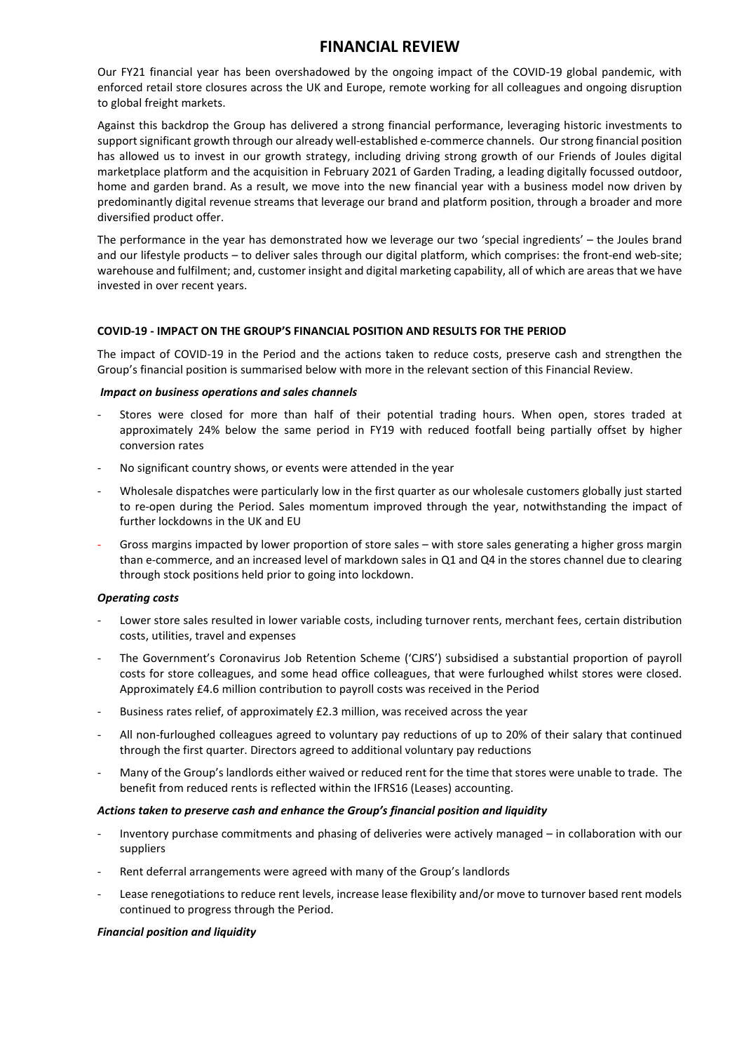# FINANCIAL REVIEW

Our FY21 financial year has been overshadowed by the ongoing impact of the COVID-19 global pandemic, with enforced retail store closures across the UK and Europe, remote working for all colleagues and ongoing disruption to global freight markets.

Against this backdrop the Group has delivered a strong financial performance, leveraging historic investments to support significant growth through our already well-established e-commerce channels. Our strong financial position has allowed us to invest in our growth strategy, including driving strong growth of our Friends of Joules digital marketplace platform and the acquisition in February 2021 of Garden Trading, a leading digitally focussed outdoor, home and garden brand. As a result, we move into the new financial year with a business model now driven by predominantly digital revenue streams that leverage our brand and platform position, through a broader and more diversified product offer.

The performance in the year has demonstrated how we leverage our two 'special ingredients' – the Joules brand and our lifestyle products – to deliver sales through our digital platform, which comprises: the front-end web-site; warehouse and fulfilment; and, customer insight and digital marketing capability, all of which are areas that we have invested in over recent years.

**COVID-19 - IMPACT ON THE GROUP'S FINANCIAL POSITION AND RESULTS FOR THE PERIOD**

The impact of COVID-19 in the Period and the actions taken to reduce costs, preserve cash and strengthen the Group's financial position is summarised below with more in the relevant section of this Financial Review.

***Impact on business operations and sales channels***

- Stores were closed for more than half of their potential trading hours. When open, stores traded at approximately 24% below the same period in FY19 with reduced footfall being partially offset by higher conversion rates
- No significant country shows, or events were attended in the year
- Wholesale dispatches were particularly low in the first quarter as our wholesale customers globally just started to re-open during the Period. Sales momentum improved through the year, notwithstanding the impact of further lockdowns in the UK and EU
- Gross margins impacted by lower proportion of store sales – with store sales generating a higher gross margin than e-commerce, and an increased level of markdown sales in Q1 and Q4 in the stores channel due to clearing through stock positions held prior to going into lockdown.

***Operating costs***

- Lower store sales resulted in lower variable costs, including turnover rents, merchant fees, certain distribution costs, utilities, travel and expenses
- The Government's Coronavirus Job Retention Scheme ('CJRS') subsidised a substantial proportion of payroll costs for store colleagues, and some head office colleagues, that were furloughed whilst stores were closed. Approximately £4.6 million contribution to payroll costs was received in the Period
- Business rates relief, of approximately £2.3 million, was received across the year
- All non-furloughed colleagues agreed to voluntary pay reductions of up to 20% of their salary that continued through the first quarter. Directors agreed to additional voluntary pay reductions
- Many of the Group's landlords either waived or reduced rent for the time that stores were unable to trade. The benefit from reduced rents is reflected within the IFRS16 (Leases) accounting.

***Actions taken to preserve cash and enhance the Group's financial position and liquidity***

- Inventory purchase commitments and phasing of deliveries were actively managed – in collaboration with our suppliers
- Rent deferral arrangements were agreed with many of the Group's landlords
- Lease renegotiations to reduce rent levels, increase lease flexibility and/or move to turnover based rent models continued to progress through the Period.

***Financial position and liquidity***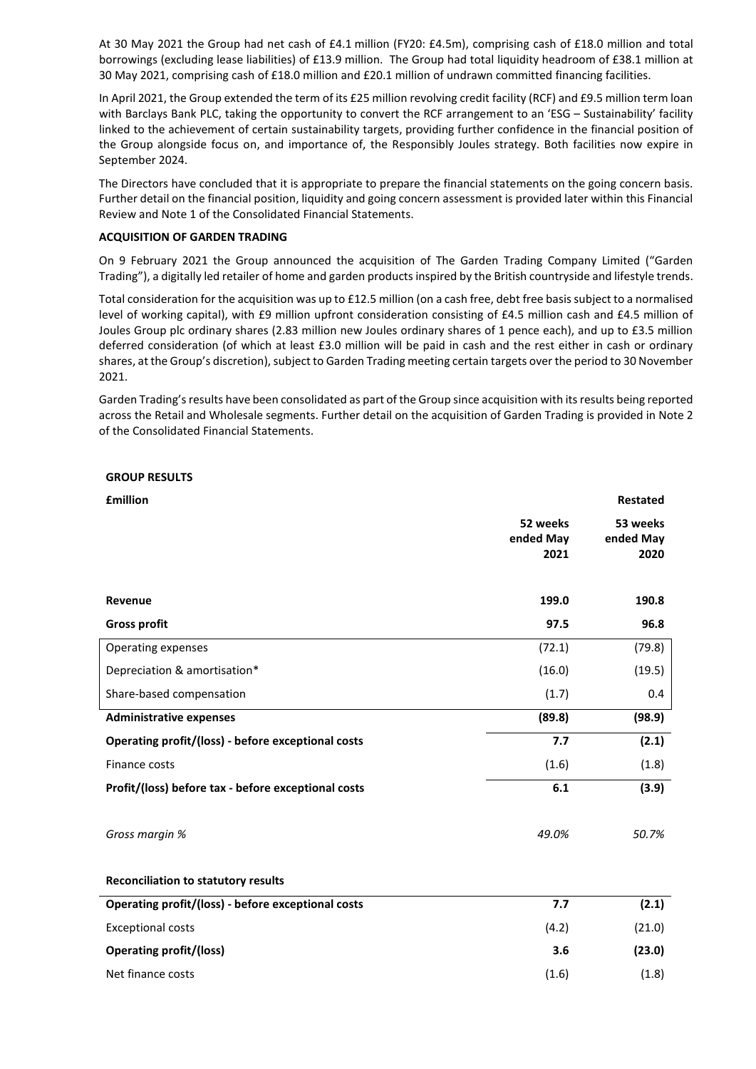At 30 May 2021 the Group had net cash of £4.1 million (FY20: £4.5m), comprising cash of £18.0 million and total borrowings (excluding lease liabilities) of £13.9 million. The Group had total liquidity headroom of £38.1 million at 30 May 2021, comprising cash of £18.0 million and £20.1 million of undrawn committed financing facilities.

In April 2021, the Group extended the term of its £25 million revolving credit facility (RCF) and £9.5 million term loan with Barclays Bank PLC, taking the opportunity to convert the RCF arrangement to an 'ESG – Sustainability' facility linked to the achievement of certain sustainability targets, providing further confidence in the financial position of the Group alongside focus on, and importance of, the Responsibly Joules strategy. Both facilities now expire in September 2024.

The Directors have concluded that it is appropriate to prepare the financial statements on the going concern basis. Further detail on the financial position, liquidity and going concern assessment is provided later within this Financial Review and Note 1 of the Consolidated Financial Statements.

**ACQUISITION OF GARDEN TRADING**

On 9 February 2021 the Group announced the acquisition of The Garden Trading Company Limited ("Garden Trading"), a digitally led retailer of home and garden products inspired by the British countryside and lifestyle trends.

Total consideration for the acquisition was up to £12.5 million (on a cash free, debt free basis subject to a normalised level of working capital), with £9 million upfront consideration consisting of £4.5 million cash and £4.5 million of Joules Group plc ordinary shares (2.83 million new Joules ordinary shares of 1 pence each), and up to £3.5 million deferred consideration (of which at least £3.0 million will be paid in cash and the rest either in cash or ordinary shares, at the Group's discretion), subject to Garden Trading meeting certain targets over the period to 30 November 2021.

Garden Trading's results have been consolidated as part of the Group since acquisition with its results being reported across the Retail and Wholesale segments. Further detail on the acquisition of Garden Trading is provided in Note 2 of the Consolidated Financial Statements.

**GROUP RESULTS**

| £million | 52 weeks ended May 2021 | Restated 53 weeks ended May 2020 |
|---|---|---|
| **Revenue** | **199.0** | **190.8** |
| **Gross profit** | **97.5** | **96.8** |
| Operating expenses | (72.1) | (79.8) |
| Depreciation & amortisation* | (16.0) | (19.5) |
| Share-based compensation | (1.7) | 0.4 |
| **Administrative expenses** | **(89.8)** | **(98.9)** |
| **Operating profit/(loss) - before exceptional costs** | **7.7** | **(2.1)** |
| Finance costs | (1.6) | (1.8) |
| **Profit/(loss) before tax - before exceptional costs** | **6.1** | **(3.9)** |
| *Gross margin %* | *49.0%* | *50.7%* |

**Reconciliation to statutory results**

| | | |
|---|---|---|
| **Operating profit/(loss) - before exceptional costs** | **7.7** | **(2.1)** |
| Exceptional costs | (4.2) | (21.0) |
| **Operating profit/(loss)** | **3.6** | **(23.0)** |
| Net finance costs | (1.6) | (1.8) |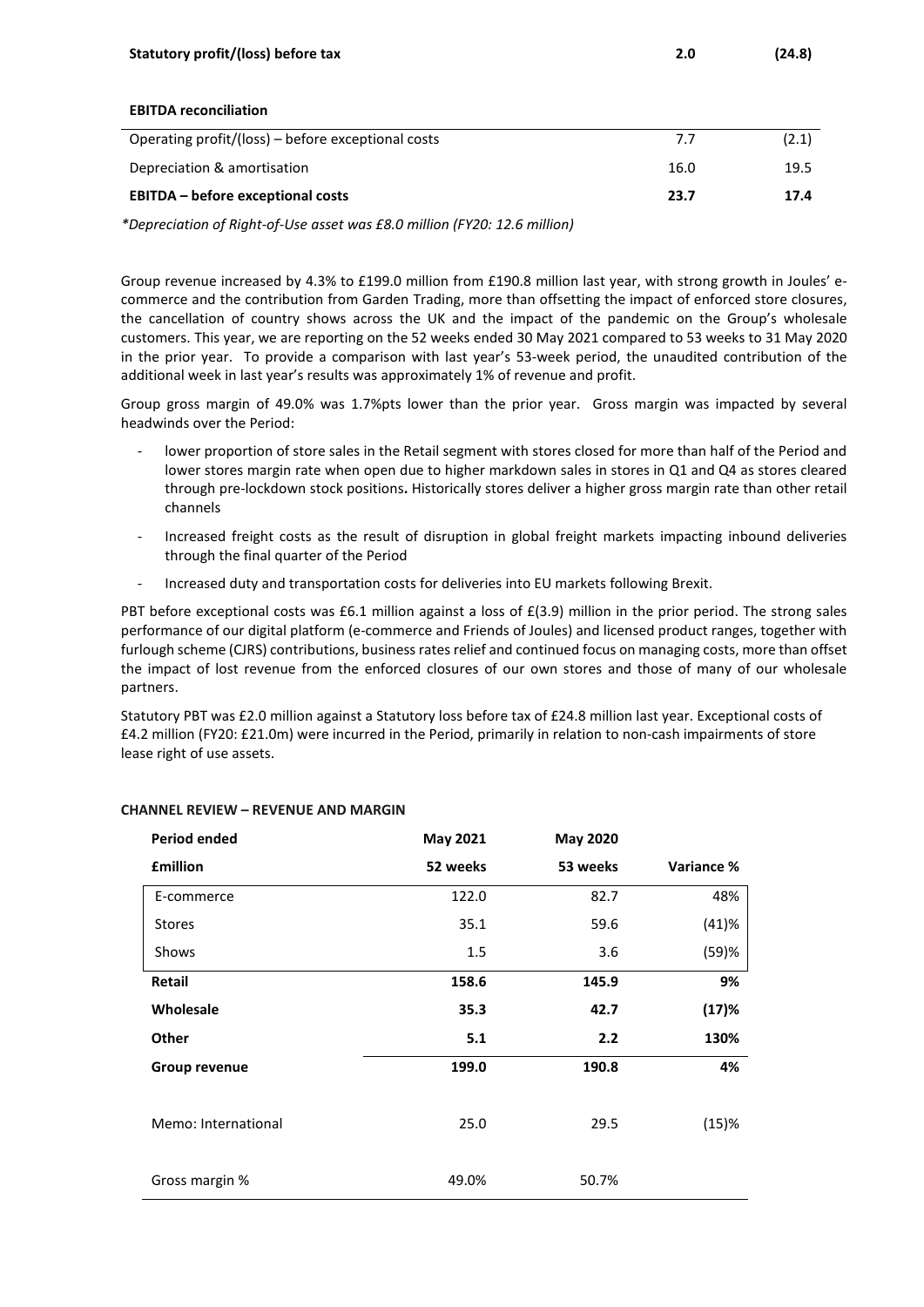| | | |
|---|---|---|
| **Statutory profit/(loss) before tax** | **2.0** | **(24.8)** |

**EBITDA reconciliation**

| | | |
|---|---|---|
| Operating profit/(loss) – before exceptional costs | 7.7 | (2.1) |
| Depreciation & amortisation | 16.0 | 19.5 |
| **EBITDA – before exceptional costs** | **23.7** | **17.4** |

*\*Depreciation of Right-of-Use asset was £8.0 million (FY20: 12.6 million)*

Group revenue increased by 4.3% to £199.0 million from £190.8 million last year, with strong growth in Joules' e-commerce and the contribution from Garden Trading, more than offsetting the impact of enforced store closures, the cancellation of country shows across the UK and the impact of the pandemic on the Group's wholesale customers. This year, we are reporting on the 52 weeks ended 30 May 2021 compared to 53 weeks to 31 May 2020 in the prior year. To provide a comparison with last year's 53-week period, the unaudited contribution of the additional week in last year's results was approximately 1% of revenue and profit.

Group gross margin of 49.0% was 1.7%pts lower than the prior year. Gross margin was impacted by several headwinds over the Period:

- lower proportion of store sales in the Retail segment with stores closed for more than half of the Period and lower stores margin rate when open due to higher markdown sales in stores in Q1 and Q4 as stores cleared through pre-lockdown stock positions**.** Historically stores deliver a higher gross margin rate than other retail channels
- Increased freight costs as the result of disruption in global freight markets impacting inbound deliveries through the final quarter of the Period
- Increased duty and transportation costs for deliveries into EU markets following Brexit.

PBT before exceptional costs was £6.1 million against a loss of £(3.9) million in the prior period. The strong sales performance of our digital platform (e-commerce and Friends of Joules) and licensed product ranges, together with furlough scheme (CJRS) contributions, business rates relief and continued focus on managing costs, more than offset the impact of lost revenue from the enforced closures of our own stores and those of many of our wholesale partners.

Statutory PBT was £2.0 million against a Statutory loss before tax of £24.8 million last year. Exceptional costs of £4.2 million (FY20: £21.0m) were incurred in the Period, primarily in relation to non-cash impairments of store lease right of use assets.

**CHANNEL REVIEW – REVENUE AND MARGIN**

| **Period ended** | **May 2021** | **May 2020** | |
|---|---|---|---|
| **£million** | **52 weeks** | **53 weeks** | **Variance %** |
| E-commerce | 122.0 | 82.7 | 48% |
| Stores | 35.1 | 59.6 | (41)% |
| Shows | 1.5 | 3.6 | (59)% |
| **Retail** | **158.6** | **145.9** | **9%** |
| **Wholesale** | **35.3** | **42.7** | **(17)%** |
| **Other** | **5.1** | **2.2** | **130%** |
| **Group revenue** | **199.0** | **190.8** | **4%** |
| Memo: International | 25.0 | 29.5 | (15)% |
| Gross margin % | 49.0% | 50.7% | |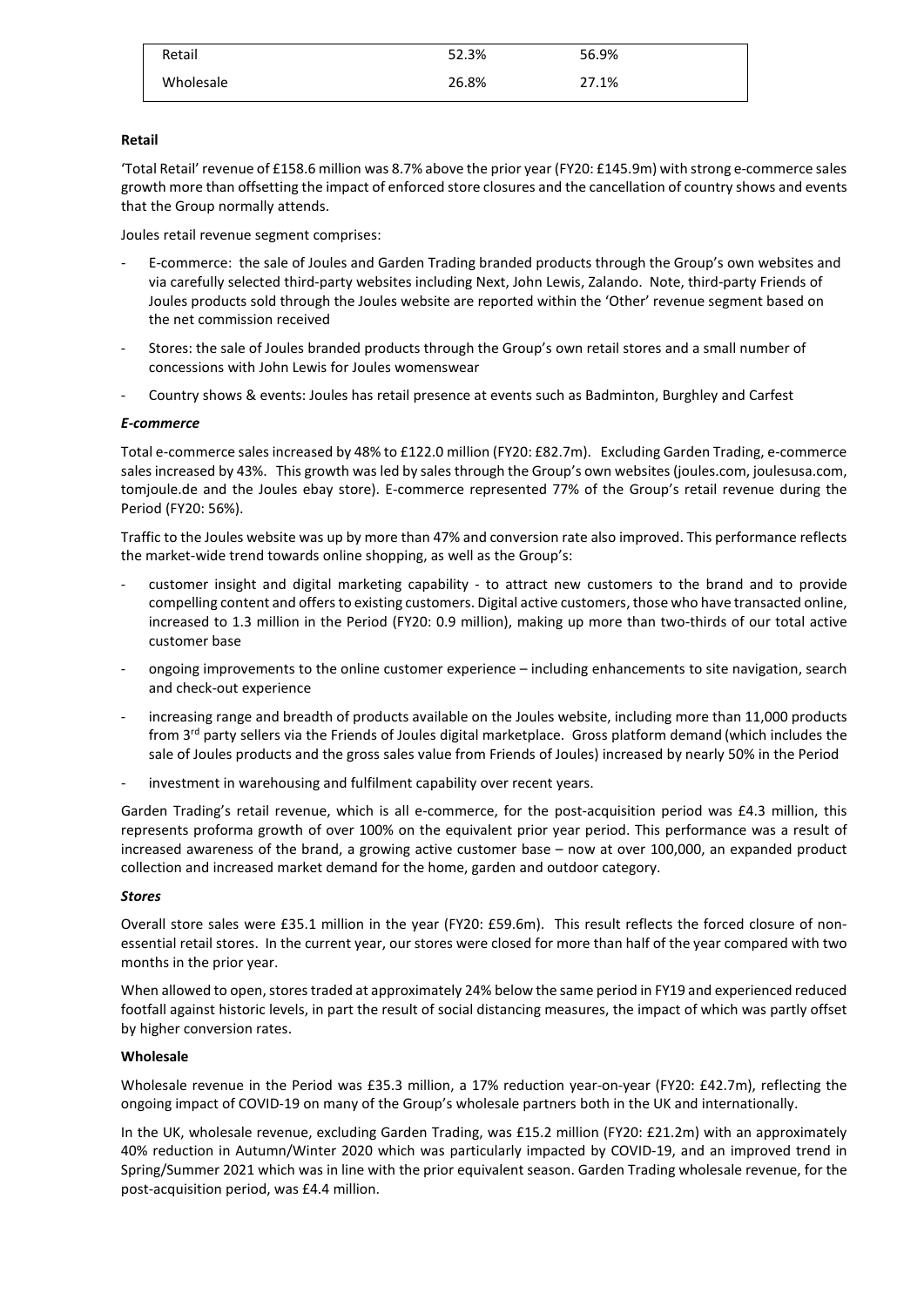| | | |
|---|---|---|
| Retail | 52.3% | 56.9% |
| Wholesale | 26.8% | 27.1% |

**Retail**

'Total Retail' revenue of £158.6 million was 8.7% above the prior year (FY20: £145.9m) with strong e-commerce sales growth more than offsetting the impact of enforced store closures and the cancellation of country shows and events that the Group normally attends.

Joules retail revenue segment comprises:

- E-commerce: the sale of Joules and Garden Trading branded products through the Group's own websites and via carefully selected third-party websites including Next, John Lewis, Zalando. Note, third-party Friends of Joules products sold through the Joules website are reported within the 'Other' revenue segment based on the net commission received
- Stores: the sale of Joules branded products through the Group's own retail stores and a small number of concessions with John Lewis for Joules womenswear
- Country shows & events: Joules has retail presence at events such as Badminton, Burghley and Carfest

***E-commerce***

Total e-commerce sales increased by 48% to £122.0 million (FY20: £82.7m). Excluding Garden Trading, e-commerce sales increased by 43%. This growth was led by sales through the Group's own websites (joules.com, joulesusa.com, tomjoule.de and the Joules ebay store). E-commerce represented 77% of the Group's retail revenue during the Period (FY20: 56%).

Traffic to the Joules website was up by more than 47% and conversion rate also improved. This performance reflects the market-wide trend towards online shopping, as well as the Group's:

- customer insight and digital marketing capability - to attract new customers to the brand and to provide compelling content and offers to existing customers. Digital active customers, those who have transacted online, increased to 1.3 million in the Period (FY20: 0.9 million), making up more than two-thirds of our total active customer base
- ongoing improvements to the online customer experience – including enhancements to site navigation, search and check-out experience
- increasing range and breadth of products available on the Joules website, including more than 11,000 products from 3rd party sellers via the Friends of Joules digital marketplace. Gross platform demand (which includes the sale of Joules products and the gross sales value from Friends of Joules) increased by nearly 50% in the Period
- investment in warehousing and fulfilment capability over recent years.

Garden Trading's retail revenue, which is all e-commerce, for the post-acquisition period was £4.3 million, this represents proforma growth of over 100% on the equivalent prior year period. This performance was a result of increased awareness of the brand, a growing active customer base – now at over 100,000, an expanded product collection and increased market demand for the home, garden and outdoor category.

***Stores***

Overall store sales were £35.1 million in the year (FY20: £59.6m). This result reflects the forced closure of non-essential retail stores. In the current year, our stores were closed for more than half of the year compared with two months in the prior year.

When allowed to open, stores traded at approximately 24% below the same period in FY19 and experienced reduced footfall against historic levels, in part the result of social distancing measures, the impact of which was partly offset by higher conversion rates.

**Wholesale**

Wholesale revenue in the Period was £35.3 million, a 17% reduction year-on-year (FY20: £42.7m), reflecting the ongoing impact of COVID-19 on many of the Group's wholesale partners both in the UK and internationally.

In the UK, wholesale revenue, excluding Garden Trading, was £15.2 million (FY20: £21.2m) with an approximately 40% reduction in Autumn/Winter 2020 which was particularly impacted by COVID-19, and an improved trend in Spring/Summer 2021 which was in line with the prior equivalent season. Garden Trading wholesale revenue, for the post-acquisition period, was £4.4 million.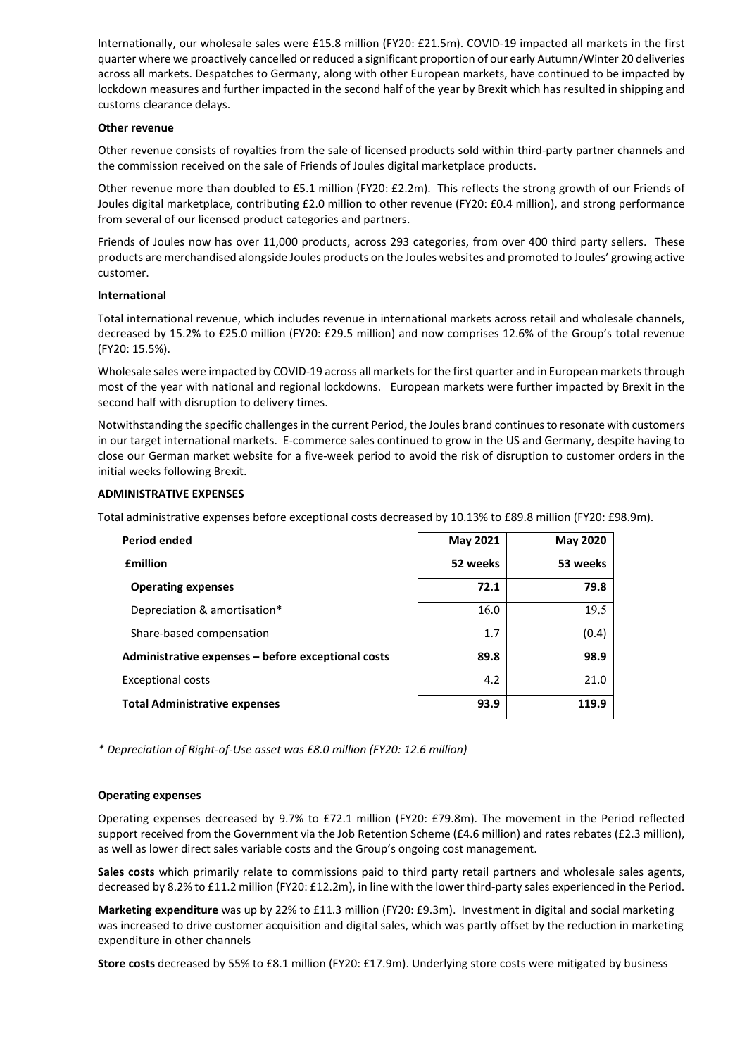Internationally, our wholesale sales were £15.8 million (FY20: £21.5m). COVID-19 impacted all markets in the first quarter where we proactively cancelled or reduced a significant proportion of our early Autumn/Winter 20 deliveries across all markets. Despatches to Germany, along with other European markets, have continued to be impacted by lockdown measures and further impacted in the second half of the year by Brexit which has resulted in shipping and customs clearance delays.

**Other revenue**

Other revenue consists of royalties from the sale of licensed products sold within third-party partner channels and the commission received on the sale of Friends of Joules digital marketplace products.

Other revenue more than doubled to £5.1 million (FY20: £2.2m). This reflects the strong growth of our Friends of Joules digital marketplace, contributing £2.0 million to other revenue (FY20: £0.4 million), and strong performance from several of our licensed product categories and partners.

Friends of Joules now has over 11,000 products, across 293 categories, from over 400 third party sellers. These products are merchandised alongside Joules products on the Joules websites and promoted to Joules' growing active customer.

**International**

Total international revenue, which includes revenue in international markets across retail and wholesale channels, decreased by 15.2% to £25.0 million (FY20: £29.5 million) and now comprises 12.6% of the Group's total revenue (FY20: 15.5%).

Wholesale sales were impacted by COVID-19 across all markets for the first quarter and in European markets through most of the year with national and regional lockdowns. European markets were further impacted by Brexit in the second half with disruption to delivery times.

Notwithstanding the specific challenges in the current Period, the Joules brand continues to resonate with customers in our target international markets. E-commerce sales continued to grow in the US and Germany, despite having to close our German market website for a five-week period to avoid the risk of disruption to customer orders in the initial weeks following Brexit.

**ADMINISTRATIVE EXPENSES**

Total administrative expenses before exceptional costs decreased by 10.13% to £89.8 million (FY20: £98.9m).

| **Period ended** | **May 2021** | **May 2020** |
|---|---|---|
| **£million** | **52 weeks** | **53 weeks** |
| **Operating expenses** | **72.1** | **79.8** |
| Depreciation & amortisation* | 16.0 | 19.5 |
| Share-based compensation | 1.7 | (0.4) |
| **Administrative expenses – before exceptional costs** | **89.8** | **98.9** |
| Exceptional costs | 4.2 | 21.0 |
| **Total Administrative expenses** | **93.9** | **119.9** |

*\* Depreciation of Right-of-Use asset was £8.0 million (FY20: 12.6 million)*

**Operating expenses**

Operating expenses decreased by 9.7% to £72.1 million (FY20: £79.8m). The movement in the Period reflected support received from the Government via the Job Retention Scheme (£4.6 million) and rates rebates (£2.3 million), as well as lower direct sales variable costs and the Group's ongoing cost management.

**Sales costs** which primarily relate to commissions paid to third party retail partners and wholesale sales agents, decreased by 8.2% to £11.2 million (FY20: £12.2m), in line with the lower third-party sales experienced in the Period.

**Marketing expenditure** was up by 22% to £11.3 million (FY20: £9.3m). Investment in digital and social marketing was increased to drive customer acquisition and digital sales, which was partly offset by the reduction in marketing expenditure in other channels

**Store costs** decreased by 55% to £8.1 million (FY20: £17.9m). Underlying store costs were mitigated by business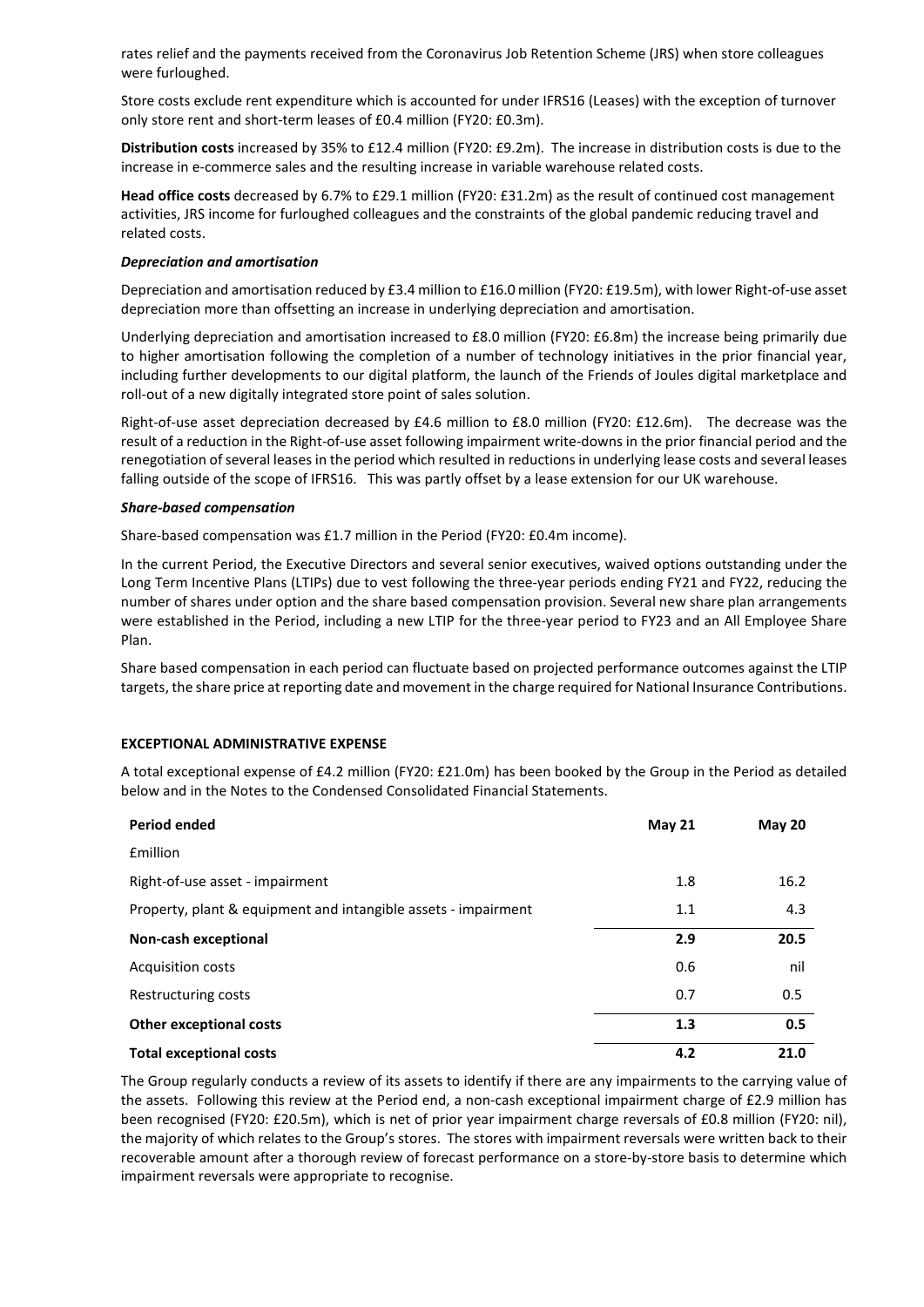rates relief and the payments received from the Coronavirus Job Retention Scheme (JRS) when store colleagues were furloughed.

Store costs exclude rent expenditure which is accounted for under IFRS16 (Leases) with the exception of turnover only store rent and short-term leases of £0.4 million (FY20: £0.3m).

**Distribution costs** increased by 35% to £12.4 million (FY20: £9.2m). The increase in distribution costs is due to the increase in e-commerce sales and the resulting increase in variable warehouse related costs.

**Head office costs** decreased by 6.7% to £29.1 million (FY20: £31.2m) as the result of continued cost management activities, JRS income for furloughed colleagues and the constraints of the global pandemic reducing travel and related costs.

***Depreciation and amortisation***

Depreciation and amortisation reduced by £3.4 million to £16.0 million (FY20: £19.5m), with lower Right-of-use asset depreciation more than offsetting an increase in underlying depreciation and amortisation.

Underlying depreciation and amortisation increased to £8.0 million (FY20: £6.8m) the increase being primarily due to higher amortisation following the completion of a number of technology initiatives in the prior financial year, including further developments to our digital platform, the launch of the Friends of Joules digital marketplace and roll-out of a new digitally integrated store point of sales solution.

Right-of-use asset depreciation decreased by £4.6 million to £8.0 million (FY20: £12.6m). The decrease was the result of a reduction in the Right-of-use asset following impairment write-downs in the prior financial period and the renegotiation of several leases in the period which resulted in reductions in underlying lease costs and several leases falling outside of the scope of IFRS16. This was partly offset by a lease extension for our UK warehouse.

***Share-based compensation***

Share-based compensation was £1.7 million in the Period (FY20: £0.4m income).

In the current Period, the Executive Directors and several senior executives, waived options outstanding under the Long Term Incentive Plans (LTIPs) due to vest following the three-year periods ending FY21 and FY22, reducing the number of shares under option and the share based compensation provision. Several new share plan arrangements were established in the Period, including a new LTIP for the three-year period to FY23 and an All Employee Share Plan.

Share based compensation in each period can fluctuate based on projected performance outcomes against the LTIP targets, the share price at reporting date and movement in the charge required for National Insurance Contributions.

**EXCEPTIONAL ADMINISTRATIVE EXPENSE**

A total exceptional expense of £4.2 million (FY20: £21.0m) has been booked by the Group in the Period as detailed below and in the Notes to the Condensed Consolidated Financial Statements.

| **Period ended** | **May 21** | **May 20** |
|---|---|---|
| £million | | |
| Right-of-use asset - impairment | 1.8 | 16.2 |
| Property, plant & equipment and intangible assets - impairment | 1.1 | 4.3 |
| **Non-cash exceptional** | **2.9** | **20.5** |
| Acquisition costs | 0.6 | nil |
| Restructuring costs | 0.7 | 0.5 |
| **Other exceptional costs** | **1.3** | **0.5** |
| **Total exceptional costs** | **4.2** | **21.0** |

The Group regularly conducts a review of its assets to identify if there are any impairments to the carrying value of the assets. Following this review at the Period end, a non-cash exceptional impairment charge of £2.9 million has been recognised (FY20: £20.5m), which is net of prior year impairment charge reversals of £0.8 million (FY20: nil), the majority of which relates to the Group's stores. The stores with impairment reversals were written back to their recoverable amount after a thorough review of forecast performance on a store-by-store basis to determine which impairment reversals were appropriate to recognise.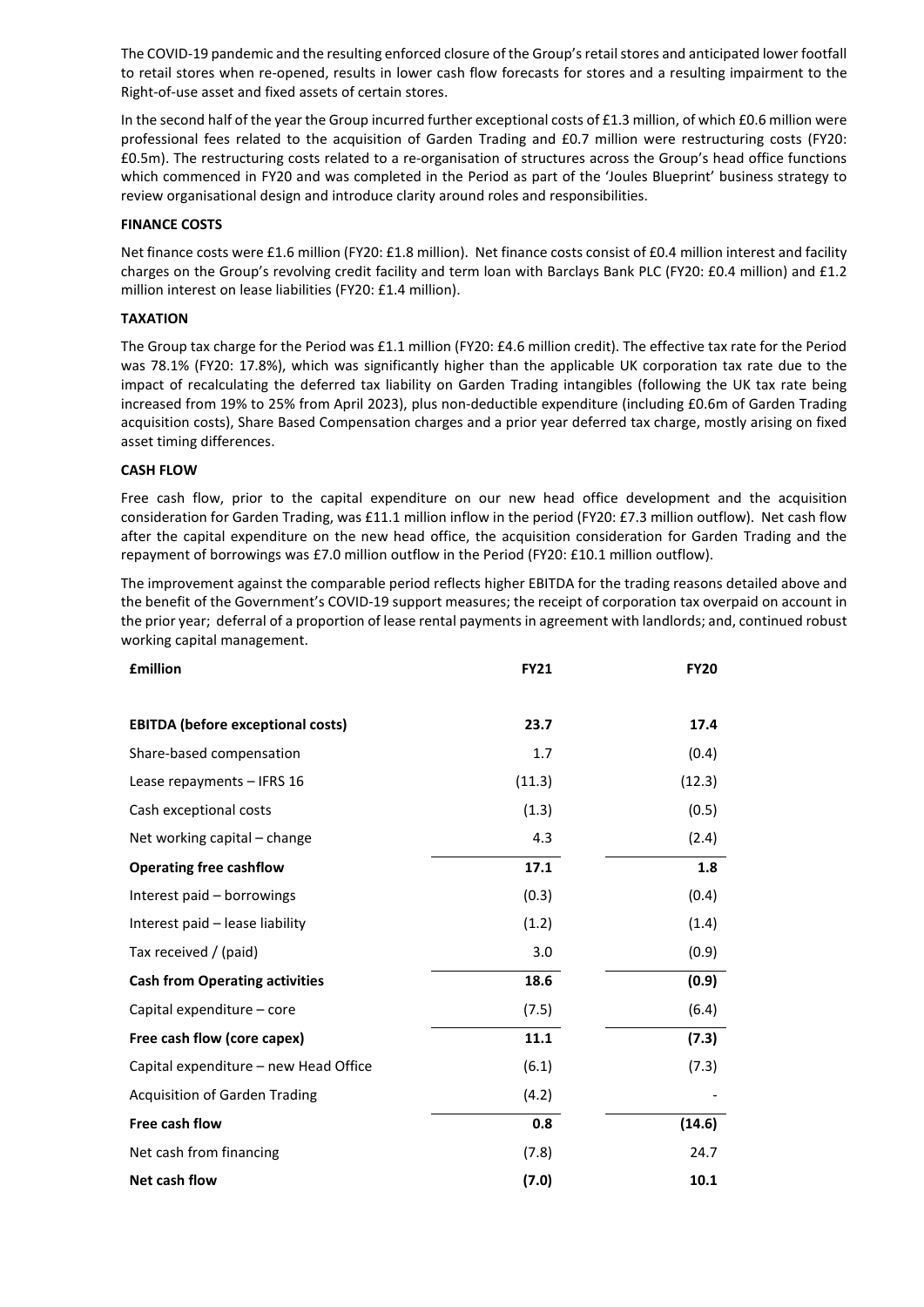The COVID-19 pandemic and the resulting enforced closure of the Group's retail stores and anticipated lower footfall to retail stores when re-opened, results in lower cash flow forecasts for stores and a resulting impairment to the Right-of-use asset and fixed assets of certain stores.

In the second half of the year the Group incurred further exceptional costs of £1.3 million, of which £0.6 million were professional fees related to the acquisition of Garden Trading and £0.7 million were restructuring costs (FY20: £0.5m). The restructuring costs related to a re-organisation of structures across the Group's head office functions which commenced in FY20 and was completed in the Period as part of the 'Joules Blueprint' business strategy to review organisational design and introduce clarity around roles and responsibilities.

**FINANCE COSTS**

Net finance costs were £1.6 million (FY20: £1.8 million). Net finance costs consist of £0.4 million interest and facility charges on the Group's revolving credit facility and term loan with Barclays Bank PLC (FY20: £0.4 million) and £1.2 million interest on lease liabilities (FY20: £1.4 million).

**TAXATION**

The Group tax charge for the Period was £1.1 million (FY20: £4.6 million credit). The effective tax rate for the Period was 78.1% (FY20: 17.8%), which was significantly higher than the applicable UK corporation tax rate due to the impact of recalculating the deferred tax liability on Garden Trading intangibles (following the UK tax rate being increased from 19% to 25% from April 2023), plus non-deductible expenditure (including £0.6m of Garden Trading acquisition costs), Share Based Compensation charges and a prior year deferred tax charge, mostly arising on fixed asset timing differences.

**CASH FLOW**

Free cash flow, prior to the capital expenditure on our new head office development and the acquisition consideration for Garden Trading, was £11.1 million inflow in the period (FY20: £7.3 million outflow). Net cash flow after the capital expenditure on the new head office, the acquisition consideration for Garden Trading and the repayment of borrowings was £7.0 million outflow in the Period (FY20: £10.1 million outflow).

The improvement against the comparable period reflects higher EBITDA for the trading reasons detailed above and the benefit of the Government's COVID-19 support measures; the receipt of corporation tax overpaid on account in the prior year; deferral of a proportion of lease rental payments in agreement with landlords; and, continued robust working capital management.

| **£million** | **FY21** | **FY20** |
|---|---|---|
| **EBITDA (before exceptional costs)** | **23.7** | **17.4** |
| Share-based compensation | 1.7 | (0.4) |
| Lease repayments – IFRS 16 | (11.3) | (12.3) |
| Cash exceptional costs | (1.3) | (0.5) |
| Net working capital – change | 4.3 | (2.4) |
| **Operating free cashflow** | **17.1** | **1.8** |
| Interest paid – borrowings | (0.3) | (0.4) |
| Interest paid – lease liability | (1.2) | (1.4) |
| Tax received / (paid) | 3.0 | (0.9) |
| **Cash from Operating activities** | **18.6** | **(0.9)** |
| Capital expenditure – core | (7.5) | (6.4) |
| **Free cash flow (core capex)** | **11.1** | **(7.3)** |
| Capital expenditure – new Head Office | (6.1) | (7.3) |
| Acquisition of Garden Trading | (4.2) | - |
| **Free cash flow** | **0.8** | **(14.6)** |
| Net cash from financing | (7.8) | 24.7 |
| **Net cash flow** | **(7.0)** | **10.1** |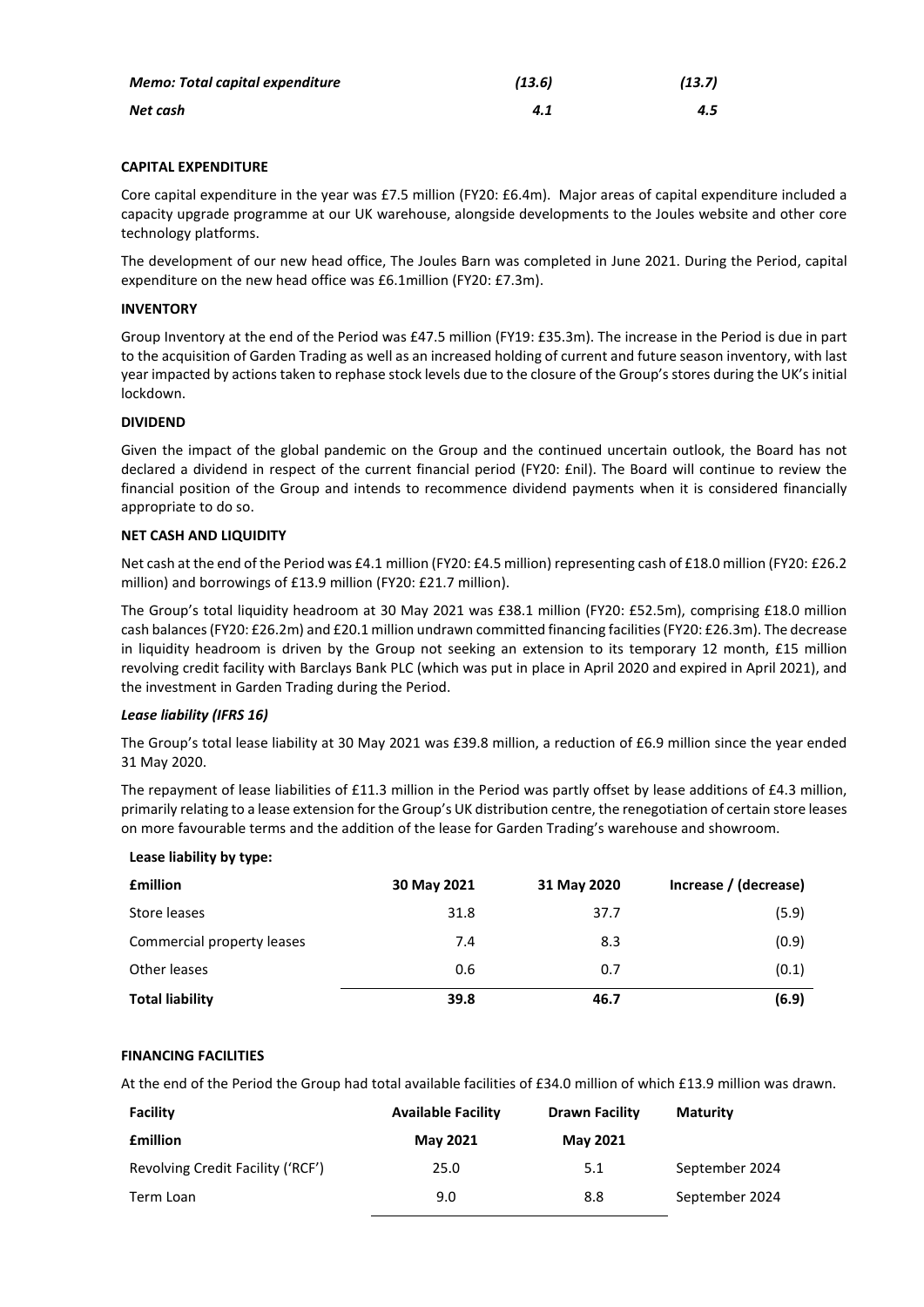| | | |
|---|---|---|
| ***Memo: Total capital expenditure*** | ***(13.6)*** | ***(13.7)*** |
| ***Net cash*** | ***4.1*** | ***4.5*** |

**CAPITAL EXPENDITURE**

Core capital expenditure in the year was £7.5 million (FY20: £6.4m). Major areas of capital expenditure included a capacity upgrade programme at our UK warehouse, alongside developments to the Joules website and other core technology platforms.

The development of our new head office, The Joules Barn was completed in June 2021. During the Period, capital expenditure on the new head office was £6.1million (FY20: £7.3m).

**INVENTORY**

Group Inventory at the end of the Period was £47.5 million (FY19: £35.3m). The increase in the Period is due in part to the acquisition of Garden Trading as well as an increased holding of current and future season inventory, with last year impacted by actions taken to rephase stock levels due to the closure of the Group's stores during the UK's initial lockdown.

**DIVIDEND**

Given the impact of the global pandemic on the Group and the continued uncertain outlook, the Board has not declared a dividend in respect of the current financial period (FY20: £nil). The Board will continue to review the financial position of the Group and intends to recommence dividend payments when it is considered financially appropriate to do so.

**NET CASH AND LIQUIDITY**

Net cash at the end of the Period was £4.1 million (FY20: £4.5 million) representing cash of £18.0 million (FY20: £26.2 million) and borrowings of £13.9 million (FY20: £21.7 million).

The Group's total liquidity headroom at 30 May 2021 was £38.1 million (FY20: £52.5m), comprising £18.0 million cash balances (FY20: £26.2m) and £20.1 million undrawn committed financing facilities (FY20: £26.3m). The decrease in liquidity headroom is driven by the Group not seeking an extension to its temporary 12 month, £15 million revolving credit facility with Barclays Bank PLC (which was put in place in April 2020 and expired in April 2021), and the investment in Garden Trading during the Period.

***Lease liability (IFRS 16)***

The Group's total lease liability at 30 May 2021 was £39.8 million, a reduction of £6.9 million since the year ended 31 May 2020.

The repayment of lease liabilities of £11.3 million in the Period was partly offset by lease additions of £4.3 million, primarily relating to a lease extension for the Group's UK distribution centre, the renegotiation of certain store leases on more favourable terms and the addition of the lease for Garden Trading's warehouse and showroom.

**Lease liability by type:**

| **£million** | **30 May 2021** | **31 May 2020** | **Increase / (decrease)** |
|---|---|---|---|
| Store leases | 31.8 | 37.7 | (5.9) |
| Commercial property leases | 7.4 | 8.3 | (0.9) |
| Other leases | 0.6 | 0.7 | (0.1) |
| **Total liability** | **39.8** | **46.7** | **(6.9)** |

**FINANCING FACILITIES**

At the end of the Period the Group had total available facilities of £34.0 million of which £13.9 million was drawn.

| **Facility** | **Available Facility** | **Drawn Facility** | **Maturity** |
|---|---|---|---|
| **£million** | **May 2021** | **May 2021** | |
| Revolving Credit Facility ('RCF') | 25.0 | 5.1 | September 2024 |
| Term Loan | 9.0 | 8.8 | September 2024 |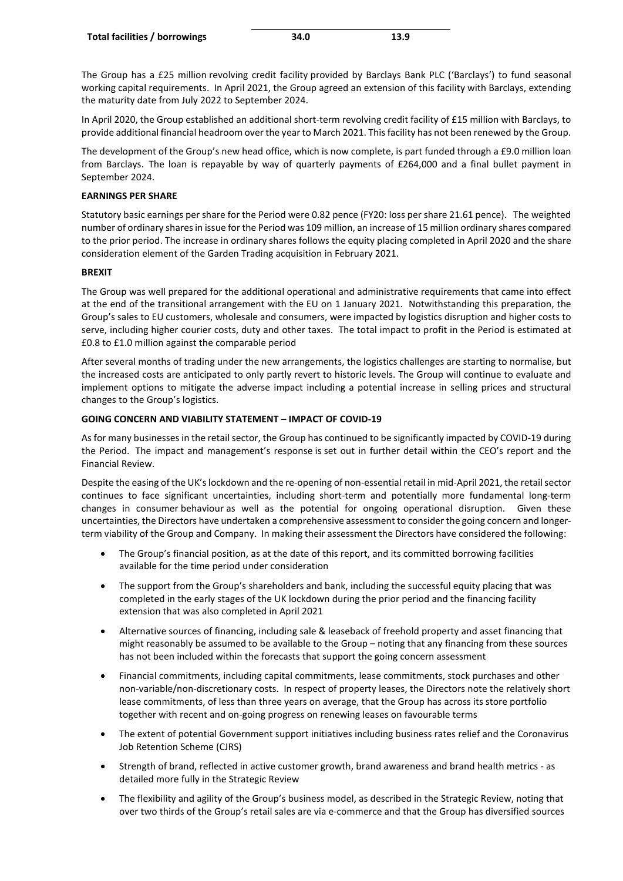| Total facilities / borrowings | 34.0 | 13.9 |
|---|---|---|

The Group has a £25 million revolving credit facility provided by Barclays Bank PLC ('Barclays') to fund seasonal working capital requirements. In April 2021, the Group agreed an extension of this facility with Barclays, extending the maturity date from July 2022 to September 2024.

In April 2020, the Group established an additional short-term revolving credit facility of £15 million with Barclays, to provide additional financial headroom over the year to March 2021. This facility has not been renewed by the Group.

The development of the Group's new head office, which is now complete, is part funded through a £9.0 million loan from Barclays. The loan is repayable by way of quarterly payments of £264,000 and a final bullet payment in September 2024.

**EARNINGS PER SHARE**

Statutory basic earnings per share for the Period were 0.82 pence (FY20: loss per share 21.61 pence). The weighted number of ordinary shares in issue for the Period was 109 million, an increase of 15 million ordinary shares compared to the prior period. The increase in ordinary shares follows the equity placing completed in April 2020 and the share consideration element of the Garden Trading acquisition in February 2021.

**BREXIT**

The Group was well prepared for the additional operational and administrative requirements that came into effect at the end of the transitional arrangement with the EU on 1 January 2021. Notwithstanding this preparation, the Group's sales to EU customers, wholesale and consumers, were impacted by logistics disruption and higher costs to serve, including higher courier costs, duty and other taxes. The total impact to profit in the Period is estimated at £0.8 to £1.0 million against the comparable period

After several months of trading under the new arrangements, the logistics challenges are starting to normalise, but the increased costs are anticipated to only partly revert to historic levels. The Group will continue to evaluate and implement options to mitigate the adverse impact including a potential increase in selling prices and structural changes to the Group's logistics.

**GOING CONCERN AND VIABILITY STATEMENT – IMPACT OF COVID-19**

As for many businesses in the retail sector, the Group has continued to be significantly impacted by COVID-19 during the Period. The impact and management's response is set out in further detail within the CEO's report and the Financial Review.

Despite the easing of the UK's lockdown and the re-opening of non-essential retail in mid-April 2021, the retail sector continues to face significant uncertainties, including short-term and potentially more fundamental long-term changes in consumer behaviour as well as the potential for ongoing operational disruption. Given these uncertainties, the Directors have undertaken a comprehensive assessment to consider the going concern and longer-term viability of the Group and Company. In making their assessment the Directors have considered the following:

- The Group's financial position, as at the date of this report, and its committed borrowing facilities available for the time period under consideration
- The support from the Group's shareholders and bank, including the successful equity placing that was completed in the early stages of the UK lockdown during the prior period and the financing facility extension that was also completed in April 2021
- Alternative sources of financing, including sale & leaseback of freehold property and asset financing that might reasonably be assumed to be available to the Group – noting that any financing from these sources has not been included within the forecasts that support the going concern assessment
- Financial commitments, including capital commitments, lease commitments, stock purchases and other non-variable/non-discretionary costs. In respect of property leases, the Directors note the relatively short lease commitments, of less than three years on average, that the Group has across its store portfolio together with recent and on-going progress on renewing leases on favourable terms
- The extent of potential Government support initiatives including business rates relief and the Coronavirus Job Retention Scheme (CJRS)
- Strength of brand, reflected in active customer growth, brand awareness and brand health metrics - as detailed more fully in the Strategic Review
- The flexibility and agility of the Group's business model, as described in the Strategic Review, noting that over two thirds of the Group's retail sales are via e-commerce and that the Group has diversified sources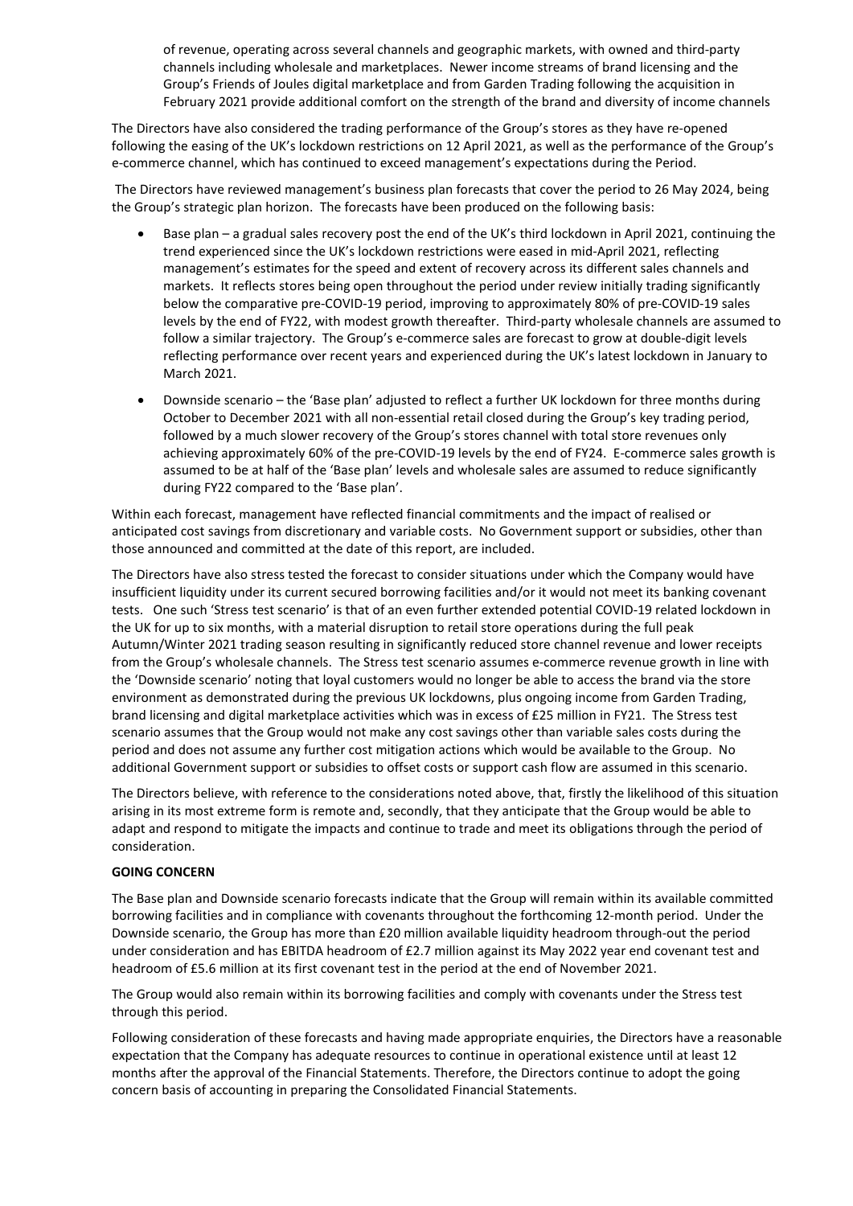of revenue, operating across several channels and geographic markets, with owned and third-party channels including wholesale and marketplaces. Newer income streams of brand licensing and the Group's Friends of Joules digital marketplace and from Garden Trading following the acquisition in February 2021 provide additional comfort on the strength of the brand and diversity of income channels

The Directors have also considered the trading performance of the Group's stores as they have re-opened following the easing of the UK's lockdown restrictions on 12 April 2021, as well as the performance of the Group's e-commerce channel, which has continued to exceed management's expectations during the Period.

The Directors have reviewed management's business plan forecasts that cover the period to 26 May 2024, being the Group's strategic plan horizon. The forecasts have been produced on the following basis:

- Base plan – a gradual sales recovery post the end of the UK's third lockdown in April 2021, continuing the trend experienced since the UK's lockdown restrictions were eased in mid-April 2021, reflecting management's estimates for the speed and extent of recovery across its different sales channels and markets. It reflects stores being open throughout the period under review initially trading significantly below the comparative pre-COVID-19 period, improving to approximately 80% of pre-COVID-19 sales levels by the end of FY22, with modest growth thereafter. Third-party wholesale channels are assumed to follow a similar trajectory. The Group's e-commerce sales are forecast to grow at double-digit levels reflecting performance over recent years and experienced during the UK's latest lockdown in January to March 2021.
- Downside scenario – the 'Base plan' adjusted to reflect a further UK lockdown for three months during October to December 2021 with all non-essential retail closed during the Group's key trading period, followed by a much slower recovery of the Group's stores channel with total store revenues only achieving approximately 60% of the pre-COVID-19 levels by the end of FY24. E-commerce sales growth is assumed to be at half of the 'Base plan' levels and wholesale sales are assumed to reduce significantly during FY22 compared to the 'Base plan'.

Within each forecast, management have reflected financial commitments and the impact of realised or anticipated cost savings from discretionary and variable costs. No Government support or subsidies, other than those announced and committed at the date of this report, are included.

The Directors have also stress tested the forecast to consider situations under which the Company would have insufficient liquidity under its current secured borrowing facilities and/or it would not meet its banking covenant tests. One such 'Stress test scenario' is that of an even further extended potential COVID-19 related lockdown in the UK for up to six months, with a material disruption to retail store operations during the full peak Autumn/Winter 2021 trading season resulting in significantly reduced store channel revenue and lower receipts from the Group's wholesale channels. The Stress test scenario assumes e-commerce revenue growth in line with the 'Downside scenario' noting that loyal customers would no longer be able to access the brand via the store environment as demonstrated during the previous UK lockdowns, plus ongoing income from Garden Trading, brand licensing and digital marketplace activities which was in excess of £25 million in FY21. The Stress test scenario assumes that the Group would not make any cost savings other than variable sales costs during the period and does not assume any further cost mitigation actions which would be available to the Group. No additional Government support or subsidies to offset costs or support cash flow are assumed in this scenario.

The Directors believe, with reference to the considerations noted above, that, firstly the likelihood of this situation arising in its most extreme form is remote and, secondly, that they anticipate that the Group would be able to adapt and respond to mitigate the impacts and continue to trade and meet its obligations through the period of consideration.

**GOING CONCERN**

The Base plan and Downside scenario forecasts indicate that the Group will remain within its available committed borrowing facilities and in compliance with covenants throughout the forthcoming 12-month period. Under the Downside scenario, the Group has more than £20 million available liquidity headroom through-out the period under consideration and has EBITDA headroom of £2.7 million against its May 2022 year end covenant test and headroom of £5.6 million at its first covenant test in the period at the end of November 2021.

The Group would also remain within its borrowing facilities and comply with covenants under the Stress test through this period.

Following consideration of these forecasts and having made appropriate enquiries, the Directors have a reasonable expectation that the Company has adequate resources to continue in operational existence until at least 12 months after the approval of the Financial Statements. Therefore, the Directors continue to adopt the going concern basis of accounting in preparing the Consolidated Financial Statements.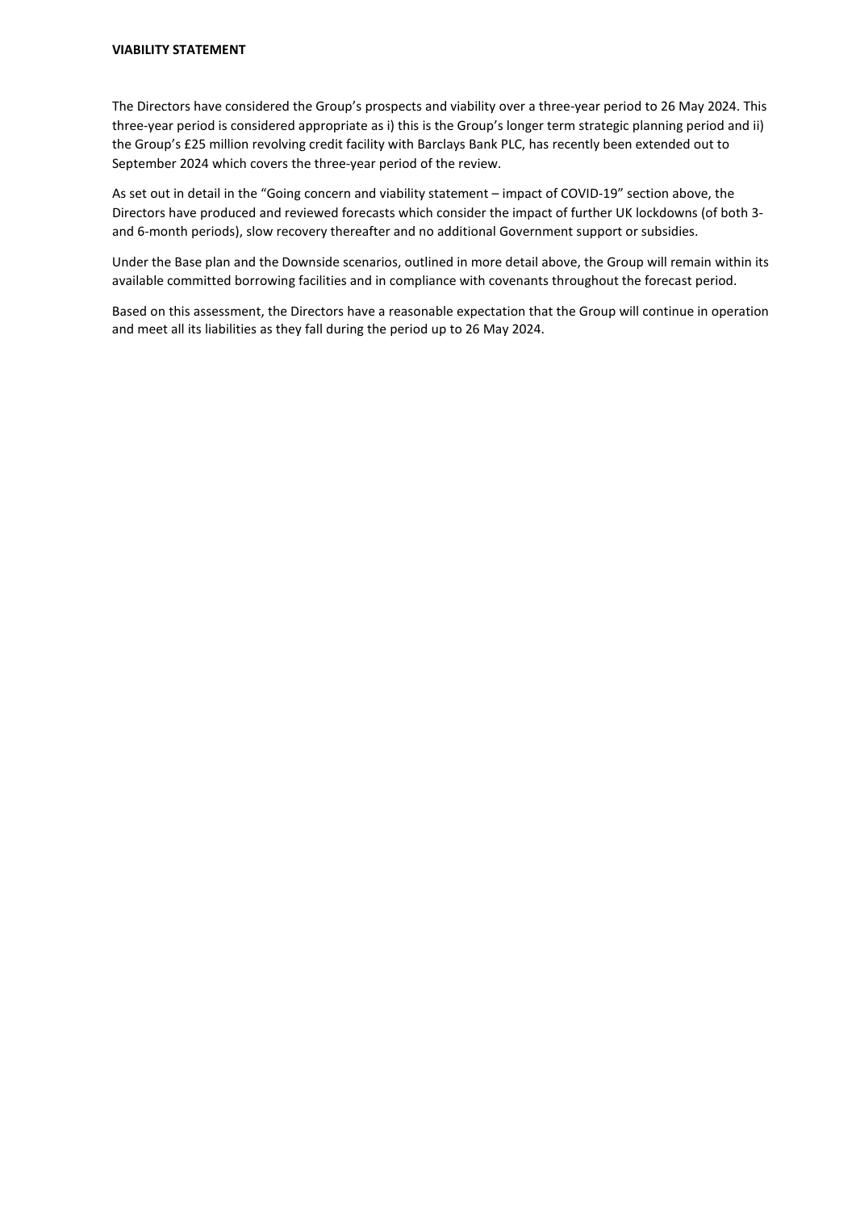**VIABILITY STATEMENT**

The Directors have considered the Group's prospects and viability over a three-year period to 26 May 2024. This three-year period is considered appropriate as i) this is the Group's longer term strategic planning period and ii) the Group's £25 million revolving credit facility with Barclays Bank PLC, has recently been extended out to September 2024 which covers the three-year period of the review.

As set out in detail in the "Going concern and viability statement – impact of COVID-19" section above, the Directors have produced and reviewed forecasts which consider the impact of further UK lockdowns (of both 3- and 6-month periods), slow recovery thereafter and no additional Government support or subsidies.

Under the Base plan and the Downside scenarios, outlined in more detail above, the Group will remain within its available committed borrowing facilities and in compliance with covenants throughout the forecast period.

Based on this assessment, the Directors have a reasonable expectation that the Group will continue in operation and meet all its liabilities as they fall during the period up to 26 May 2024.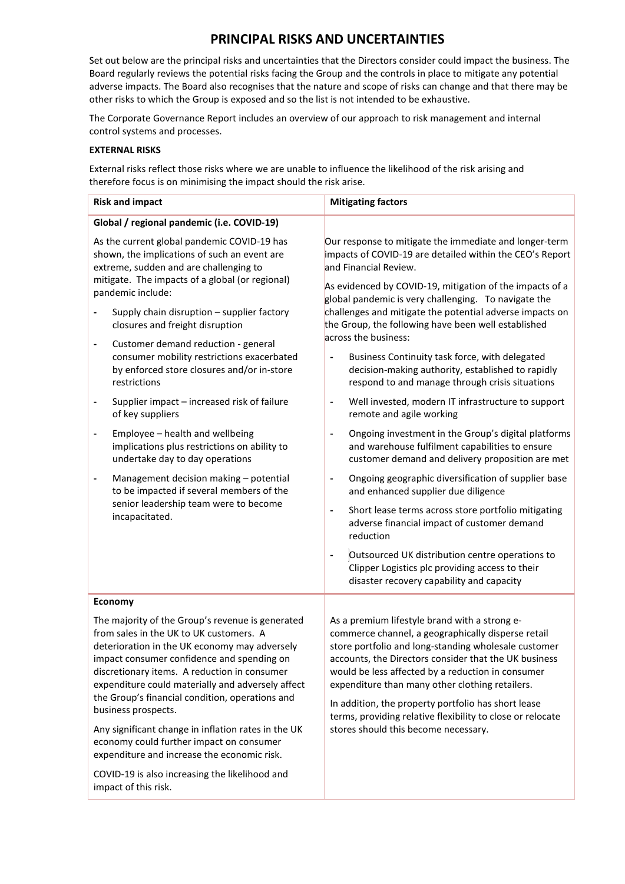# PRINCIPAL RISKS AND UNCERTAINTIES

Set out below are the principal risks and uncertainties that the Directors consider could impact the business. The Board regularly reviews the potential risks facing the Group and the controls in place to mitigate any potential adverse impacts. The Board also recognises that the nature and scope of risks can change and that there may be other risks to which the Group is exposed and so the list is not intended to be exhaustive.

The Corporate Governance Report includes an overview of our approach to risk management and internal control systems and processes.

**EXTERNAL RISKS**

External risks reflect those risks where we are unable to influence the likelihood of the risk arising and therefore focus is on minimising the impact should the risk arise.

| Risk and impact | Mitigating factors |
|---|---|
| **Global / regional pandemic (i.e. COVID-19)**<br><br>As the current global pandemic COVID-19 has shown, the implications of such an event are extreme, sudden and are challenging to mitigate. The impacts of a global (or regional) pandemic include:<br>- Supply chain disruption – supplier factory closures and freight disruption<br>- Customer demand reduction - general consumer mobility restrictions exacerbated by enforced store closures and/or in-store restrictions<br>- Supplier impact – increased risk of failure of key suppliers<br>- Employee – health and wellbeing implications plus restrictions on ability to undertake day to day operations<br>- Management decision making – potential to be impacted if several members of the senior leadership team were to become incapacitated. | Our response to mitigate the immediate and longer-term impacts of COVID-19 are detailed within the CEO's Report and Financial Review.<br><br>As evidenced by COVID-19, mitigation of the impacts of a global pandemic is very challenging. To navigate the challenges and mitigate the potential adverse impacts on the Group, the following have been well established across the business:<br>- Business Continuity task force, with delegated decision-making authority, established to rapidly respond to and manage through crisis situations<br>- Well invested, modern IT infrastructure to support remote and agile working<br>- Ongoing investment in the Group's digital platforms and warehouse fulfilment capabilities to ensure customer demand and delivery proposition are met<br>- Ongoing geographic diversification of supplier base and enhanced supplier due diligence<br>- Short lease terms across store portfolio mitigating adverse financial impact of customer demand reduction<br>- Outsourced UK distribution centre operations to Clipper Logistics plc providing access to their disaster recovery capability and capacity |
| **Economy**<br><br>The majority of the Group's revenue is generated from sales in the UK to UK customers. A deterioration in the UK economy may adversely impact consumer confidence and spending on discretionary items. A reduction in consumer expenditure could materially and adversely affect the Group's financial condition, operations and business prospects.<br><br>Any significant change in inflation rates in the UK economy could further impact on consumer expenditure and increase the economic risk.<br><br>COVID-19 is also increasing the likelihood and impact of this risk. | As a premium lifestyle brand with a strong e-commerce channel, a geographically disperse retail store portfolio and long-standing wholesale customer accounts, the Directors consider that the UK business would be less affected by a reduction in consumer expenditure than many other clothing retailers.<br><br>In addition, the property portfolio has short lease terms, providing relative flexibility to close or relocate stores should this become necessary. |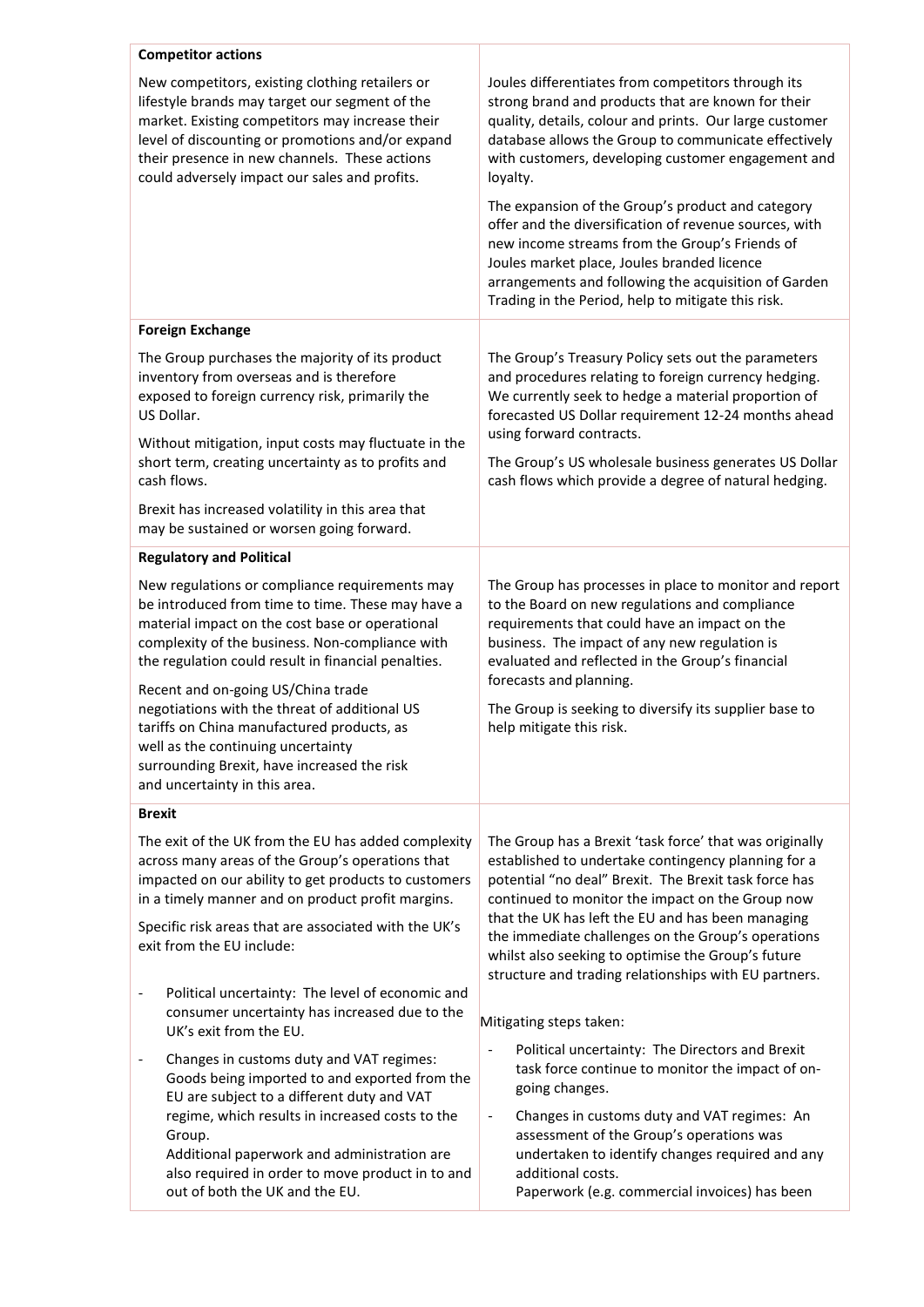| | |
|---|---|
| **Competitor actions**<br><br>New competitors, existing clothing retailers or lifestyle brands may target our segment of the market. Existing competitors may increase their level of discounting or promotions and/or expand their presence in new channels. These actions could adversely impact our sales and profits. | Joules differentiates from competitors through its strong brand and products that are known for their quality, details, colour and prints. Our large customer database allows the Group to communicate effectively with customers, developing customer engagement and loyalty.<br><br>The expansion of the Group's product and category offer and the diversification of revenue sources, with new income streams from the Group's Friends of Joules market place, Joules branded licence arrangements and following the acquisition of Garden Trading in the Period, help to mitigate this risk. |
| **Foreign Exchange**<br><br>The Group purchases the majority of its product inventory from overseas and is therefore exposed to foreign currency risk, primarily the US Dollar.<br><br>Without mitigation, input costs may fluctuate in the short term, creating uncertainty as to profits and cash flows.<br><br>Brexit has increased volatility in this area that may be sustained or worsen going forward. | The Group's Treasury Policy sets out the parameters and procedures relating to foreign currency hedging. We currently seek to hedge a material proportion of forecasted US Dollar requirement 12-24 months ahead using forward contracts.<br><br>The Group's US wholesale business generates US Dollar cash flows which provide a degree of natural hedging. |
| **Regulatory and Political**<br><br>New regulations or compliance requirements may be introduced from time to time. These may have a material impact on the cost base or operational complexity of the business. Non-compliance with the regulation could result in financial penalties.<br><br>Recent and on-going US/China trade negotiations with the threat of additional US tariffs on China manufactured products, as well as the continuing uncertainty surrounding Brexit, have increased the risk and uncertainty in this area. | The Group has processes in place to monitor and report to the Board on new regulations and compliance requirements that could have an impact on the business. The impact of any new regulation is evaluated and reflected in the Group's financial forecasts and planning.<br><br>The Group is seeking to diversify its supplier base to help mitigate this risk. |
| **Brexit**<br><br>The exit of the UK from the EU has added complexity across many areas of the Group's operations that impacted on our ability to get products to customers in a timely manner and on product profit margins.<br><br>Specific risk areas that are associated with the UK's exit from the EU include:<br><br>- Political uncertainty: The level of economic and consumer uncertainty has increased due to the UK's exit from the EU.<br>- Changes in customs duty and VAT regimes: Goods being imported to and exported from the EU are subject to a different duty and VAT regime, which results in increased costs to the Group.<br>Additional paperwork and administration are also required in order to move product in to and out of both the UK and the EU. | The Group has a Brexit 'task force' that was originally established to undertake contingency planning for a potential "no deal" Brexit. The Brexit task force has continued to monitor the impact on the Group now that the UK has left the EU and has been managing the immediate challenges on the Group's operations whilst also seeking to optimise the Group's future structure and trading relationships with EU partners.<br><br>Mitigating steps taken:<br><br>- Political uncertainty: The Directors and Brexit task force continue to monitor the impact of on-going changes.<br>- Changes in customs duty and VAT regimes: An assessment of the Group's operations was undertaken to identify changes required and any additional costs.<br>Paperwork (e.g. commercial invoices) has been |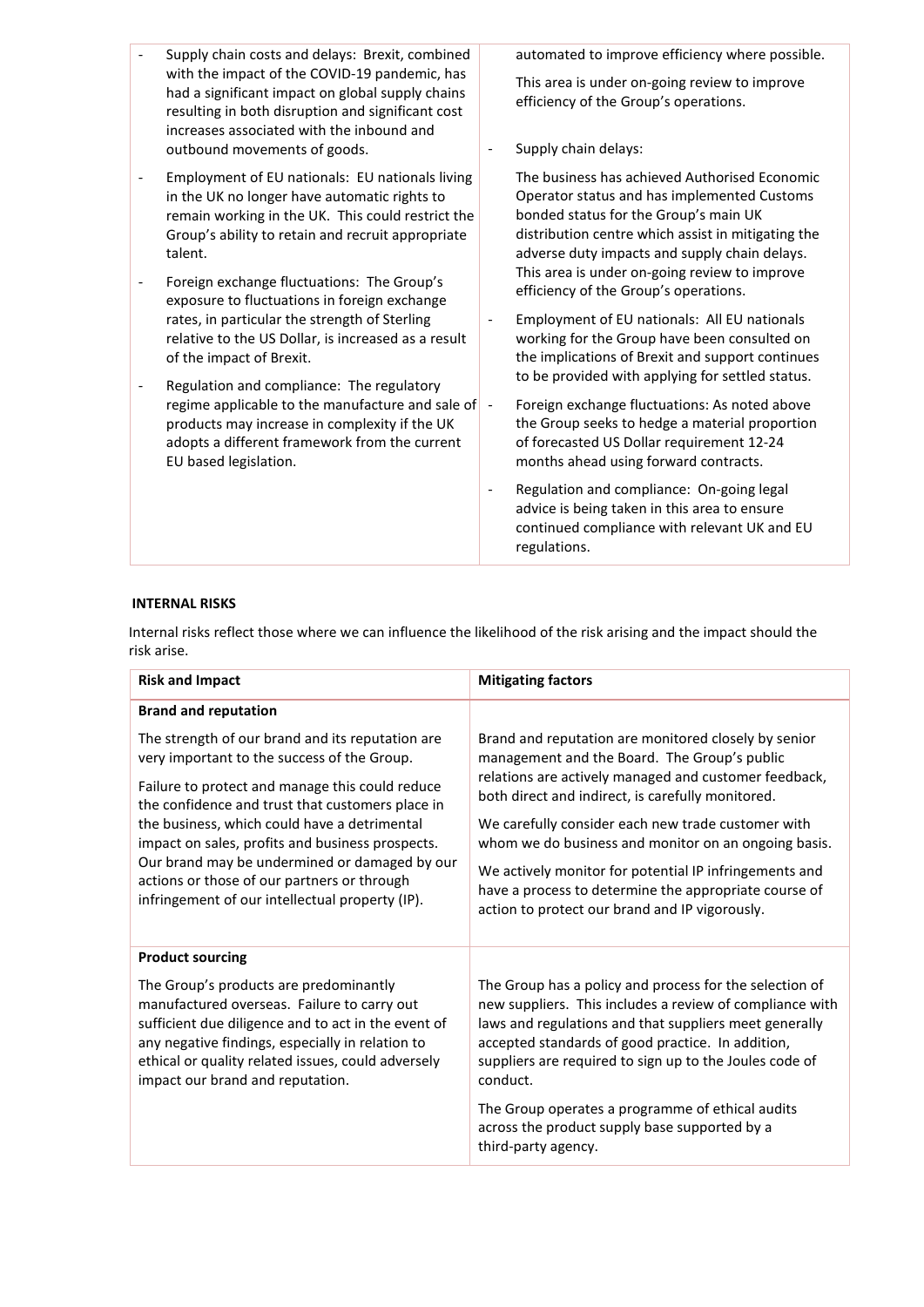| | |
|---|---|
| - Supply chain costs and delays: Brexit, combined with the impact of the COVID-19 pandemic, has had a significant impact on global supply chains resulting in both disruption and significant cost increases associated with the inbound and outbound movements of goods.<br>- Employment of EU nationals: EU nationals living in the UK no longer have automatic rights to remain working in the UK. This could restrict the Group's ability to retain and recruit appropriate talent.<br>- Foreign exchange fluctuations: The Group's exposure to fluctuations in foreign exchange rates, in particular the strength of Sterling relative to the US Dollar, is increased as a result of the impact of Brexit.<br>- Regulation and compliance: The regulatory regime applicable to the manufacture and sale of products may increase in complexity if the UK adopts a different framework from the current EU based legislation. | automated to improve efficiency where possible.<br>This area is under on-going review to improve efficiency of the Group's operations.<br>- Supply chain delays:<br>The business has achieved Authorised Economic Operator status and has implemented Customs bonded status for the Group's main UK distribution centre which assist in mitigating the adverse duty impacts and supply chain delays. This area is under on-going review to improve efficiency of the Group's operations.<br>- Employment of EU nationals: All EU nationals working for the Group have been consulted on the implications of Brexit and support continues to be provided with applying for settled status.<br>- Foreign exchange fluctuations: As noted above the Group seeks to hedge a material proportion of forecasted US Dollar requirement 12-24 months ahead using forward contracts.<br>- Regulation and compliance: On-going legal advice is being taken in this area to ensure continued compliance with relevant UK and EU regulations. |

**INTERNAL RISKS**

Internal risks reflect those where we can influence the likelihood of the risk arising and the impact should the risk arise.

| Risk and Impact | Mitigating factors |
|---|---|
| **Brand and reputation**<br>The strength of our brand and its reputation are very important to the success of the Group.<br>Failure to protect and manage this could reduce the confidence and trust that customers place in the business, which could have a detrimental impact on sales, profits and business prospects. Our brand may be undermined or damaged by our actions or those of our partners or through infringement of our intellectual property (IP). | Brand and reputation are monitored closely by senior management and the Board. The Group's public relations are actively managed and customer feedback, both direct and indirect, is carefully monitored.<br>We carefully consider each new trade customer with whom we do business and monitor on an ongoing basis.<br>We actively monitor for potential IP infringements and have a process to determine the appropriate course of action to protect our brand and IP vigorously. |
| **Product sourcing**<br>The Group's products are predominantly manufactured overseas. Failure to carry out sufficient due diligence and to act in the event of any negative findings, especially in relation to ethical or quality related issues, could adversely impact our brand and reputation. | The Group has a policy and process for the selection of new suppliers. This includes a review of compliance with laws and regulations and that suppliers meet generally accepted standards of good practice. In addition, suppliers are required to sign up to the Joules code of conduct.<br>The Group operates a programme of ethical audits across the product supply base supported by a third-party agency. |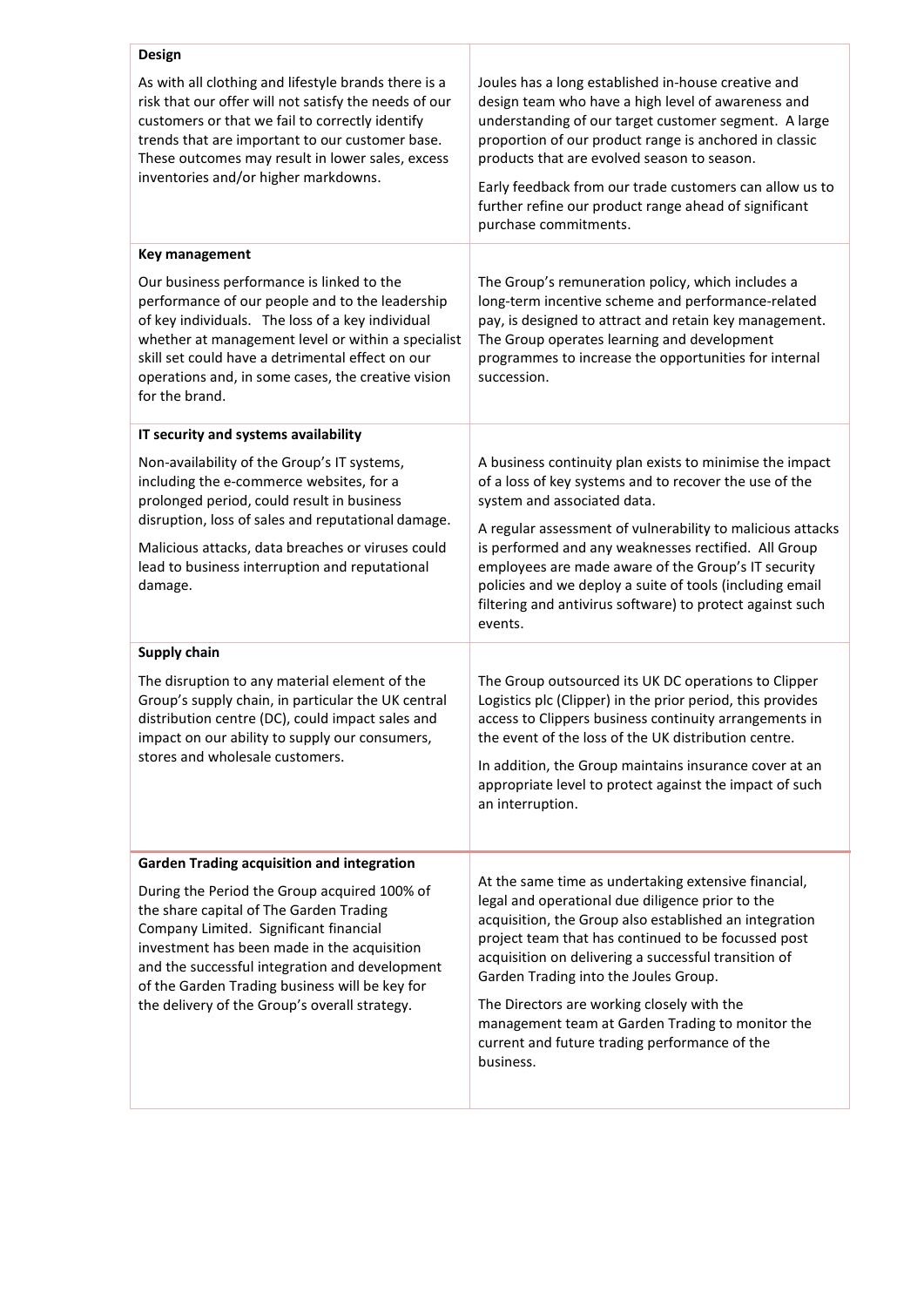| Risk | Mitigation |
|---|---|
| **Design**<br><br>As with all clothing and lifestyle brands there is a risk that our offer will not satisfy the needs of our customers or that we fail to correctly identify trends that are important to our customer base. These outcomes may result in lower sales, excess inventories and/or higher markdowns. | Joules has a long established in-house creative and design team who have a high level of awareness and understanding of our target customer segment. A large proportion of our product range is anchored in classic products that are evolved season to season.<br><br>Early feedback from our trade customers can allow us to further refine our product range ahead of significant purchase commitments. |
| **Key management**<br><br>Our business performance is linked to the performance of our people and to the leadership of key individuals. The loss of a key individual whether at management level or within a specialist skill set could have a detrimental effect on our operations and, in some cases, the creative vision for the brand. | The Group's remuneration policy, which includes a long-term incentive scheme and performance-related pay, is designed to attract and retain key management. The Group operates learning and development programmes to increase the opportunities for internal succession. |
| **IT security and systems availability**<br><br>Non-availability of the Group's IT systems, including the e-commerce websites, for a prolonged period, could result in business disruption, loss of sales and reputational damage.<br><br>Malicious attacks, data breaches or viruses could lead to business interruption and reputational damage. | A business continuity plan exists to minimise the impact of a loss of key systems and to recover the use of the system and associated data.<br><br>A regular assessment of vulnerability to malicious attacks is performed and any weaknesses rectified. All Group employees are made aware of the Group's IT security policies and we deploy a suite of tools (including email filtering and antivirus software) to protect against such events. |
| **Supply chain**<br><br>The disruption to any material element of the Group's supply chain, in particular the UK central distribution centre (DC), could impact sales and impact on our ability to supply our consumers, stores and wholesale customers. | The Group outsourced its UK DC operations to Clipper Logistics plc (Clipper) in the prior period, this provides access to Clippers business continuity arrangements in the event of the loss of the UK distribution centre.<br><br>In addition, the Group maintains insurance cover at an appropriate level to protect against the impact of such an interruption. |
| **Garden Trading acquisition and integration**<br><br>During the Period the Group acquired 100% of the share capital of The Garden Trading Company Limited. Significant financial investment has been made in the acquisition and the successful integration and development of the Garden Trading business will be key for the delivery of the Group's overall strategy. | At the same time as undertaking extensive financial, legal and operational due diligence prior to the acquisition, the Group also established an integration project team that has continued to be focussed post acquisition on delivering a successful transition of Garden Trading into the Joules Group.<br><br>The Directors are working closely with the management team at Garden Trading to monitor the current and future trading performance of the business. |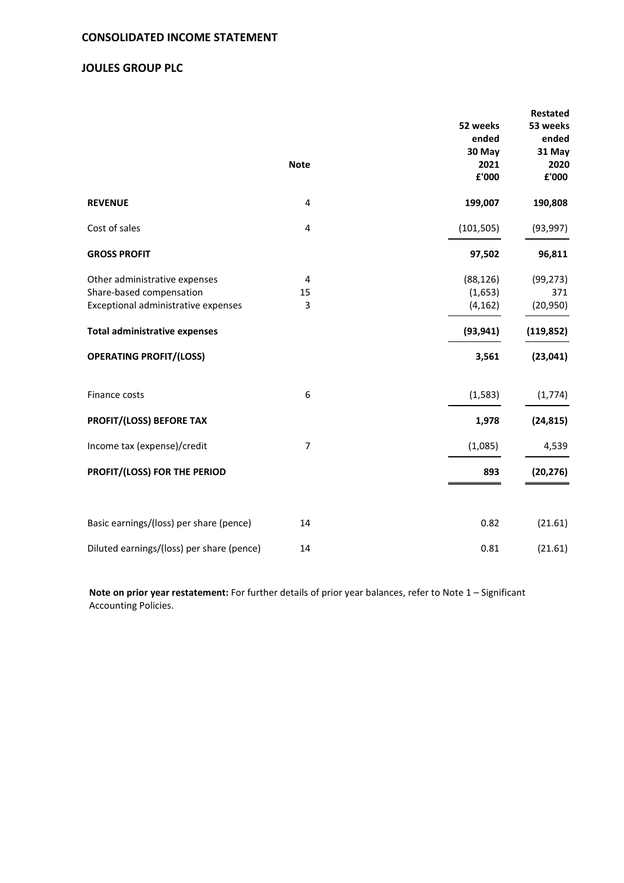## CONSOLIDATED INCOME STATEMENT

## JOULES GROUP PLC

| | Note | 52 weeks ended 30 May 2021 £'000 | Restated 53 weeks ended 31 May 2020 £'000 |
|---|---|---|---|
| **REVENUE** | 4 | **199,007** | **190,808** |
| Cost of sales | 4 | (101,505) | (93,997) |
| **GROSS PROFIT** | | **97,502** | **96,811** |
| Other administrative expenses | 4 | (88,126) | (99,273) |
| Share-based compensation | 15 | (1,653) | 371 |
| Exceptional administrative expenses | 3 | (4,162) | (20,950) |
| **Total administrative expenses** | | **(93,941)** | **(119,852)** |
| **OPERATING PROFIT/(LOSS)** | | **3,561** | **(23,041)** |
| Finance costs | 6 | (1,583) | (1,774) |
| **PROFIT/(LOSS) BEFORE TAX** | | **1,978** | **(24,815)** |
| Income tax (expense)/credit | 7 | (1,085) | 4,539 |
| **PROFIT/(LOSS) FOR THE PERIOD** | | **893** | **(20,276)** |
| Basic earnings/(loss) per share (pence) | 14 | 0.82 | (21.61) |
| Diluted earnings/(loss) per share (pence) | 14 | 0.81 | (21.61) |

**Note on prior year restatement:** For further details of prior year balances, refer to Note 1 – Significant Accounting Policies.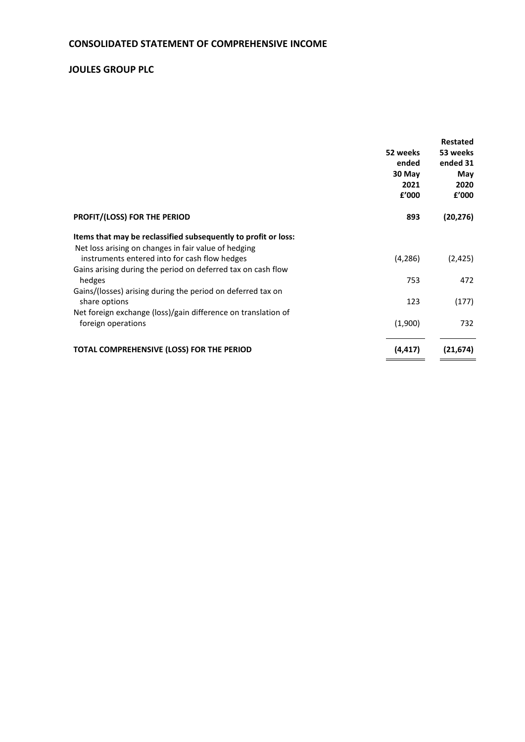## CONSOLIDATED STATEMENT OF COMPREHENSIVE INCOME

## JOULES GROUP PLC

| | 52 weeks ended 30 May 2021 £'000 | Restated 53 weeks ended 31 May 2020 £'000 |
|---|---|---|
| **PROFIT/(LOSS) FOR THE PERIOD** | **893** | **(20,276)** |
| **Items that may be reclassified subsequently to profit or loss:** | | |
| Net loss arising on changes in fair value of hedging instruments entered into for cash flow hedges | (4,286) | (2,425) |
| Gains arising during the period on deferred tax on cash flow hedges | 753 | 472 |
| Gains/(losses) arising during the period on deferred tax on share options | 123 | (177) |
| Net foreign exchange (loss)/gain difference on translation of foreign operations | (1,900) | 732 |
| **TOTAL COMPREHENSIVE (LOSS) FOR THE PERIOD** | **(4,417)** | **(21,674)** |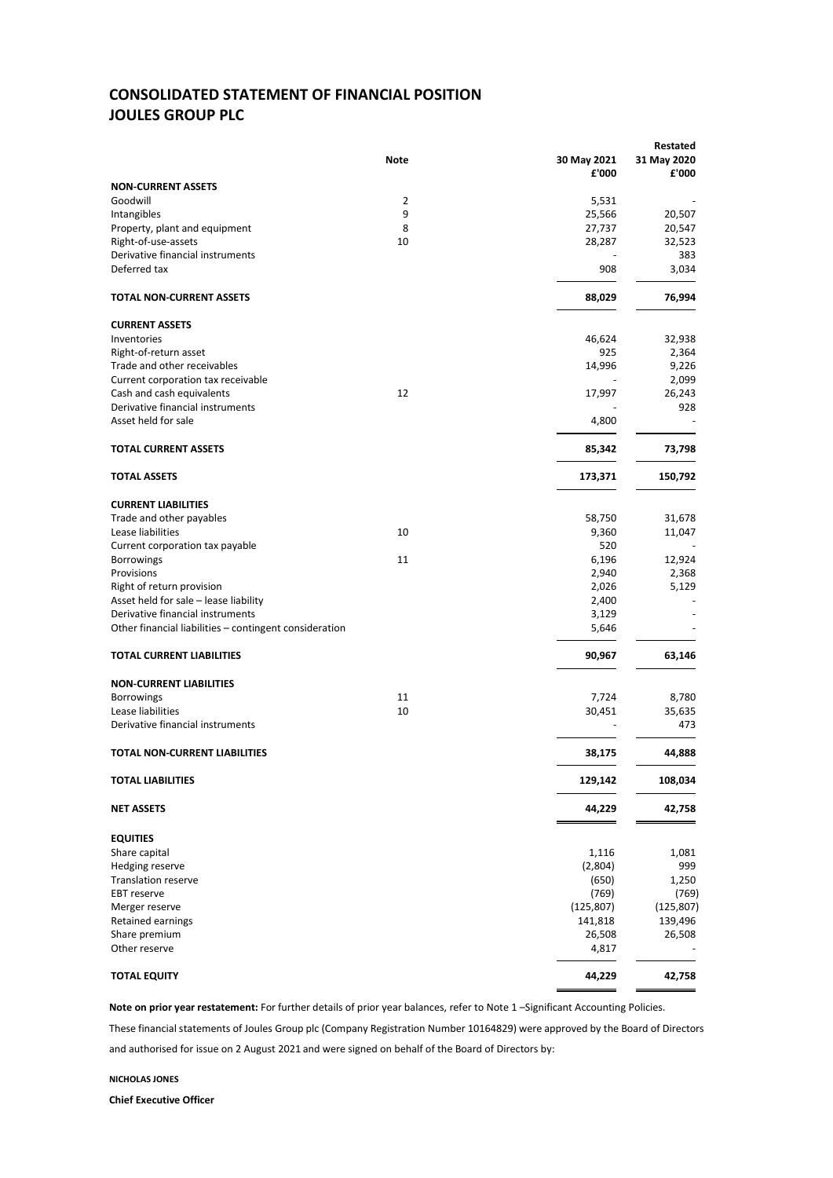# CONSOLIDATED STATEMENT OF FINANCIAL POSITION
# JOULES GROUP PLC

| | Note | 30 May 2021 £'000 | Restated 31 May 2020 £'000 |
|---|---|---|---|
| **NON-CURRENT ASSETS** | | | |
| Goodwill | 2 | 5,531 | - |
| Intangibles | 9 | 25,566 | 20,507 |
| Property, plant and equipment | 8 | 27,737 | 20,547 |
| Right-of-use-assets | 10 | 28,287 | 32,523 |
| Derivative financial instruments | | - | 383 |
| Deferred tax | | 908 | 3,034 |
| **TOTAL NON-CURRENT ASSETS** | | **88,029** | **76,994** |
| **CURRENT ASSETS** | | | |
| Inventories | | 46,624 | 32,938 |
| Right-of-return asset | | 925 | 2,364 |
| Trade and other receivables | | 14,996 | 9,226 |
| Current corporation tax receivable | | - | 2,099 |
| Cash and cash equivalents | 12 | 17,997 | 26,243 |
| Derivative financial instruments | | - | 928 |
| Asset held for sale | | 4,800 | - |
| **TOTAL CURRENT ASSETS** | | **85,342** | **73,798** |
| **TOTAL ASSETS** | | **173,371** | **150,792** |
| **CURRENT LIABILITIES** | | | |
| Trade and other payables | | 58,750 | 31,678 |
| Lease liabilities | 10 | 9,360 | 11,047 |
| Current corporation tax payable | | 520 | - |
| Borrowings | 11 | 6,196 | 12,924 |
| Provisions | | 2,940 | 2,368 |
| Right of return provision | | 2,026 | 5,129 |
| Asset held for sale – lease liability | | 2,400 | - |
| Derivative financial instruments | | 3,129 | - |
| Other financial liabilities – contingent consideration | | 5,646 | - |
| **TOTAL CURRENT LIABILITIES** | | **90,967** | **63,146** |
| **NON-CURRENT LIABILITIES** | | | |
| Borrowings | 11 | 7,724 | 8,780 |
| Lease liabilities | 10 | 30,451 | 35,635 |
| Derivative financial instruments | | - | 473 |
| **TOTAL NON-CURRENT LIABILITIES** | | **38,175** | **44,888** |
| **TOTAL LIABILITIES** | | **129,142** | **108,034** |
| **NET ASSETS** | | **44,229** | **42,758** |
| **EQUITIES** | | | |
| Share capital | | 1,116 | 1,081 |
| Hedging reserve | | (2,804) | 999 |
| Translation reserve | | (650) | 1,250 |
| EBT reserve | | (769) | (769) |
| Merger reserve | | (125,807) | (125,807) |
| Retained earnings | | 141,818 | 139,496 |
| Share premium | | 26,508 | 26,508 |
| Other reserve | | 4,817 | - |
| **TOTAL EQUITY** | | **44,229** | **42,758** |

**Note on prior year restatement:** For further details of prior year balances, refer to Note 1 –Significant Accounting Policies.

These financial statements of Joules Group plc (Company Registration Number 10164829) were approved by the Board of Directors and authorised for issue on 2 August 2021 and were signed on behalf of the Board of Directors by:

**NICHOLAS JONES**

**Chief Executive Officer**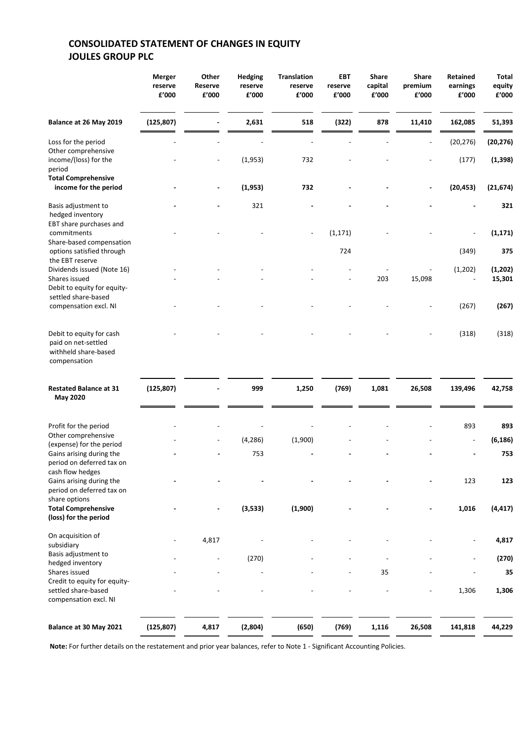# CONSOLIDATED STATEMENT OF CHANGES IN EQUITY
# JOULES GROUP PLC

| | Merger reserve £'000 | Other Reserve £'000 | Hedging reserve £'000 | Translation reserve £'000 | EBT reserve £'000 | Share capital £'000 | Share premium £'000 | Retained earnings £'000 | Total equity £'000 |
|---|---|---|---|---|---|---|---|---|---|
| **Balance at 26 May 2019** | **(125,807)** | **-** | **2,631** | **518** | **(322)** | **878** | **11,410** | **162,085** | **51,393** |
| Loss for the period | - | - | - | - | - | - | - | (20,276) | **(20,276)** |
| Other comprehensive income/(loss) for the period | - | - | (1,953) | 732 | - | - | - | (177) | **(1,398)** |
| **Total Comprehensive income for the period** | **-** | **-** | **(1,953)** | **732** | **-** | **-** | **-** | **(20,453)** | **(21,674)** |
| Basis adjustment to hedged inventory | **-** | **-** | 321 | **-** | **-** | **-** | **-** | **-** | **321** |
| EBT share purchases and commitments | - | - | - | - | (1,171) | - | - | - | **(1,171)** |
| Share-based compensation options satisfied through the EBT reserve | | | | | 724 | | | (349) | **375** |
| Dividends issued (Note 16) | - | - | - | - | - | - | - | (1,202) | **(1,202)** |
| Shares issued | - | - | - | - | - | 203 | 15,098 | - | **15,301** |
| Debit to equity for equity-settled share-based compensation excl. NI | - | - | - | - | - | - | - | (267) | **(267)** |
| Debit to equity for cash paid on net-settled withheld share-based compensation | - | - | - | - | - | - | - | (318) | (318) |
| **Restated Balance at 31 May 2020** | **(125,807)** | **-** | **999** | **1,250** | **(769)** | **1,081** | **26,508** | **139,496** | **42,758** |
| Profit for the period | - | - | - | - | - | - | - | 893 | **893** |
| Other comprehensive (expense) for the period | - | - | (4,286) | (1,900) | - | - | - | - | **(6,186)** |
| Gains arising during the period on deferred tax on cash flow hedges | **-** | **-** | 753 | **-** | **-** | **-** | **-** | **-** | **753** |
| Gains arising during the period on deferred tax on share options | **-** | **-** | **-** | **-** | **-** | **-** | **-** | 123 | **123** |
| **Total Comprehensive (loss) for the period** | **-** | **-** | **(3,533)** | **(1,900)** | **-** | **-** | **-** | **1,016** | **(4,417)** |
| On acquisition of subsidiary | - | 4,817 | - | - | - | - | - | - | **4,817** |
| Basis adjustment to hedged inventory | - | - | (270) | - | - | - | - | - | **(270)** |
| Shares issued | - | - | - | - | - | 35 | - | - | **35** |
| Credit to equity for equity-settled share-based compensation excl. NI | - | - | - | - | - | - | - | 1,306 | **1,306** |
| **Balance at 30 May 2021** | **(125,807)** | **4,817** | **(2,804)** | **(650)** | **(769)** | **1,116** | **26,508** | **141,818** | **44,229** |

**Note:** For further details on the restatement and prior year balances, refer to Note 1 - Significant Accounting Policies.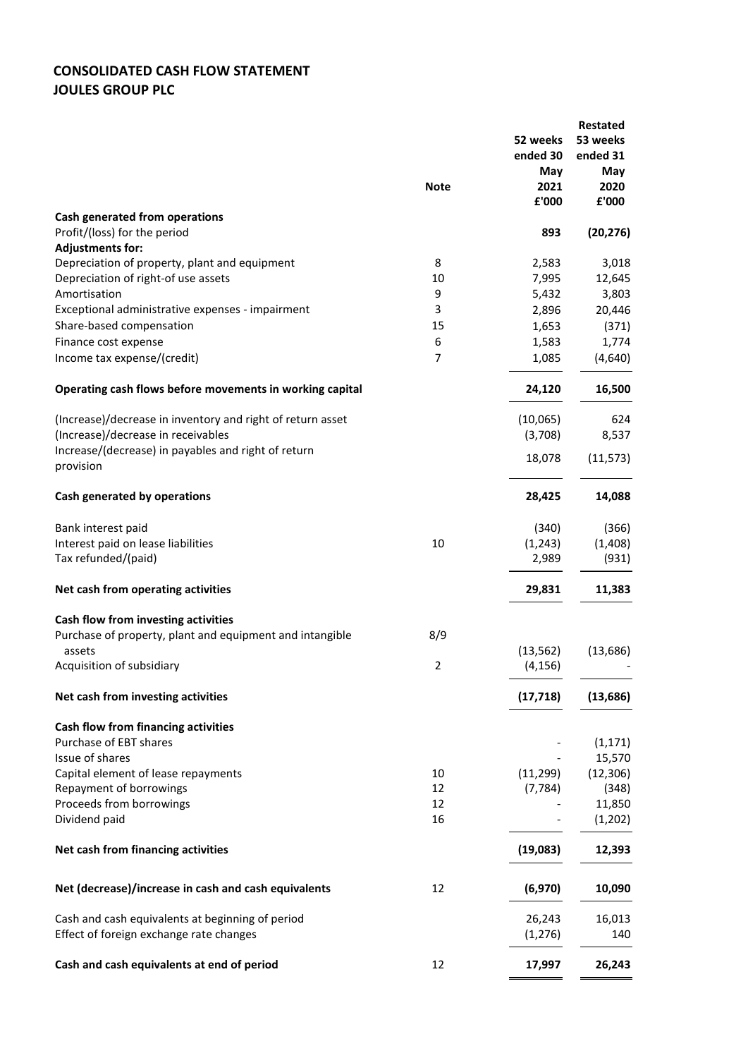## CONSOLIDATED CASH FLOW STATEMENT
## JOULES GROUP PLC

| | Note | 52 weeks ended 30 May 2021 £'000 | Restated 53 weeks ended 31 May 2020 £'000 |
|---|---|---|---|
| **Cash generated from operations** | | | |
| Profit/(loss) for the period | | **893** | **(20,276)** |
| **Adjustments for:** | | | |
| Depreciation of property, plant and equipment | 8 | 2,583 | 3,018 |
| Depreciation of right-of use assets | 10 | 7,995 | 12,645 |
| Amortisation | 9 | 5,432 | 3,803 |
| Exceptional administrative expenses - impairment | 3 | 2,896 | 20,446 |
| Share-based compensation | 15 | 1,653 | (371) |
| Finance cost expense | 6 | 1,583 | 1,774 |
| Income tax expense/(credit) | 7 | 1,085 | (4,640) |
| **Operating cash flows before movements in working capital** | | **24,120** | **16,500** |
| (Increase)/decrease in inventory and right of return asset | | (10,065) | 624 |
| (Increase)/decrease in receivables | | (3,708) | 8,537 |
| Increase/(decrease) in payables and right of return provision | | 18,078 | (11,573) |
| **Cash generated by operations** | | **28,425** | **14,088** |
| Bank interest paid | | (340) | (366) |
| Interest paid on lease liabilities | 10 | (1,243) | (1,408) |
| Tax refunded/(paid) | | 2,989 | (931) |
| **Net cash from operating activities** | | **29,831** | **11,383** |
| **Cash flow from investing activities** | | | |
| Purchase of property, plant and equipment and intangible assets | 8/9 | (13,562) | (13,686) |
| Acquisition of subsidiary | 2 | (4,156) | - |
| **Net cash from investing activities** | | **(17,718)** | **(13,686)** |
| **Cash flow from financing activities** | | | |
| Purchase of EBT shares | | - | (1,171) |
| Issue of shares | | - | 15,570 |
| Capital element of lease repayments | 10 | (11,299) | (12,306) |
| Repayment of borrowings | 12 | (7,784) | (348) |
| Proceeds from borrowings | 12 | - | 11,850 |
| Dividend paid | 16 | - | (1,202) |
| **Net cash from financing activities** | | **(19,083)** | **12,393** |
| **Net (decrease)/increase in cash and cash equivalents** | 12 | **(6,970)** | **10,090** |
| Cash and cash equivalents at beginning of period | | 26,243 | 16,013 |
| Effect of foreign exchange rate changes | | (1,276) | 140 |
| **Cash and cash equivalents at end of period** | 12 | **17,997** | **26,243** |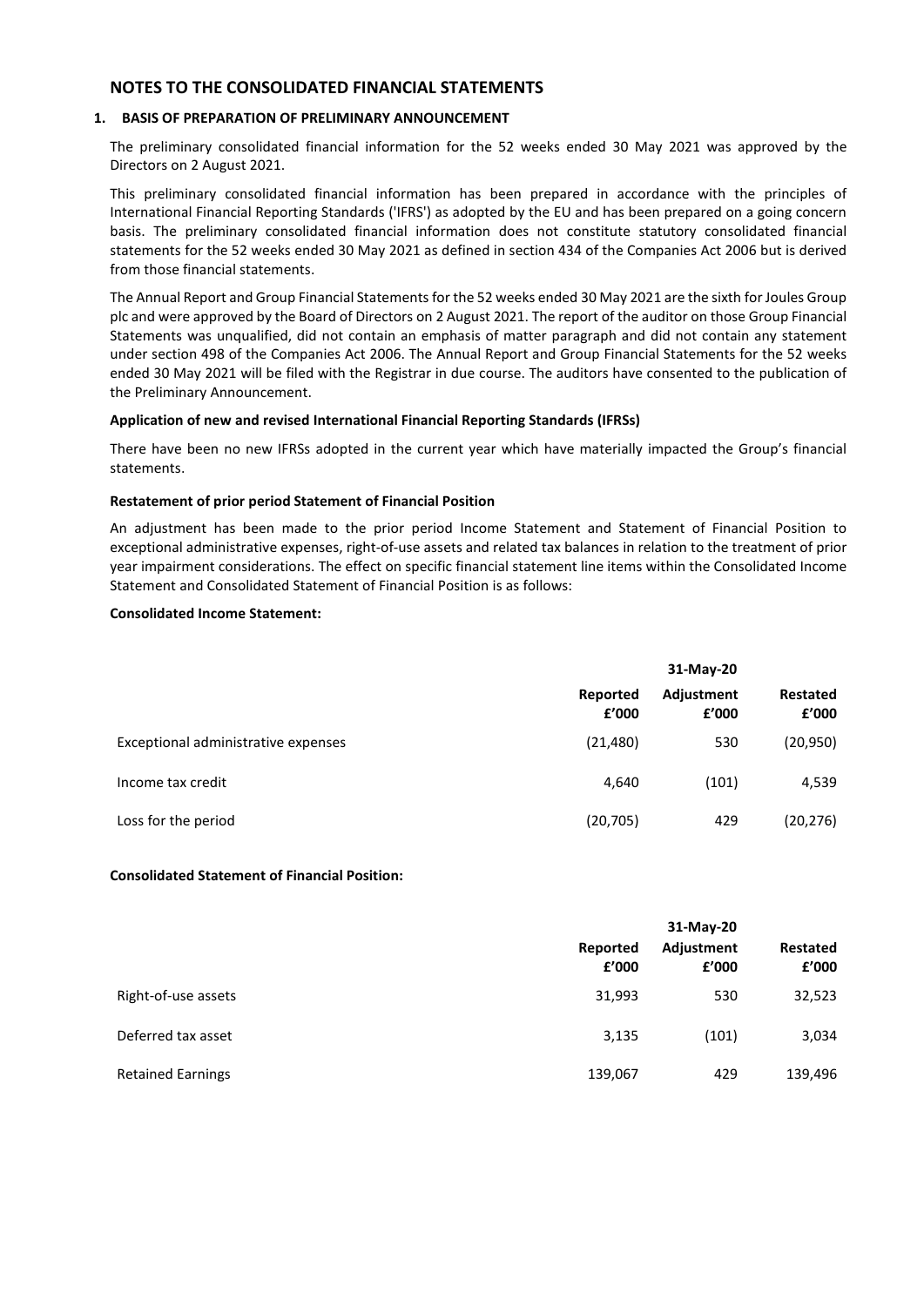## NOTES TO THE CONSOLIDATED FINANCIAL STATEMENTS

### 1. BASIS OF PREPARATION OF PRELIMINARY ANNOUNCEMENT

The preliminary consolidated financial information for the 52 weeks ended 30 May 2021 was approved by the Directors on 2 August 2021.

This preliminary consolidated financial information has been prepared in accordance with the principles of International Financial Reporting Standards ('IFRS') as adopted by the EU and has been prepared on a going concern basis. The preliminary consolidated financial information does not constitute statutory consolidated financial statements for the 52 weeks ended 30 May 2021 as defined in section 434 of the Companies Act 2006 but is derived from those financial statements.

The Annual Report and Group Financial Statements for the 52 weeks ended 30 May 2021 are the sixth for Joules Group plc and were approved by the Board of Directors on 2 August 2021. The report of the auditor on those Group Financial Statements was unqualified, did not contain an emphasis of matter paragraph and did not contain any statement under section 498 of the Companies Act 2006. The Annual Report and Group Financial Statements for the 52 weeks ended 30 May 2021 will be filed with the Registrar in due course. The auditors have consented to the publication of the Preliminary Announcement.

**Application of new and revised International Financial Reporting Standards (IFRSs)**

There have been no new IFRSs adopted in the current year which have materially impacted the Group's financial statements.

**Restatement of prior period Statement of Financial Position**

An adjustment has been made to the prior period Income Statement and Statement of Financial Position to exceptional administrative expenses, right-of-use assets and related tax balances in relation to the treatment of prior year impairment considerations. The effect on specific financial statement line items within the Consolidated Income Statement and Consolidated Statement of Financial Position is as follows:

**Consolidated Income Statement:**

| | 31-May-20 | | |
|---|---|---|---|
| | Reported £'000 | Adjustment £'000 | Restated £'000 |
| Exceptional administrative expenses | (21,480) | 530 | (20,950) |
| Income tax credit | 4,640 | (101) | 4,539 |
| Loss for the period | (20,705) | 429 | (20,276) |

**Consolidated Statement of Financial Position:**

| | 31-May-20 | | |
|---|---|---|---|
| | Reported £'000 | Adjustment £'000 | Restated £'000 |
| Right-of-use assets | 31,993 | 530 | 32,523 |
| Deferred tax asset | 3,135 | (101) | 3,034 |
| Retained Earnings | 139,067 | 429 | 139,496 |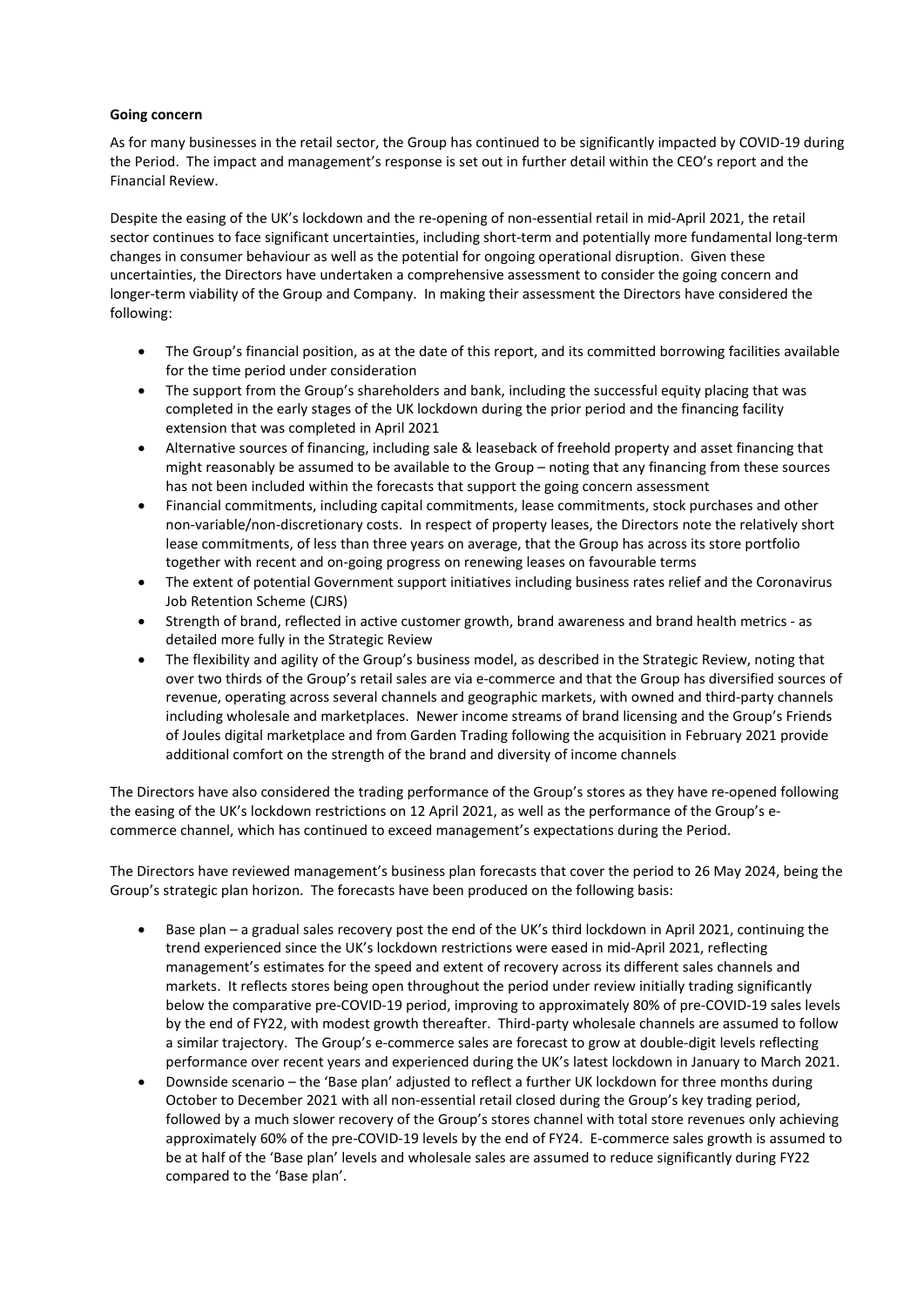**Going concern**

As for many businesses in the retail sector, the Group has continued to be significantly impacted by COVID-19 during the Period. The impact and management's response is set out in further detail within the CEO's report and the Financial Review.

Despite the easing of the UK's lockdown and the re-opening of non-essential retail in mid-April 2021, the retail sector continues to face significant uncertainties, including short-term and potentially more fundamental long-term changes in consumer behaviour as well as the potential for ongoing operational disruption. Given these uncertainties, the Directors have undertaken a comprehensive assessment to consider the going concern and longer-term viability of the Group and Company. In making their assessment the Directors have considered the following:

- The Group's financial position, as at the date of this report, and its committed borrowing facilities available for the time period under consideration
- The support from the Group's shareholders and bank, including the successful equity placing that was completed in the early stages of the UK lockdown during the prior period and the financing facility extension that was completed in April 2021
- Alternative sources of financing, including sale & leaseback of freehold property and asset financing that might reasonably be assumed to be available to the Group – noting that any financing from these sources has not been included within the forecasts that support the going concern assessment
- Financial commitments, including capital commitments, lease commitments, stock purchases and other non-variable/non-discretionary costs. In respect of property leases, the Directors note the relatively short lease commitments, of less than three years on average, that the Group has across its store portfolio together with recent and on-going progress on renewing leases on favourable terms
- The extent of potential Government support initiatives including business rates relief and the Coronavirus Job Retention Scheme (CJRS)
- Strength of brand, reflected in active customer growth, brand awareness and brand health metrics - as detailed more fully in the Strategic Review
- The flexibility and agility of the Group's business model, as described in the Strategic Review, noting that over two thirds of the Group's retail sales are via e-commerce and that the Group has diversified sources of revenue, operating across several channels and geographic markets, with owned and third-party channels including wholesale and marketplaces. Newer income streams of brand licensing and the Group's Friends of Joules digital marketplace and from Garden Trading following the acquisition in February 2021 provide additional comfort on the strength of the brand and diversity of income channels

The Directors have also considered the trading performance of the Group's stores as they have re-opened following the easing of the UK's lockdown restrictions on 12 April 2021, as well as the performance of the Group's e-commerce channel, which has continued to exceed management's expectations during the Period.

The Directors have reviewed management's business plan forecasts that cover the period to 26 May 2024, being the Group's strategic plan horizon. The forecasts have been produced on the following basis:

- Base plan – a gradual sales recovery post the end of the UK's third lockdown in April 2021, continuing the trend experienced since the UK's lockdown restrictions were eased in mid-April 2021, reflecting management's estimates for the speed and extent of recovery across its different sales channels and markets. It reflects stores being open throughout the period under review initially trading significantly below the comparative pre-COVID-19 period, improving to approximately 80% of pre-COVID-19 sales levels by the end of FY22, with modest growth thereafter. Third-party wholesale channels are assumed to follow a similar trajectory. The Group's e-commerce sales are forecast to grow at double-digit levels reflecting performance over recent years and experienced during the UK's latest lockdown in January to March 2021.
- Downside scenario – the 'Base plan' adjusted to reflect a further UK lockdown for three months during October to December 2021 with all non-essential retail closed during the Group's key trading period, followed by a much slower recovery of the Group's stores channel with total store revenues only achieving approximately 60% of the pre-COVID-19 levels by the end of FY24. E-commerce sales growth is assumed to be at half of the 'Base plan' levels and wholesale sales are assumed to reduce significantly during FY22 compared to the 'Base plan'.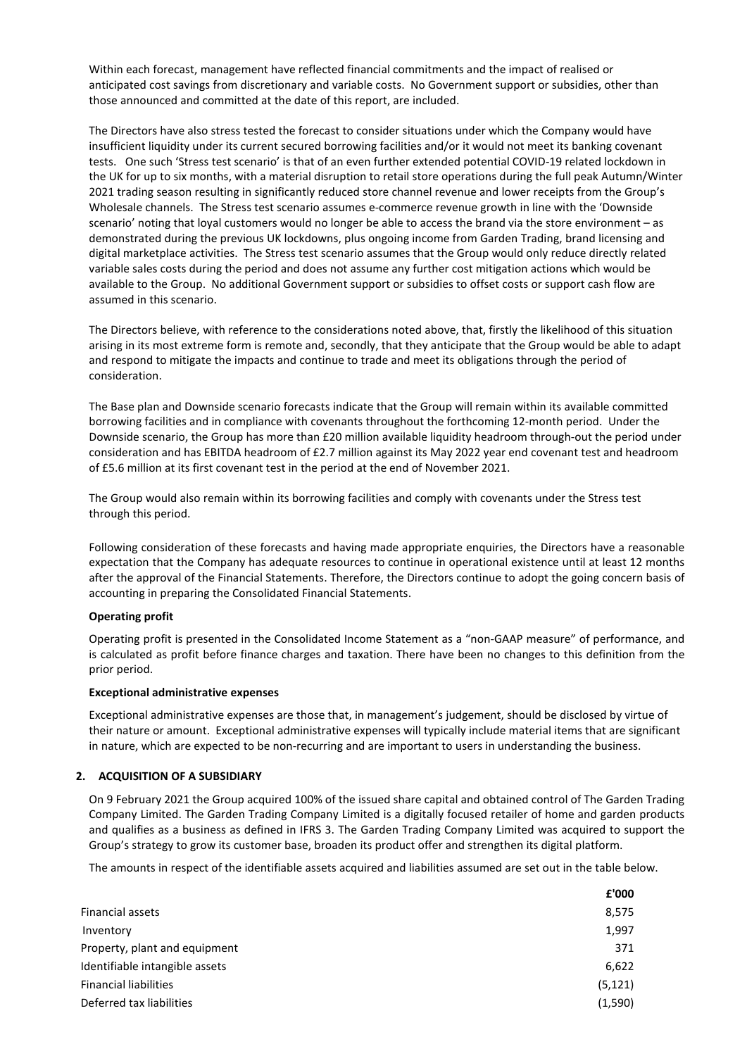Within each forecast, management have reflected financial commitments and the impact of realised or anticipated cost savings from discretionary and variable costs. No Government support or subsidies, other than those announced and committed at the date of this report, are included.

The Directors have also stress tested the forecast to consider situations under which the Company would have insufficient liquidity under its current secured borrowing facilities and/or it would not meet its banking covenant tests. One such 'Stress test scenario' is that of an even further extended potential COVID-19 related lockdown in the UK for up to six months, with a material disruption to retail store operations during the full peak Autumn/Winter 2021 trading season resulting in significantly reduced store channel revenue and lower receipts from the Group's Wholesale channels. The Stress test scenario assumes e-commerce revenue growth in line with the 'Downside scenario' noting that loyal customers would no longer be able to access the brand via the store environment – as demonstrated during the previous UK lockdowns, plus ongoing income from Garden Trading, brand licensing and digital marketplace activities. The Stress test scenario assumes that the Group would only reduce directly related variable sales costs during the period and does not assume any further cost mitigation actions which would be available to the Group. No additional Government support or subsidies to offset costs or support cash flow are assumed in this scenario.

The Directors believe, with reference to the considerations noted above, that, firstly the likelihood of this situation arising in its most extreme form is remote and, secondly, that they anticipate that the Group would be able to adapt and respond to mitigate the impacts and continue to trade and meet its obligations through the period of consideration.

The Base plan and Downside scenario forecasts indicate that the Group will remain within its available committed borrowing facilities and in compliance with covenants throughout the forthcoming 12-month period. Under the Downside scenario, the Group has more than £20 million available liquidity headroom through-out the period under consideration and has EBITDA headroom of £2.7 million against its May 2022 year end covenant test and headroom of £5.6 million at its first covenant test in the period at the end of November 2021.

The Group would also remain within its borrowing facilities and comply with covenants under the Stress test through this period.

Following consideration of these forecasts and having made appropriate enquiries, the Directors have a reasonable expectation that the Company has adequate resources to continue in operational existence until at least 12 months after the approval of the Financial Statements. Therefore, the Directors continue to adopt the going concern basis of accounting in preparing the Consolidated Financial Statements.

**Operating profit**

Operating profit is presented in the Consolidated Income Statement as a "non-GAAP measure" of performance, and is calculated as profit before finance charges and taxation. There have been no changes to this definition from the prior period.

**Exceptional administrative expenses**

Exceptional administrative expenses are those that, in management's judgement, should be disclosed by virtue of their nature or amount. Exceptional administrative expenses will typically include material items that are significant in nature, which are expected to be non-recurring and are important to users in understanding the business.

## 2. ACQUISITION OF A SUBSIDIARY

On 9 February 2021 the Group acquired 100% of the issued share capital and obtained control of The Garden Trading Company Limited. The Garden Trading Company Limited is a digitally focused retailer of home and garden products and qualifies as a business as defined in IFRS 3. The Garden Trading Company Limited was acquired to support the Group's strategy to grow its customer base, broaden its product offer and strengthen its digital platform.

The amounts in respect of the identifiable assets acquired and liabilities assumed are set out in the table below.

| | £'000 |
|---|---|
| Financial assets | 8,575 |
| Inventory | 1,997 |
| Property, plant and equipment | 371 |
| Identifiable intangible assets | 6,622 |
| Financial liabilities | (5,121) |
| Deferred tax liabilities | (1,590) |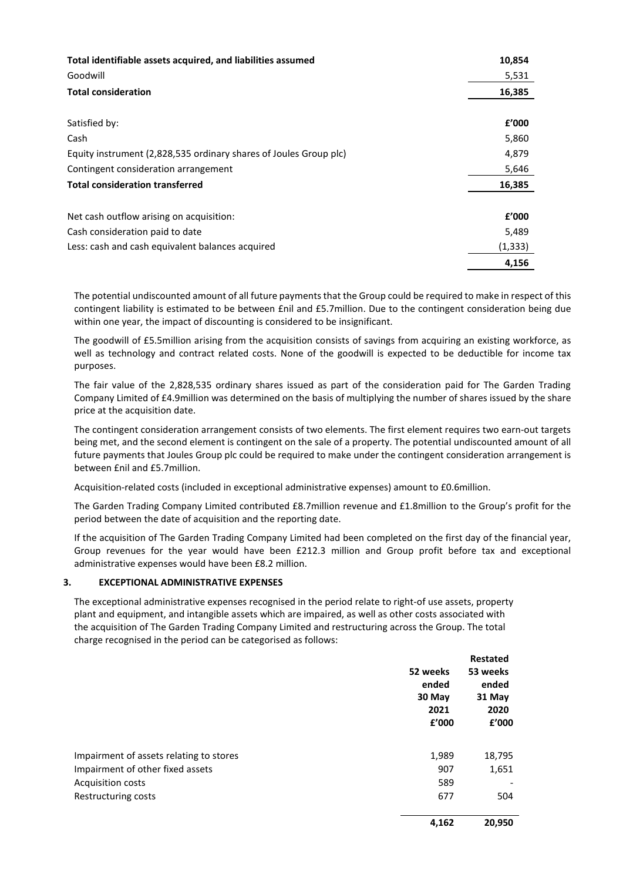| | |
|---|---|
| **Total identifiable assets acquired, and liabilities assumed** | **10,854** |
| Goodwill | 5,531 |
| **Total consideration** | **16,385** |

| Satisfied by: | £'000 |
|---|---|
| Cash | 5,860 |
| Equity instrument (2,828,535 ordinary shares of Joules Group plc) | 4,879 |
| Contingent consideration arrangement | 5,646 |
| **Total consideration transferred** | **16,385** |

| Net cash outflow arising on acquisition: | £'000 |
|---|---|
| Cash consideration paid to date | 5,489 |
| Less: cash and cash equivalent balances acquired | (1,333) |
| | **4,156** |

The potential undiscounted amount of all future payments that the Group could be required to make in respect of this contingent liability is estimated to be between £nil and £5.7million. Due to the contingent consideration being due within one year, the impact of discounting is considered to be insignificant.

The goodwill of £5.5million arising from the acquisition consists of savings from acquiring an existing workforce, as well as technology and contract related costs. None of the goodwill is expected to be deductible for income tax purposes.

The fair value of the 2,828,535 ordinary shares issued as part of the consideration paid for The Garden Trading Company Limited of £4.9million was determined on the basis of multiplying the number of shares issued by the share price at the acquisition date.

The contingent consideration arrangement consists of two elements. The first element requires two earn-out targets being met, and the second element is contingent on the sale of a property. The potential undiscounted amount of all future payments that Joules Group plc could be required to make under the contingent consideration arrangement is between £nil and £5.7million.

Acquisition-related costs (included in exceptional administrative expenses) amount to £0.6million.

The Garden Trading Company Limited contributed £8.7million revenue and £1.8million to the Group's profit for the period between the date of acquisition and the reporting date.

If the acquisition of The Garden Trading Company Limited had been completed on the first day of the financial year, Group revenues for the year would have been £212.3 million and Group profit before tax and exceptional administrative expenses would have been £8.2 million.

## 3. EXCEPTIONAL ADMINISTRATIVE EXPENSES

The exceptional administrative expenses recognised in the period relate to right-of use assets, property plant and equipment, and intangible assets which are impaired, as well as other costs associated with the acquisition of The Garden Trading Company Limited and restructuring across the Group. The total charge recognised in the period can be categorised as follows:

| | 52 weeks ended 30 May 2021 £'000 | Restated 53 weeks ended 31 May 2020 £'000 |
|---|---|---|
| Impairment of assets relating to stores | 1,989 | 18,795 |
| Impairment of other fixed assets | 907 | 1,651 |
| Acquisition costs | 589 | - |
| Restructuring costs | 677 | 504 |
| | **4,162** | **20,950** |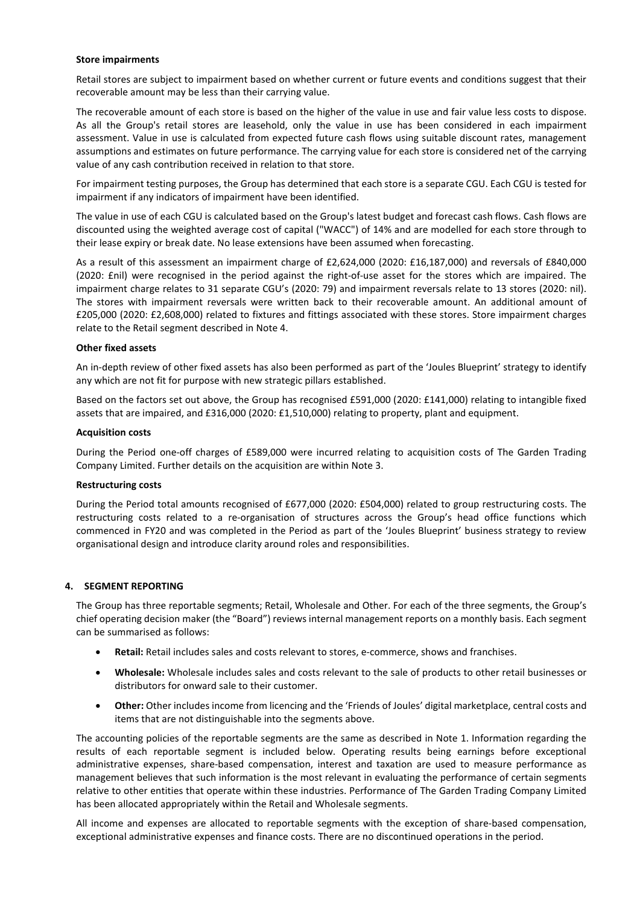**Store impairments**

Retail stores are subject to impairment based on whether current or future events and conditions suggest that their recoverable amount may be less than their carrying value.

The recoverable amount of each store is based on the higher of the value in use and fair value less costs to dispose. As all the Group's retail stores are leasehold, only the value in use has been considered in each impairment assessment. Value in use is calculated from expected future cash flows using suitable discount rates, management assumptions and estimates on future performance. The carrying value for each store is considered net of the carrying value of any cash contribution received in relation to that store.

For impairment testing purposes, the Group has determined that each store is a separate CGU. Each CGU is tested for impairment if any indicators of impairment have been identified.

The value in use of each CGU is calculated based on the Group's latest budget and forecast cash flows. Cash flows are discounted using the weighted average cost of capital ("WACC") of 14% and are modelled for each store through to their lease expiry or break date. No lease extensions have been assumed when forecasting.

As a result of this assessment an impairment charge of £2,624,000 (2020: £16,187,000) and reversals of £840,000 (2020: £nil) were recognised in the period against the right-of-use asset for the stores which are impaired. The impairment charge relates to 31 separate CGU's (2020: 79) and impairment reversals relate to 13 stores (2020: nil). The stores with impairment reversals were written back to their recoverable amount. An additional amount of £205,000 (2020: £2,608,000) related to fixtures and fittings associated with these stores. Store impairment charges relate to the Retail segment described in Note 4.

**Other fixed assets**

An in-depth review of other fixed assets has also been performed as part of the 'Joules Blueprint' strategy to identify any which are not fit for purpose with new strategic pillars established.

Based on the factors set out above, the Group has recognised £591,000 (2020: £141,000) relating to intangible fixed assets that are impaired, and £316,000 (2020: £1,510,000) relating to property, plant and equipment.

**Acquisition costs**

During the Period one-off charges of £589,000 were incurred relating to acquisition costs of The Garden Trading Company Limited. Further details on the acquisition are within Note 3.

**Restructuring costs**

During the Period total amounts recognised of £677,000 (2020: £504,000) related to group restructuring costs. The restructuring costs related to a re-organisation of structures across the Group's head office functions which commenced in FY20 and was completed in the Period as part of the 'Joules Blueprint' business strategy to review organisational design and introduce clarity around roles and responsibilities.

## 4. SEGMENT REPORTING

The Group has three reportable segments; Retail, Wholesale and Other. For each of the three segments, the Group's chief operating decision maker (the "Board") reviews internal management reports on a monthly basis. Each segment can be summarised as follows:

- **Retail:** Retail includes sales and costs relevant to stores, e-commerce, shows and franchises.
- **Wholesale:** Wholesale includes sales and costs relevant to the sale of products to other retail businesses or distributors for onward sale to their customer.
- **Other:** Other includes income from licencing and the 'Friends of Joules' digital marketplace, central costs and items that are not distinguishable into the segments above.

The accounting policies of the reportable segments are the same as described in Note 1. Information regarding the results of each reportable segment is included below. Operating results being earnings before exceptional administrative expenses, share-based compensation, interest and taxation are used to measure performance as management believes that such information is the most relevant in evaluating the performance of certain segments relative to other entities that operate within these industries. Performance of The Garden Trading Company Limited has been allocated appropriately within the Retail and Wholesale segments.

All income and expenses are allocated to reportable segments with the exception of share-based compensation, exceptional administrative expenses and finance costs. There are no discontinued operations in the period.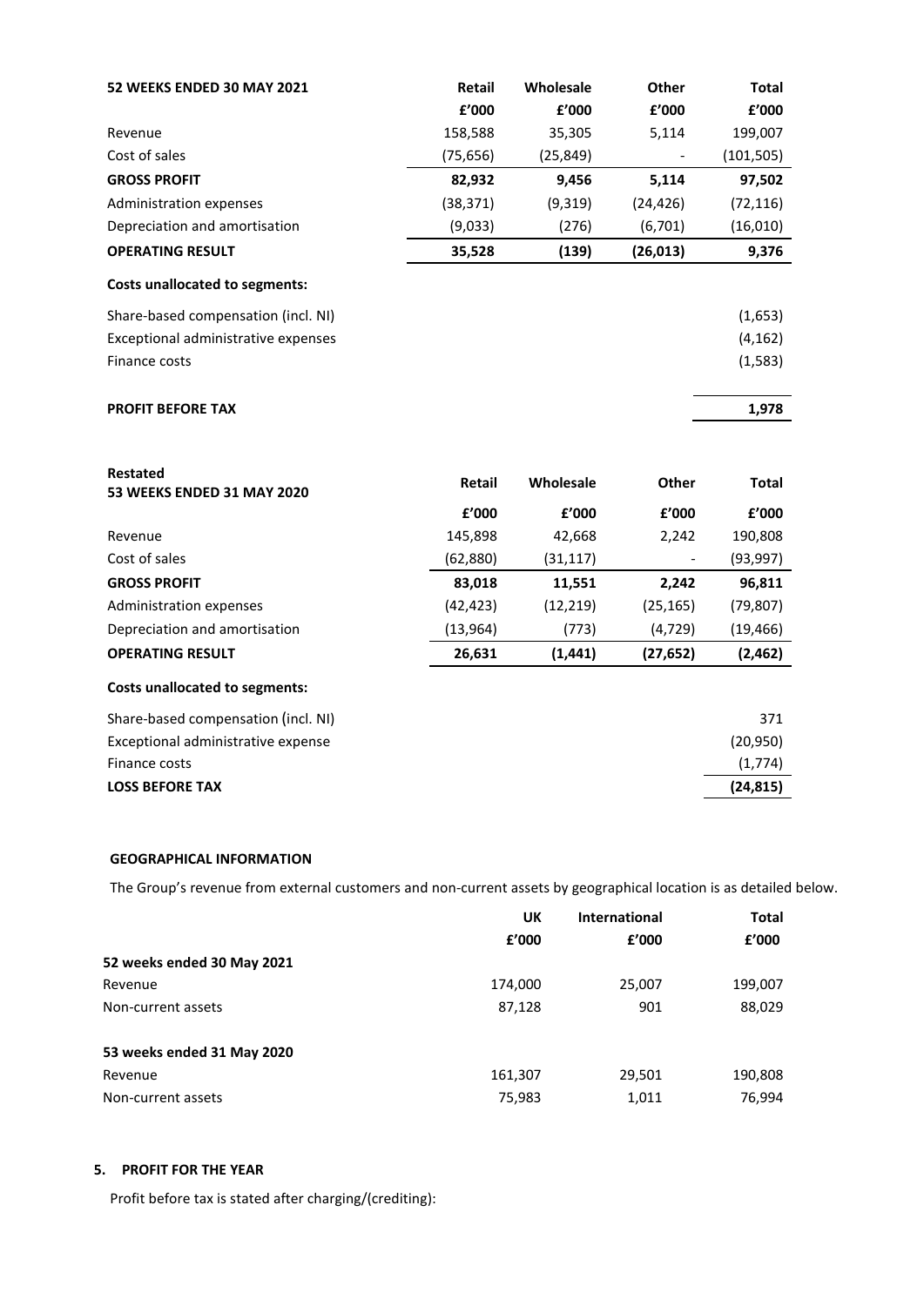| 52 WEEKS ENDED 30 MAY 2021 | Retail | Wholesale | Other | Total |
|---|---|---|---|---|
| | £'000 | £'000 | £'000 | £'000 |
| Revenue | 158,588 | 35,305 | 5,114 | 199,007 |
| Cost of sales | (75,656) | (25,849) | - | (101,505) |
| **GROSS PROFIT** | **82,932** | **9,456** | **5,114** | **97,502** |
| Administration expenses | (38,371) | (9,319) | (24,426) | (72,116) |
| Depreciation and amortisation | (9,033) | (276) | (6,701) | (16,010) |
| **OPERATING RESULT** | **35,528** | **(139)** | **(26,013)** | **9,376** |
| **Costs unallocated to segments:** | | | | |
| Share-based compensation (incl. NI) | | | | (1,653) |
| Exceptional administrative expenses | | | | (4,162) |
| Finance costs | | | | (1,583) |
| **PROFIT BEFORE TAX** | | | | **1,978** |

| Restated<br>53 WEEKS ENDED 31 MAY 2020 | Retail | Wholesale | Other | Total |
|---|---|---|---|---|
| | £'000 | £'000 | £'000 | £'000 |
| Revenue | 145,898 | 42,668 | 2,242 | 190,808 |
| Cost of sales | (62,880) | (31,117) | - | (93,997) |
| **GROSS PROFIT** | **83,018** | **11,551** | **2,242** | **96,811** |
| Administration expenses | (42,423) | (12,219) | (25,165) | (79,807) |
| Depreciation and amortisation | (13,964) | (773) | (4,729) | (19,466) |
| **OPERATING RESULT** | **26,631** | **(1,441)** | **(27,652)** | **(2,462)** |
| **Costs unallocated to segments:** | | | | |
| Share-based compensation (incl. NI) | | | | 371 |
| Exceptional administrative expense | | | | (20,950) |
| Finance costs | | | | (1,774) |
| **LOSS BEFORE TAX** | | | | **(24,815)** |

**GEOGRAPHICAL INFORMATION**

The Group's revenue from external customers and non-current assets by geographical location is as detailed below.

| | UK | International | Total |
|---|---|---|---|
| | £'000 | £'000 | £'000 |
| **52 weeks ended 30 May 2021** | | | |
| Revenue | 174,000 | 25,007 | 199,007 |
| Non-current assets | 87,128 | 901 | 88,029 |
| **53 weeks ended 31 May 2020** | | | |
| Revenue | 161,307 | 29,501 | 190,808 |
| Non-current assets | 75,983 | 1,011 | 76,994 |

**5. PROFIT FOR THE YEAR**

Profit before tax is stated after charging/(crediting):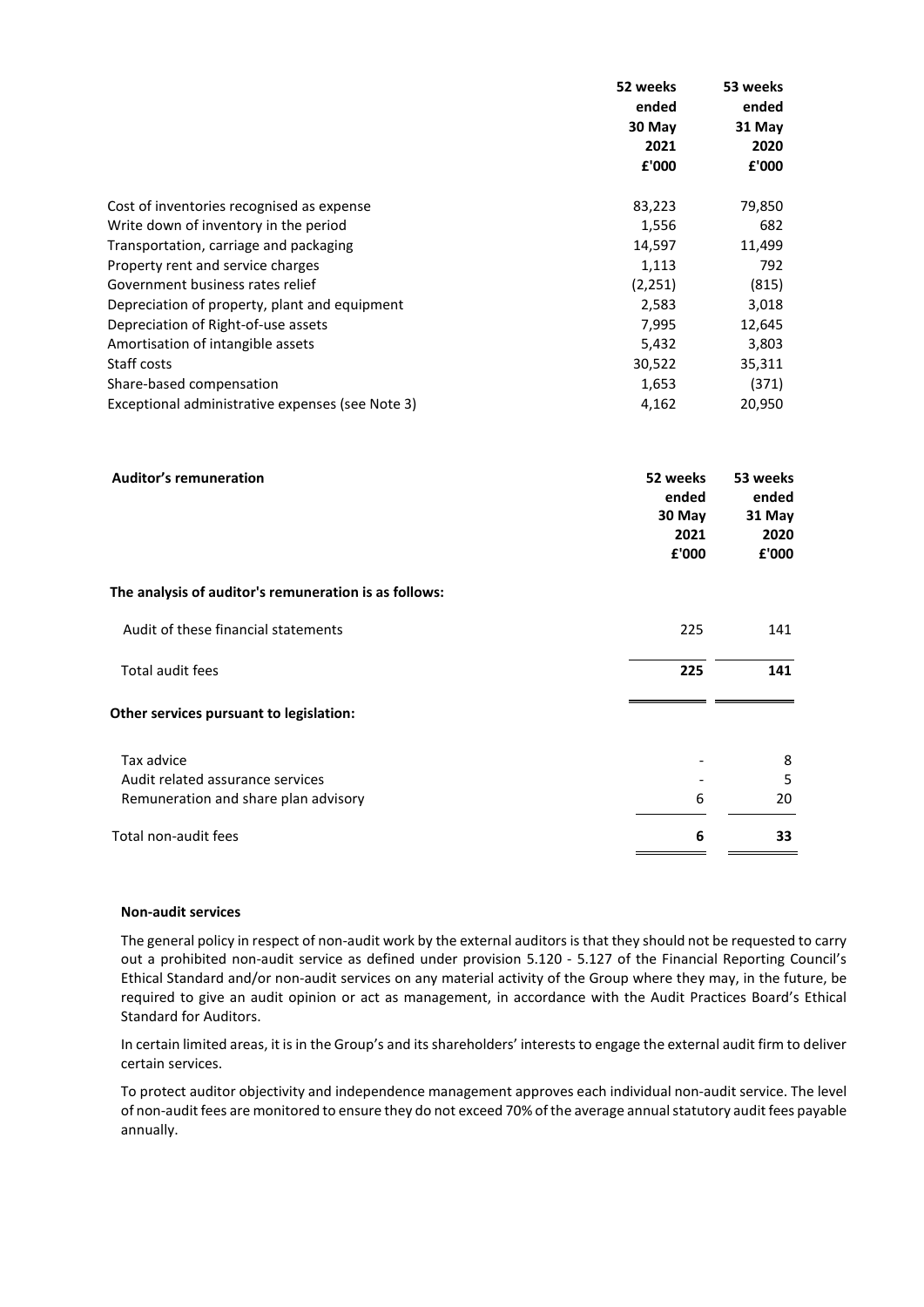| | 52 weeks ended 30 May 2021 £'000 | 53 weeks ended 31 May 2020 £'000 |
|---|---|---|
| Cost of inventories recognised as expense | 83,223 | 79,850 |
| Write down of inventory in the period | 1,556 | 682 |
| Transportation, carriage and packaging | 14,597 | 11,499 |
| Property rent and service charges | 1,113 | 792 |
| Government business rates relief | (2,251) | (815) |
| Depreciation of property, plant and equipment | 2,583 | 3,018 |
| Depreciation of Right-of-use assets | 7,995 | 12,645 |
| Amortisation of intangible assets | 5,432 | 3,803 |
| Staff costs | 30,522 | 35,311 |
| Share-based compensation | 1,653 | (371) |
| Exceptional administrative expenses (see Note 3) | 4,162 | 20,950 |

| **Auditor's remuneration** | **52 weeks ended 30 May 2021 £'000** | **53 weeks ended 31 May 2020 £'000** |
|---|---|---|
| **The analysis of auditor's remuneration is as follows:** | | |
| Audit of these financial statements | 225 | 141 |
| Total audit fees | **225** | **141** |
| **Other services pursuant to legislation:** | | |
| Tax advice | - | 8 |
| Audit related assurance services | - | 5 |
| Remuneration and share plan advisory | 6 | 20 |
| Total non-audit fees | **6** | **33** |

**Non-audit services**

The general policy in respect of non-audit work by the external auditors is that they should not be requested to carry out a prohibited non-audit service as defined under provision 5.120 - 5.127 of the Financial Reporting Council's Ethical Standard and/or non-audit services on any material activity of the Group where they may, in the future, be required to give an audit opinion or act as management, in accordance with the Audit Practices Board's Ethical Standard for Auditors.

In certain limited areas, it is in the Group's and its shareholders' interests to engage the external audit firm to deliver certain services.

To protect auditor objectivity and independence management approves each individual non-audit service. The level of non-audit fees are monitored to ensure they do not exceed 70% of the average annual statutory audit fees payable annually.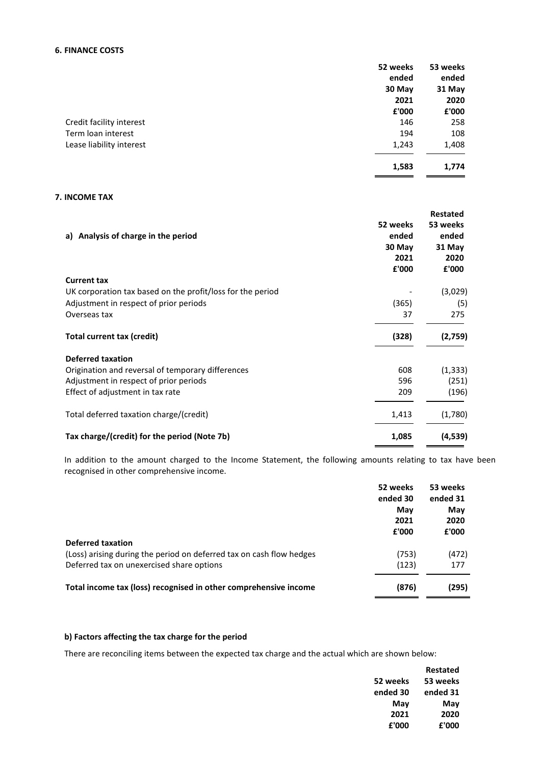### 6. FINANCE COSTS

| | 52 weeks ended 30 May 2021 £'000 | 53 weeks ended 31 May 2020 £'000 |
|---|---|---|
| Credit facility interest | 146 | 258 |
| Term loan interest | 194 | 108 |
| Lease liability interest | 1,243 | 1,408 |
| | **1,583** | **1,774** |

### 7. INCOME TAX

| **a) Analysis of charge in the period** | 52 weeks ended 30 May 2021 £'000 | Restated 53 weeks ended 31 May 2020 £'000 |
|---|---|---|
| **Current tax** | | |
| UK corporation tax based on the profit/loss for the period | - | (3,029) |
| Adjustment in respect of prior periods | (365) | (5) |
| Overseas tax | 37 | 275 |
| **Total current tax (credit)** | **(328)** | **(2,759)** |
| **Deferred taxation** | | |
| Origination and reversal of temporary differences | 608 | (1,333) |
| Adjustment in respect of prior periods | 596 | (251) |
| Effect of adjustment in tax rate | 209 | (196) |
| Total deferred taxation charge/(credit) | 1,413 | (1,780) |
| **Tax charge/(credit) for the period (Note 7b)** | **1,085** | **(4,539)** |

In addition to the amount charged to the Income Statement, the following amounts relating to tax have been recognised in other comprehensive income.

| | 52 weeks ended 30 May 2021 £'000 | 53 weeks ended 31 May 2020 £'000 |
|---|---|---|
| **Deferred taxation** | | |
| (Loss) arising during the period on deferred tax on cash flow hedges | (753) | (472) |
| Deferred tax on unexercised share options | (123) | 177 |
| **Total income tax (loss) recognised in other comprehensive income** | **(876)** | **(295)** |

**b) Factors affecting the tax charge for the period**

There are reconciling items between the expected tax charge and the actual which are shown below:

| | 52 weeks ended 30 May 2021 £'000 | Restated 53 weeks ended 31 May 2020 £'000 |
|---|---|---|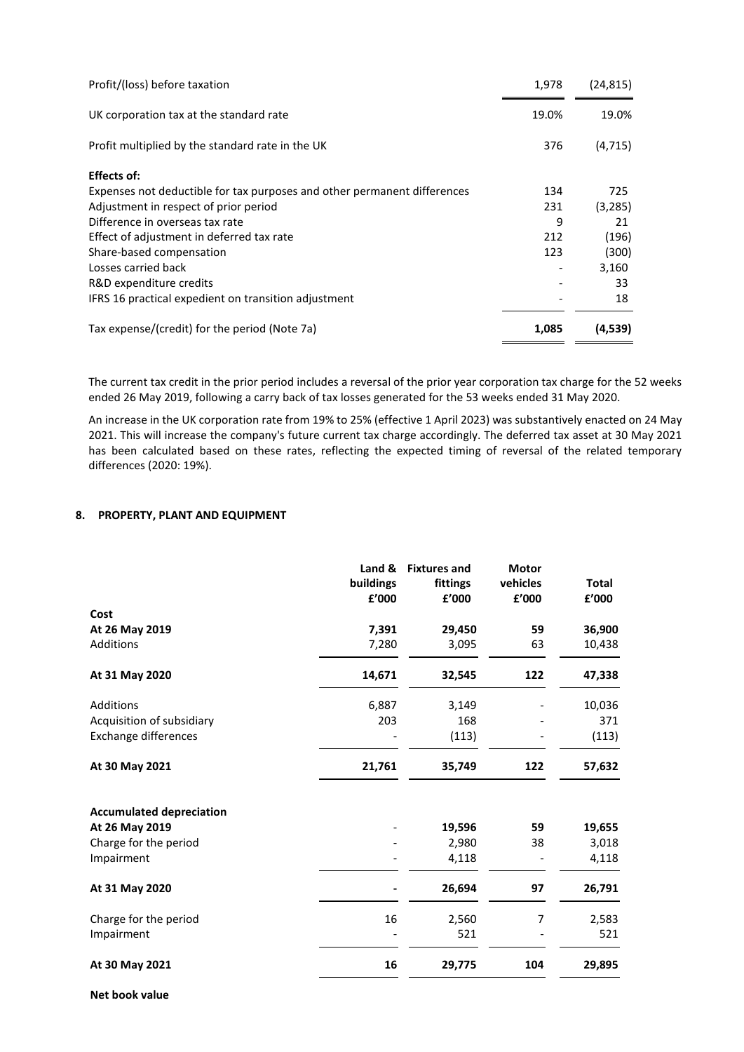| | | |
|---|---|---|
| Profit/(loss) before taxation | 1,978 | (24,815) |
| UK corporation tax at the standard rate | 19.0% | 19.0% |
| Profit multiplied by the standard rate in the UK | 376 | (4,715) |
| **Effects of:** | | |
| Expenses not deductible for tax purposes and other permanent differences | 134 | 725 |
| Adjustment in respect of prior period | 231 | (3,285) |
| Difference in overseas tax rate | 9 | 21 |
| Effect of adjustment in deferred tax rate | 212 | (196) |
| Share-based compensation | 123 | (300) |
| Losses carried back | - | 3,160 |
| R&D expenditure credits | - | 33 |
| IFRS 16 practical expedient on transition adjustment | - | 18 |
| Tax expense/(credit) for the period (Note 7a) | **1,085** | **(4,539)** |

The current tax credit in the prior period includes a reversal of the prior year corporation tax charge for the 52 weeks ended 26 May 2019, following a carry back of tax losses generated for the 53 weeks ended 31 May 2020.

An increase in the UK corporation rate from 19% to 25% (effective 1 April 2023) was substantively enacted on 24 May 2021. This will increase the company's future current tax charge accordingly. The deferred tax asset at 30 May 2021 has been calculated based on these rates, reflecting the expected timing of reversal of the related temporary differences (2020: 19%).

## 8. PROPERTY, PLANT AND EQUIPMENT

| | Land & buildings £'000 | Fixtures and fittings £'000 | Motor vehicles £'000 | Total £'000 |
|---|---|---|---|---|
| **Cost** | | | | |
| **At 26 May 2019** | **7,391** | **29,450** | **59** | **36,900** |
| Additions | 7,280 | 3,095 | 63 | 10,438 |
| **At 31 May 2020** | **14,671** | **32,545** | **122** | **47,338** |
| Additions | 6,887 | 3,149 | - | 10,036 |
| Acquisition of subsidiary | 203 | 168 | - | 371 |
| Exchange differences | - | (113) | - | (113) |
| **At 30 May 2021** | **21,761** | **35,749** | **122** | **57,632** |
| | | | | |
| **Accumulated depreciation** | | | | |
| **At 26 May 2019** | - | **19,596** | **59** | **19,655** |
| Charge for the period | - | 2,980 | 38 | 3,018 |
| Impairment | - | 4,118 | - | 4,118 |
| **At 31 May 2020** | **-** | **26,694** | **97** | **26,791** |
| Charge for the period | 16 | 2,560 | 7 | 2,583 |
| Impairment | - | 521 | - | 521 |
| **At 30 May 2021** | **16** | **29,775** | **104** | **29,895** |
| | | | | |
| **Net book value** | | | | |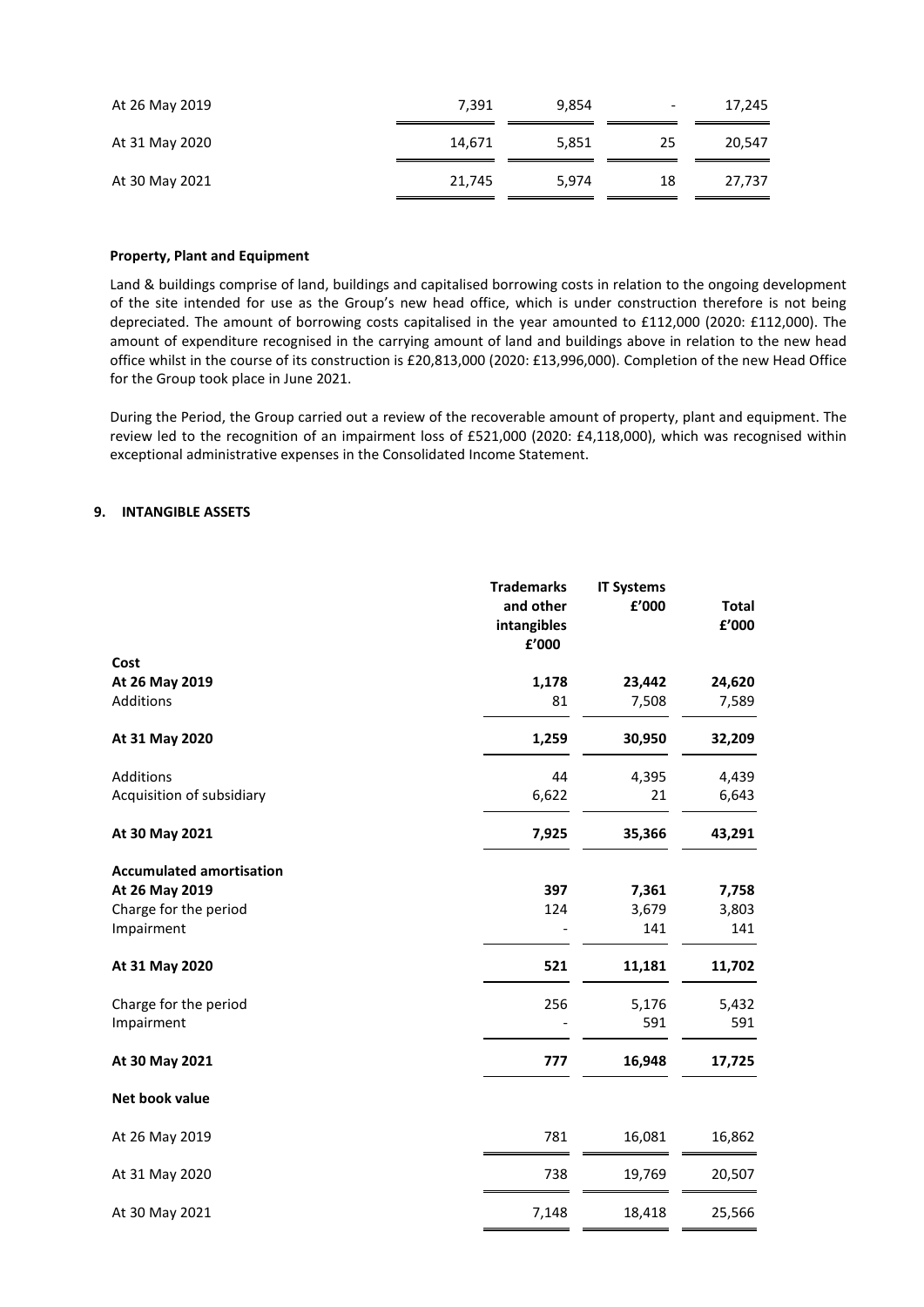| | | | | |
|---|---|---|---|---|
| At 26 May 2019 | 7,391 | 9,854 | - | 17,245 |
| At 31 May 2020 | 14,671 | 5,851 | 25 | 20,547 |
| At 30 May 2021 | 21,745 | 5,974 | 18 | 27,737 |

**Property, Plant and Equipment**

Land & buildings comprise of land, buildings and capitalised borrowing costs in relation to the ongoing development of the site intended for use as the Group's new head office, which is under construction therefore is not being depreciated. The amount of borrowing costs capitalised in the year amounted to £112,000 (2020: £112,000). The amount of expenditure recognised in the carrying amount of land and buildings above in relation to the new head office whilst in the course of its construction is £20,813,000 (2020: £13,996,000). Completion of the new Head Office for the Group took place in June 2021.

During the Period, the Group carried out a review of the recoverable amount of property, plant and equipment. The review led to the recognition of an impairment loss of £521,000 (2020: £4,118,000), which was recognised within exceptional administrative expenses in the Consolidated Income Statement.

## 9. INTANGIBLE ASSETS

| | Trademarks and other intangibles £'000 | IT Systems £'000 | Total £'000 |
|---|---|---|---|
| **Cost** | | | |
| **At 26 May 2019** | **1,178** | **23,442** | **24,620** |
| Additions | 81 | 7,508 | 7,589 |
| **At 31 May 2020** | **1,259** | **30,950** | **32,209** |
| Additions | 44 | 4,395 | 4,439 |
| Acquisition of subsidiary | 6,622 | 21 | 6,643 |
| **At 30 May 2021** | **7,925** | **35,366** | **43,291** |
| **Accumulated amortisation** | | | |
| **At 26 May 2019** | **397** | **7,361** | **7,758** |
| Charge for the period | 124 | 3,679 | 3,803 |
| Impairment | - | 141 | 141 |
| **At 31 May 2020** | **521** | **11,181** | **11,702** |
| Charge for the period | 256 | 5,176 | 5,432 |
| Impairment | - | 591 | 591 |
| **At 30 May 2021** | **777** | **16,948** | **17,725** |
| **Net book value** | | | |
| At 26 May 2019 | 781 | 16,081 | 16,862 |
| At 31 May 2020 | 738 | 19,769 | 20,507 |
| At 30 May 2021 | 7,148 | 18,418 | 25,566 |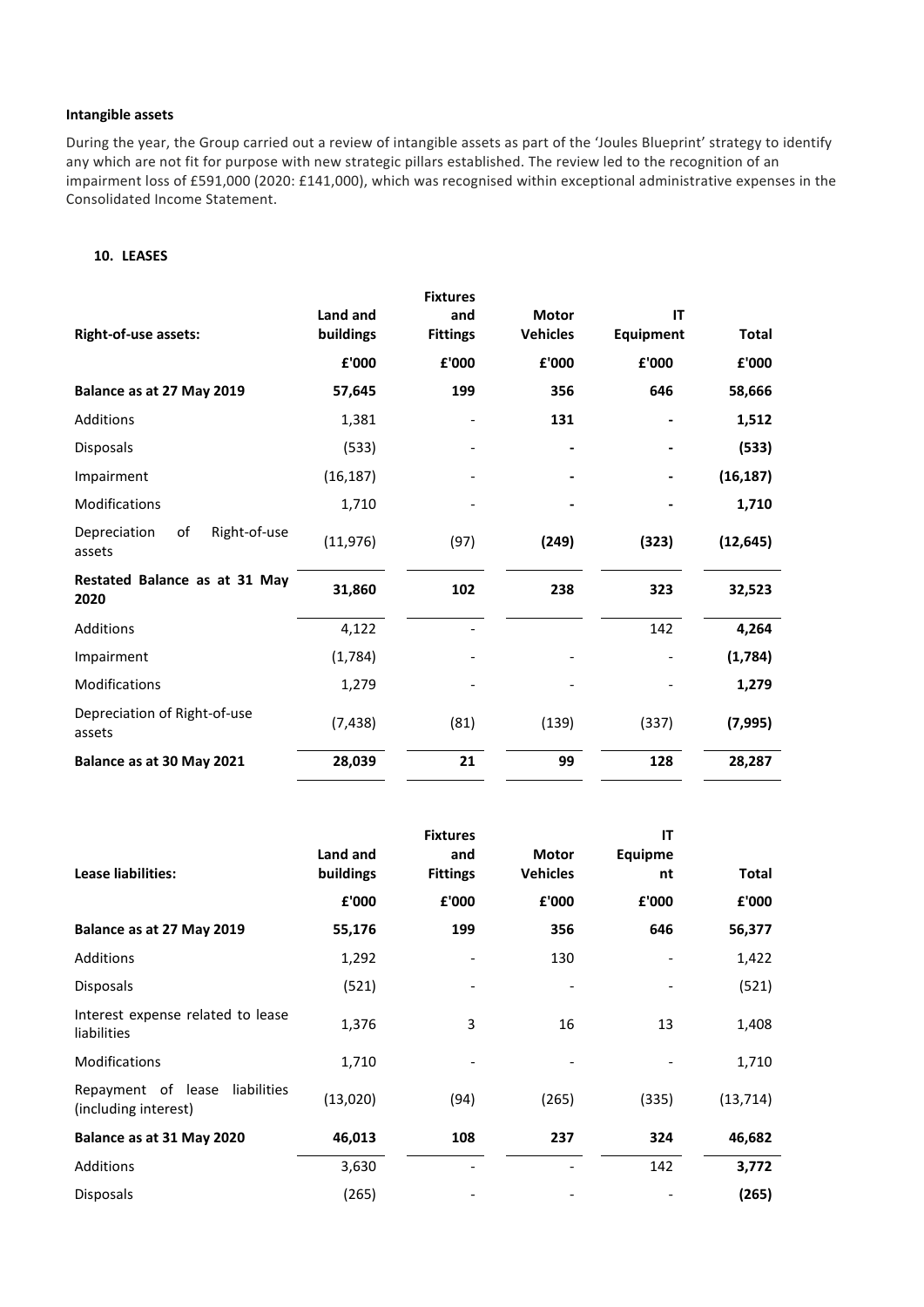**Intangible assets**

During the year, the Group carried out a review of intangible assets as part of the 'Joules Blueprint' strategy to identify any which are not fit for purpose with new strategic pillars established. The review led to the recognition of an impairment loss of £591,000 (2020: £141,000), which was recognised within exceptional administrative expenses in the Consolidated Income Statement.

**10. LEASES**

| Right-of-use assets: | Land and buildings | Fixtures and Fittings | Motor Vehicles | IT Equipment | Total |
|---|---|---|---|---|---|
| | £'000 | £'000 | £'000 | £'000 | £'000 |
| **Balance as at 27 May 2019** | **57,645** | **199** | **356** | **646** | **58,666** |
| Additions | 1,381 | - | **131** | **-** | **1,512** |
| Disposals | (533) | - | **-** | **-** | **(533)** |
| Impairment | (16,187) | - | **-** | **-** | **(16,187)** |
| Modifications | 1,710 | - | **-** | **-** | **1,710** |
| Depreciation of Right-of-use assets | (11,976) | (97) | **(249)** | **(323)** | **(12,645)** |
| **Restated Balance as at 31 May 2020** | **31,860** | **102** | **238** | **323** | **32,523** |
| Additions | 4,122 | - | | 142 | **4,264** |
| Impairment | (1,784) | - | - | - | **(1,784)** |
| Modifications | 1,279 | - | - | - | **1,279** |
| Depreciation of Right-of-use assets | (7,438) | (81) | (139) | (337) | **(7,995)** |
| **Balance as at 30 May 2021** | **28,039** | **21** | **99** | **128** | **28,287** |

| Lease liabilities: | Land and buildings | Fixtures and Fittings | Motor Vehicles | IT Equipment | Total |
|---|---|---|---|---|---|
| | £'000 | £'000 | £'000 | £'000 | £'000 |
| **Balance as at 27 May 2019** | **55,176** | **199** | **356** | **646** | **56,377** |
| Additions | 1,292 | - | 130 | - | 1,422 |
| Disposals | (521) | - | - | - | (521) |
| Interest expense related to lease liabilities | 1,376 | 3 | 16 | 13 | 1,408 |
| Modifications | 1,710 | - | - | - | 1,710 |
| Repayment of lease liabilities (including interest) | (13,020) | (94) | (265) | (335) | (13,714) |
| **Balance as at 31 May 2020** | **46,013** | **108** | **237** | **324** | **46,682** |
| Additions | 3,630 | - | - | 142 | **3,772** |
| Disposals | (265) | - | - | - | **(265)** |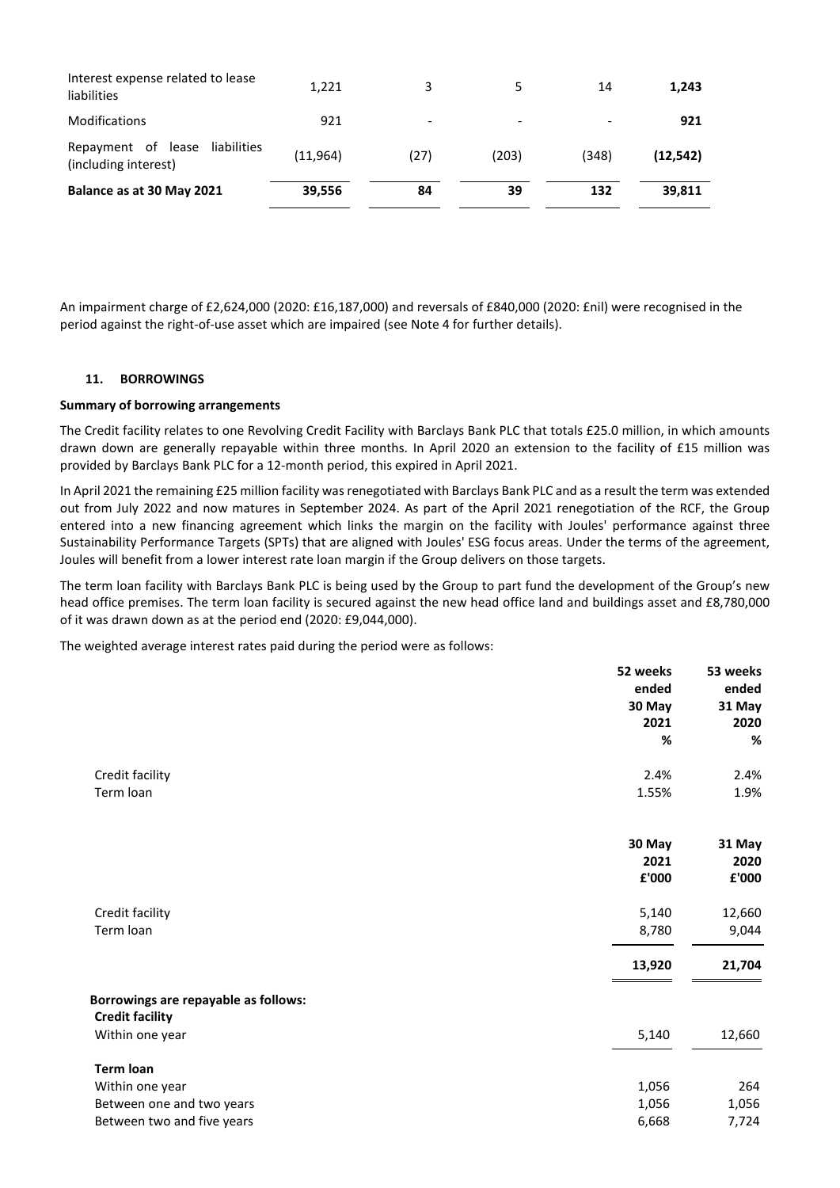| | | | | | |
|---|---|---|---|---|---|
| Interest expense related to lease liabilities | 1,221 | 3 | 5 | 14 | **1,243** |
| Modifications | 921 | - | - | - | **921** |
| Repayment of lease liabilities (including interest) | (11,964) | (27) | (203) | (348) | **(12,542)** |
| **Balance as at 30 May 2021** | **39,556** | **84** | **39** | **132** | **39,811** |

An impairment charge of £2,624,000 (2020: £16,187,000) and reversals of £840,000 (2020: £nil) were recognised in the period against the right-of-use asset which are impaired (see Note 4 for further details).

## 11. BORROWINGS

**Summary of borrowing arrangements**

The Credit facility relates to one Revolving Credit Facility with Barclays Bank PLC that totals £25.0 million, in which amounts drawn down are generally repayable within three months. In April 2020 an extension to the facility of £15 million was provided by Barclays Bank PLC for a 12-month period, this expired in April 2021.

In April 2021 the remaining £25 million facility was renegotiated with Barclays Bank PLC and as a result the term was extended out from July 2022 and now matures in September 2024. As part of the April 2021 renegotiation of the RCF, the Group entered into a new financing agreement which links the margin on the facility with Joules' performance against three Sustainability Performance Targets (SPTs) that are aligned with Joules' ESG focus areas. Under the terms of the agreement, Joules will benefit from a lower interest rate loan margin if the Group delivers on those targets.

The term loan facility with Barclays Bank PLC is being used by the Group to part fund the development of the Group's new head office premises. The term loan facility is secured against the new head office land and buildings asset and £8,780,000 of it was drawn down as at the period end (2020: £9,044,000).

The weighted average interest rates paid during the period were as follows:

| | **52 weeks ended 30 May 2021 %** | **53 weeks ended 31 May 2020 %** |
|---|---|---|
| Credit facility | 2.4% | 2.4% |
| Term loan | 1.55% | 1.9% |

| | **30 May 2021 £'000** | **31 May 2020 £'000** |
|---|---|---|
| Credit facility | 5,140 | 12,660 |
| Term loan | 8,780 | 9,044 |
| | **13,920** | **21,704** |
| **Borrowings are repayable as follows:** | | |
| **Credit facility** | | |
| Within one year | 5,140 | 12,660 |
| **Term loan** | | |
| Within one year | 1,056 | 264 |
| Between one and two years | 1,056 | 1,056 |
| Between two and five years | 6,668 | 7,724 |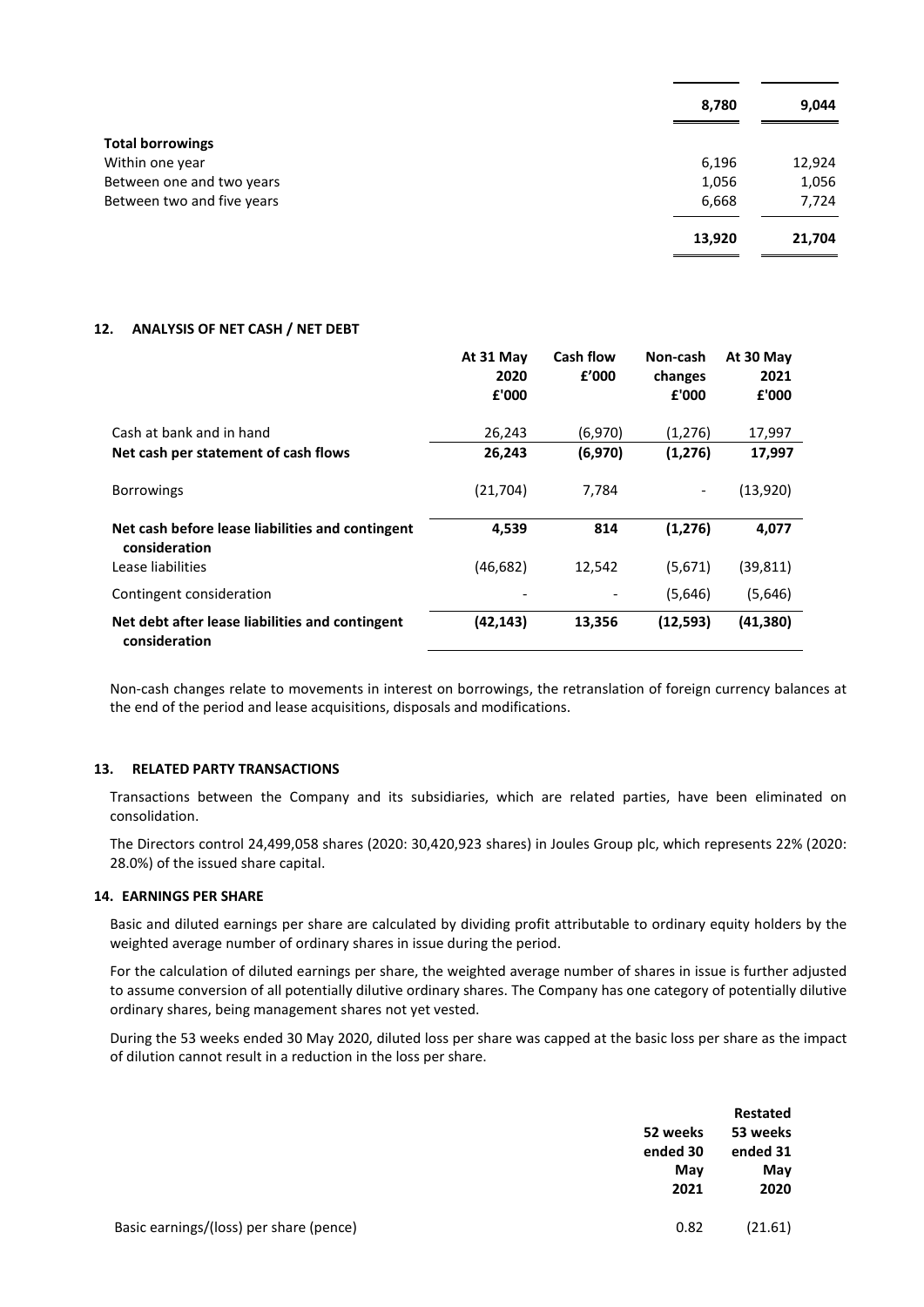| | | |
|---|---|---|
| | **8,780** | **9,044** |
| **Total borrowings** | | |
| Within one year | 6,196 | 12,924 |
| Between one and two years | 1,056 | 1,056 |
| Between two and five years | 6,668 | 7,724 |
| | **13,920** | **21,704** |

## 12. ANALYSIS OF NET CASH / NET DEBT

| | At 31 May 2020 £'000 | Cash flow £'000 | Non-cash changes £'000 | At 30 May 2021 £'000 |
|---|---|---|---|---|
| Cash at bank and in hand | 26,243 | (6,970) | (1,276) | 17,997 |
| **Net cash per statement of cash flows** | **26,243** | **(6,970)** | **(1,276)** | **17,997** |
| Borrowings | (21,704) | 7,784 | - | (13,920) |
| **Net cash before lease liabilities and contingent consideration** | **4,539** | **814** | **(1,276)** | **4,077** |
| Lease liabilities | (46,682) | 12,542 | (5,671) | (39,811) |
| Contingent consideration | - | - | (5,646) | (5,646) |
| **Net debt after lease liabilities and contingent consideration** | **(42,143)** | **13,356** | **(12,593)** | **(41,380)** |

Non-cash changes relate to movements in interest on borrowings, the retranslation of foreign currency balances at the end of the period and lease acquisitions, disposals and modifications.

## 13. RELATED PARTY TRANSACTIONS

Transactions between the Company and its subsidiaries, which are related parties, have been eliminated on consolidation.

The Directors control 24,499,058 shares (2020: 30,420,923 shares) in Joules Group plc, which represents 22% (2020: 28.0%) of the issued share capital.

## 14. EARNINGS PER SHARE

Basic and diluted earnings per share are calculated by dividing profit attributable to ordinary equity holders by the weighted average number of ordinary shares in issue during the period.

For the calculation of diluted earnings per share, the weighted average number of shares in issue is further adjusted to assume conversion of all potentially dilutive ordinary shares. The Company has one category of potentially dilutive ordinary shares, being management shares not yet vested.

During the 53 weeks ended 30 May 2020, diluted loss per share was capped at the basic loss per share as the impact of dilution cannot result in a reduction in the loss per share.

| | 52 weeks ended 30 May 2021 | Restated 53 weeks ended 31 May 2020 |
|---|---|---|
| Basic earnings/(loss) per share (pence) | 0.82 | (21.61) |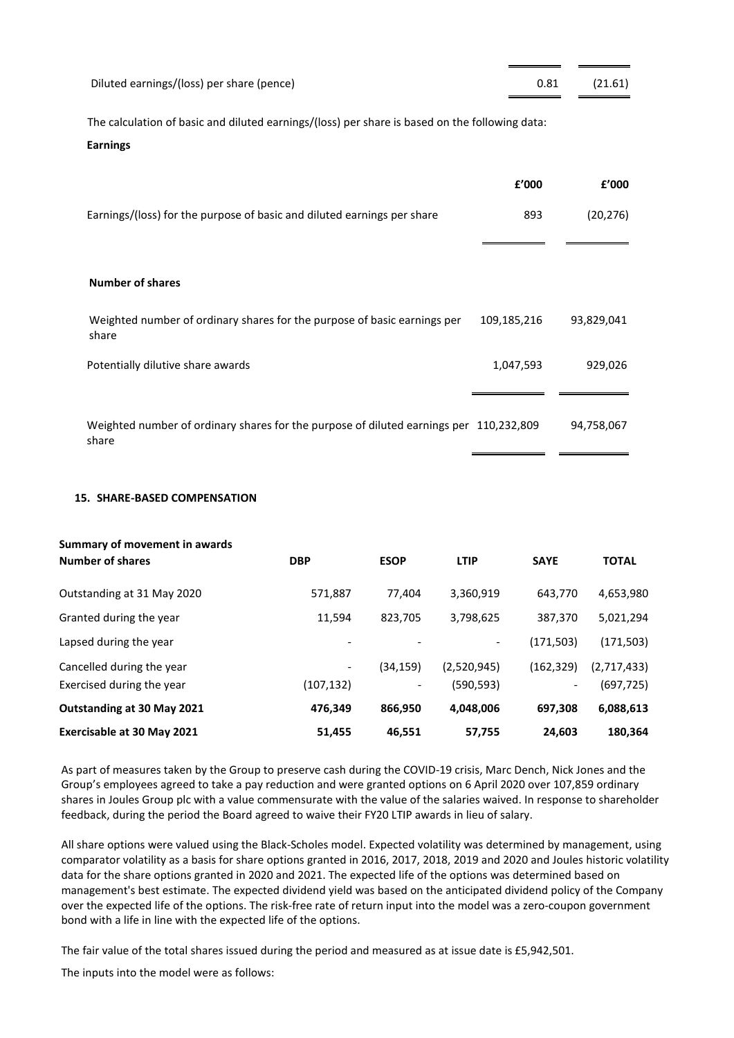| | | |
|---|---|---|
| Diluted earnings/(loss) per share (pence) | 0.81 | (21.61) |

The calculation of basic and diluted earnings/(loss) per share is based on the following data:

**Earnings**

| | £'000 | £'000 |
|---|---|---|
| Earnings/(loss) for the purpose of basic and diluted earnings per share | 893 | (20,276) |

**Number of shares**

| | | |
|---|---|---|
| Weighted number of ordinary shares for the purpose of basic earnings per share | 109,185,216 | 93,829,041 |
| Potentially dilutive share awards | 1,047,593 | 929,026 |
| Weighted number of ordinary shares for the purpose of diluted earnings per share | 110,232,809 | 94,758,067 |

## 15. SHARE-BASED COMPENSATION

**Summary of movement in awards**

| **Number of shares** | **DBP** | **ESOP** | **LTIP** | **SAYE** | **TOTAL** |
|---|---|---|---|---|---|
| Outstanding at 31 May 2020 | 571,887 | 77,404 | 3,360,919 | 643,770 | 4,653,980 |
| Granted during the year | 11,594 | 823,705 | 3,798,625 | 387,370 | 5,021,294 |
| Lapsed during the year | - | - | - | (171,503) | (171,503) |
| Cancelled during the year | - | (34,159) | (2,520,945) | (162,329) | (2,717,433) |
| Exercised during the year | (107,132) | - | (590,593) | - | (697,725) |
| **Outstanding at 30 May 2021** | **476,349** | **866,950** | **4,048,006** | **697,308** | **6,088,613** |
| **Exercisable at 30 May 2021** | **51,455** | **46,551** | **57,755** | **24,603** | **180,364** |

As part of measures taken by the Group to preserve cash during the COVID-19 crisis, Marc Dench, Nick Jones and the Group's employees agreed to take a pay reduction and were granted options on 6 April 2020 over 107,859 ordinary shares in Joules Group plc with a value commensurate with the value of the salaries waived. In response to shareholder feedback, during the period the Board agreed to waive their FY20 LTIP awards in lieu of salary.

All share options were valued using the Black-Scholes model. Expected volatility was determined by management, using comparator volatility as a basis for share options granted in 2016, 2017, 2018, 2019 and 2020 and Joules historic volatility data for the share options granted in 2020 and 2021. The expected life of the options was determined based on management's best estimate. The expected dividend yield was based on the anticipated dividend policy of the Company over the expected life of the options. The risk-free rate of return input into the model was a zero-coupon government bond with a life in line with the expected life of the options.

The fair value of the total shares issued during the period and measured as at issue date is £5,942,501.

The inputs into the model were as follows: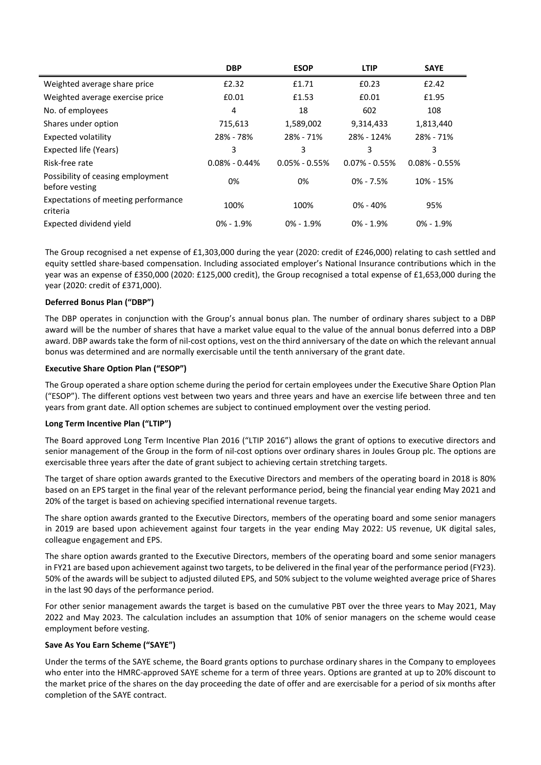| | DBP | ESOP | LTIP | SAYE |
|---|---|---|---|---|
| Weighted average share price | £2.32 | £1.71 | £0.23 | £2.42 |
| Weighted average exercise price | £0.01 | £1.53 | £0.01 | £1.95 |
| No. of employees | 4 | 18 | 602 | 108 |
| Shares under option | 715,613 | 1,589,002 | 9,314,433 | 1,813,440 |
| Expected volatility | 28% - 78% | 28% - 71% | 28% - 124% | 28% - 71% |
| Expected life (Years) | 3 | 3 | 3 | 3 |
| Risk-free rate | 0.08% - 0.44% | 0.05% - 0.55% | 0.07% - 0.55% | 0.08% - 0.55% |
| Possibility of ceasing employment before vesting | 0% | 0% | 0% - 7.5% | 10% - 15% |
| Expectations of meeting performance criteria | 100% | 100% | 0% - 40% | 95% |
| Expected dividend yield | 0% - 1.9% | 0% - 1.9% | 0% - 1.9% | 0% - 1.9% |

The Group recognised a net expense of £1,303,000 during the year (2020: credit of £246,000) relating to cash settled and equity settled share-based compensation. Including associated employer's National Insurance contributions which in the year was an expense of £350,000 (2020: £125,000 credit), the Group recognised a total expense of £1,653,000 during the year (2020: credit of £371,000).

**Deferred Bonus Plan ("DBP")**

The DBP operates in conjunction with the Group's annual bonus plan. The number of ordinary shares subject to a DBP award will be the number of shares that have a market value equal to the value of the annual bonus deferred into a DBP award. DBP awards take the form of nil-cost options, vest on the third anniversary of the date on which the relevant annual bonus was determined and are normally exercisable until the tenth anniversary of the grant date.

**Executive Share Option Plan ("ESOP")**

The Group operated a share option scheme during the period for certain employees under the Executive Share Option Plan ("ESOP"). The different options vest between two years and three years and have an exercise life between three and ten years from grant date. All option schemes are subject to continued employment over the vesting period.

**Long Term Incentive Plan ("LTIP")**

The Board approved Long Term Incentive Plan 2016 ("LTIP 2016") allows the grant of options to executive directors and senior management of the Group in the form of nil-cost options over ordinary shares in Joules Group plc. The options are exercisable three years after the date of grant subject to achieving certain stretching targets.

The target of share option awards granted to the Executive Directors and members of the operating board in 2018 is 80% based on an EPS target in the final year of the relevant performance period, being the financial year ending May 2021 and 20% of the target is based on achieving specified international revenue targets.

The share option awards granted to the Executive Directors, members of the operating board and some senior managers in 2019 are based upon achievement against four targets in the year ending May 2022: US revenue, UK digital sales, colleague engagement and EPS.

The share option awards granted to the Executive Directors, members of the operating board and some senior managers in FY21 are based upon achievement against two targets, to be delivered in the final year of the performance period (FY23). 50% of the awards will be subject to adjusted diluted EPS, and 50% subject to the volume weighted average price of Shares in the last 90 days of the performance period.

For other senior management awards the target is based on the cumulative PBT over the three years to May 2021, May 2022 and May 2023. The calculation includes an assumption that 10% of senior managers on the scheme would cease employment before vesting.

**Save As You Earn Scheme ("SAYE")**

Under the terms of the SAYE scheme, the Board grants options to purchase ordinary shares in the Company to employees who enter into the HMRC-approved SAYE scheme for a term of three years. Options are granted at up to 20% discount to the market price of the shares on the day proceeding the date of offer and are exercisable for a period of six months after completion of the SAYE contract.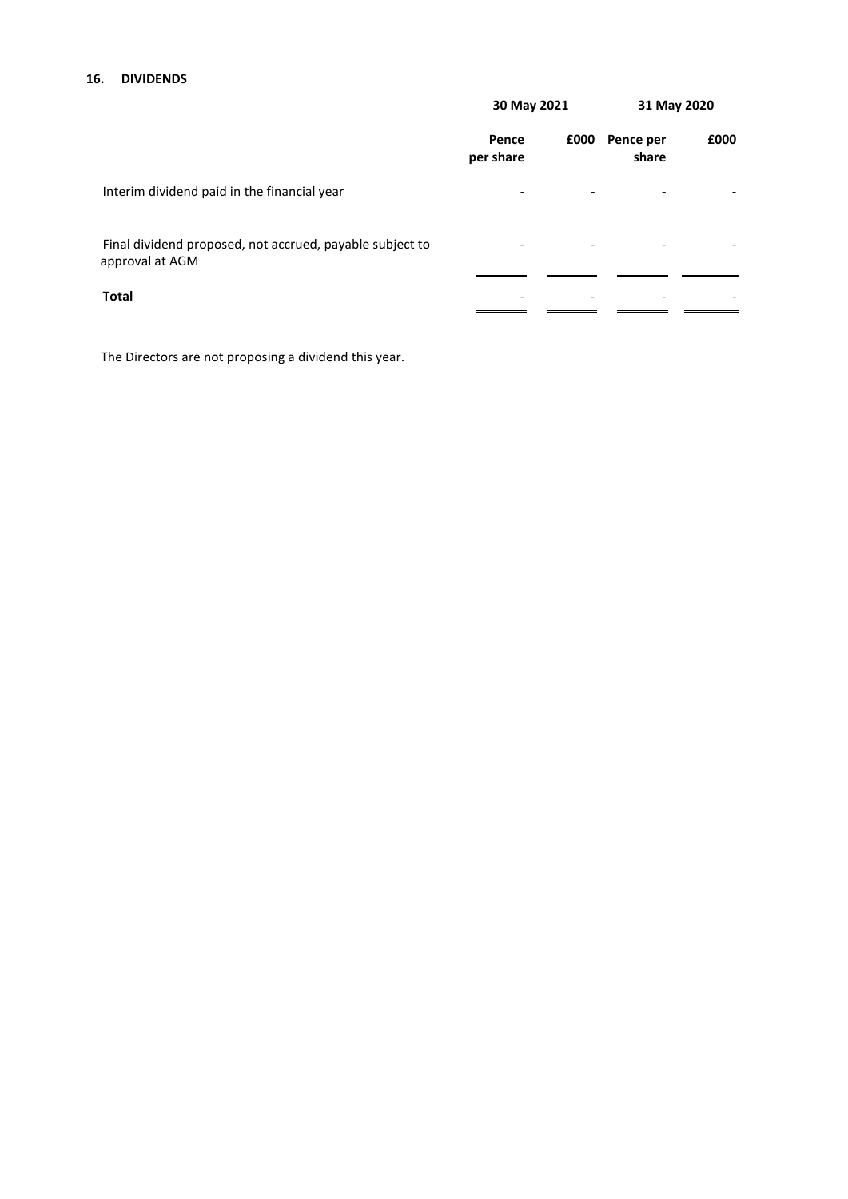## 16. DIVIDENDS

| | 30 May 2021 | | 31 May 2020 | |
|---|---|---|---|---|
| | Pence per share | £000 | Pence per share | £000 |
| Interim dividend paid in the financial year | - | - | - | - |
| Final dividend proposed, not accrued, payable subject to approval at AGM | - | - | - | - |
| **Total** | - | - | - | - |

The Directors are not proposing a dividend this year.